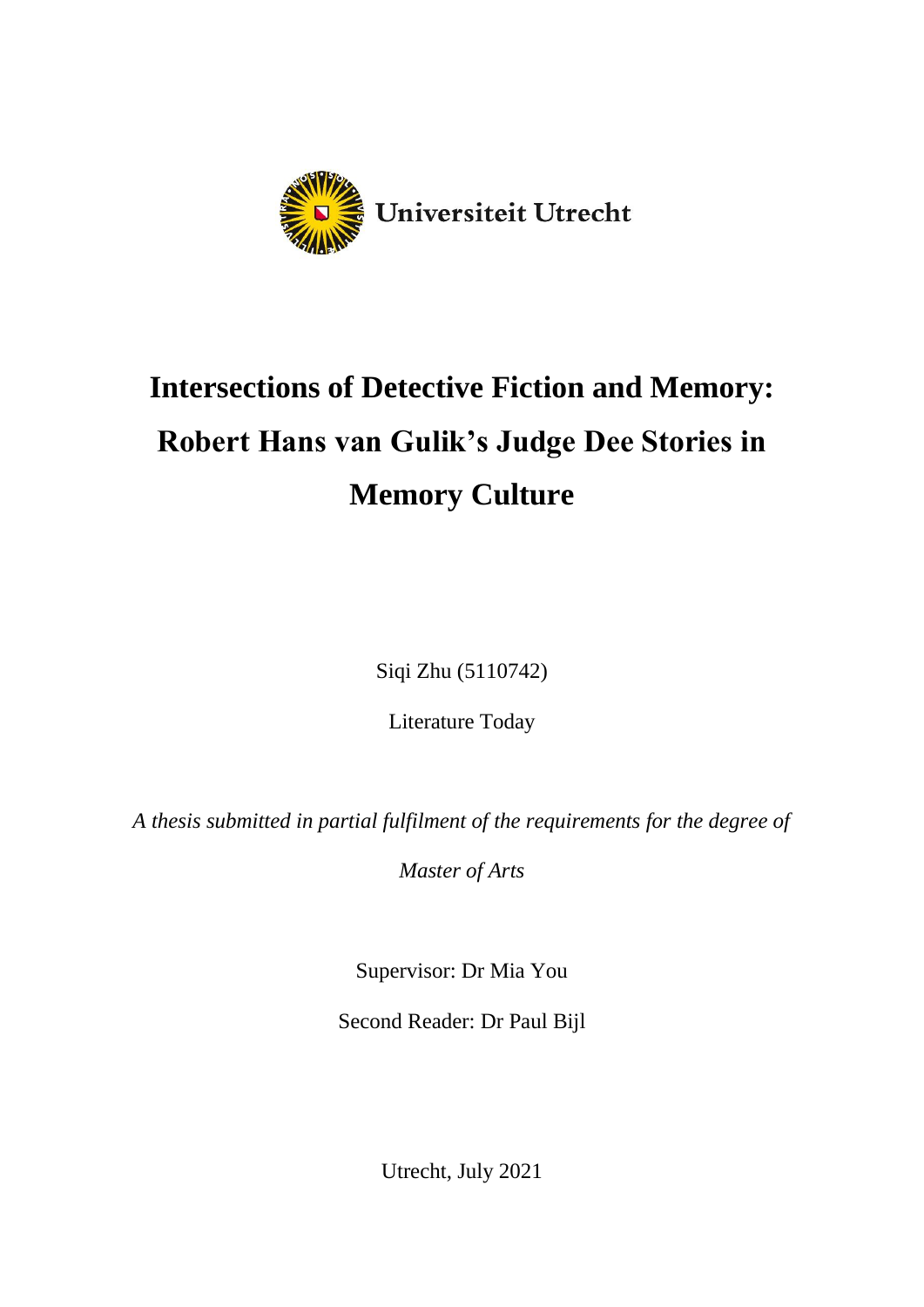Universiteit Utrecht

# Intersections of Detective Fiction and Memory: Robert Hans van Gulik's Judge Dee Stories in Memory Culture

Siqi Zhu (5110742)

Literature Today

*A thesis submitted in partial fulfilment of the requirements for the degree of Master of Arts*

Supervisor: Dr Mia You

Second Reader: Dr Paul Bijl

Utrecht, July 2021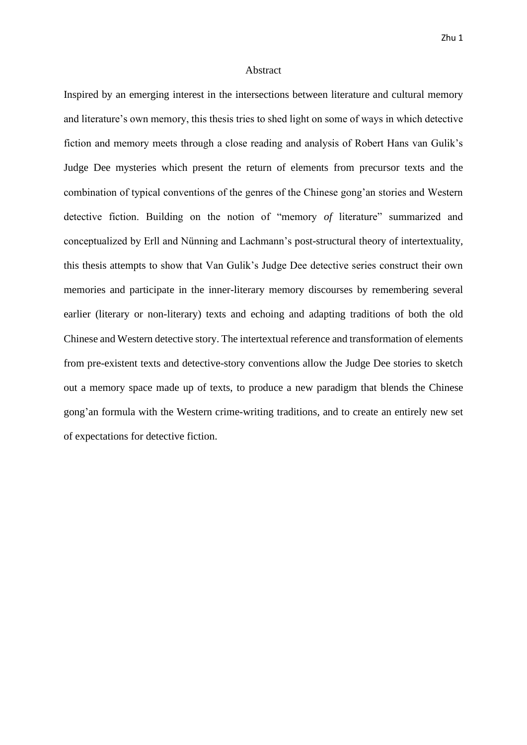# Abstract

Inspired by an emerging interest in the intersections between literature and cultural memory and literature's own memory, this thesis tries to shed light on some of ways in which detective fiction and memory meets through a close reading and analysis of Robert Hans van Gulik's Judge Dee mysteries which present the return of elements from precursor texts and the combination of typical conventions of the genres of the Chinese gong'an stories and Western detective fiction. Building on the notion of "memory *of* literature" summarized and conceptualized by Erll and Nünning and Lachmann's post-structural theory of intertextuality, this thesis attempts to show that Van Gulik's Judge Dee detective series construct their own memories and participate in the inner-literary memory discourses by remembering several earlier (literary or non-literary) texts and echoing and adapting traditions of both the old Chinese and Western detective story. The intertextual reference and transformation of elements from pre-existent texts and detective-story conventions allow the Judge Dee stories to sketch out a memory space made up of texts, to produce a new paradigm that blends the Chinese gong'an formula with the Western crime-writing traditions, and to create an entirely new set of expectations for detective fiction.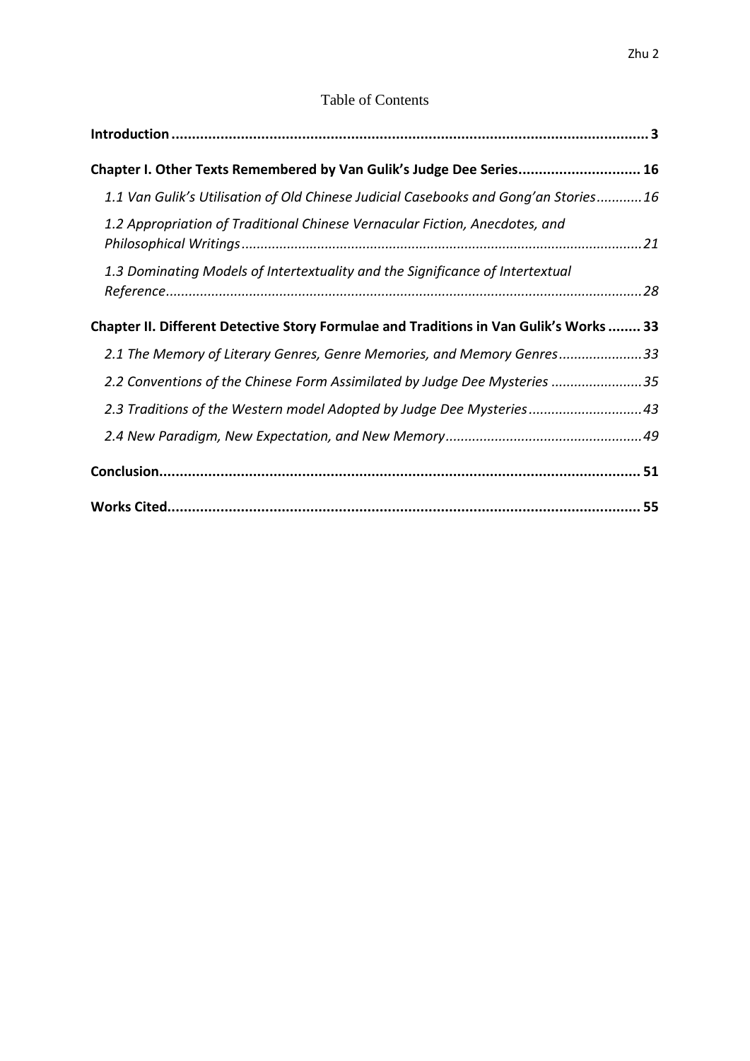# Table of Contents

**Introduction** ..... **3**

**Chapter I. Other Texts Remembered by Van Gulik's Judge Dee Series** ..... **16**

- *1.1 Van Gulik's Utilisation of Old Chinese Judicial Casebooks and Gong'an Stories* ..... *16*
- *1.2 Appropriation of Traditional Chinese Vernacular Fiction, Anecdotes, and Philosophical Writings* ..... *21*
- *1.3 Dominating Models of Intertextuality and the Significance of Intertextual Reference* ..... *28*

**Chapter II. Different Detective Story Formulae and Traditions in Van Gulik's Works** ..... **33**

- *2.1 The Memory of Literary Genres, Genre Memories, and Memory Genres* ..... *33*
- *2.2 Conventions of the Chinese Form Assimilated by Judge Dee Mysteries* ..... *35*
- *2.3 Traditions of the Western model Adopted by Judge Dee Mysteries* ..... *43*
- *2.4 New Paradigm, New Expectation, and New Memory* ..... *49*

**Conclusion** ..... **51**

**Works Cited** ..... **55**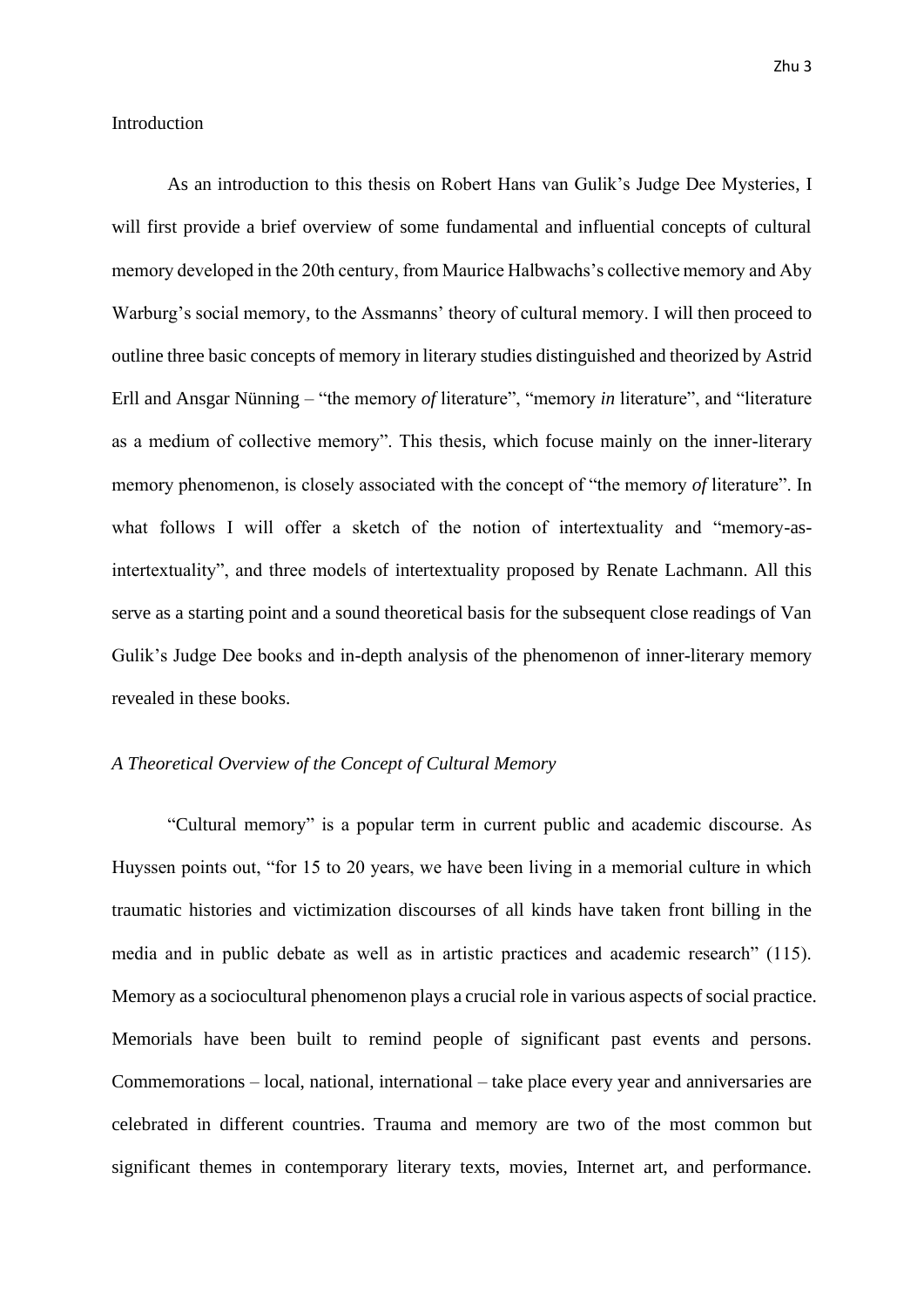## Introduction

As an introduction to this thesis on Robert Hans van Gulik's Judge Dee Mysteries, I will first provide a brief overview of some fundamental and influential concepts of cultural memory developed in the 20th century, from Maurice Halbwachs's collective memory and Aby Warburg's social memory, to the Assmanns' theory of cultural memory. I will then proceed to outline three basic concepts of memory in literary studies distinguished and theorized by Astrid Erll and Ansgar Nünning – "the memory *of* literature", "memory *in* literature", and "literature as a medium of collective memory". This thesis, which focuse mainly on the inner-literary memory phenomenon, is closely associated with the concept of "the memory *of* literature". In what follows I will offer a sketch of the notion of intertextuality and "memory-as-intertextuality", and three models of intertextuality proposed by Renate Lachmann. All this serve as a starting point and a sound theoretical basis for the subsequent close readings of Van Gulik's Judge Dee books and in-depth analysis of the phenomenon of inner-literary memory revealed in these books.

### *A Theoretical Overview of the Concept of Cultural Memory*

"Cultural memory" is a popular term in current public and academic discourse. As Huyssen points out, "for 15 to 20 years, we have been living in a memorial culture in which traumatic histories and victimization discourses of all kinds have taken front billing in the media and in public debate as well as in artistic practices and academic research" (115). Memory as a sociocultural phenomenon plays a crucial role in various aspects of social practice. Memorials have been built to remind people of significant past events and persons. Commemorations – local, national, international – take place every year and anniversaries are celebrated in different countries. Trauma and memory are two of the most common but significant themes in contemporary literary texts, movies, Internet art, and performance.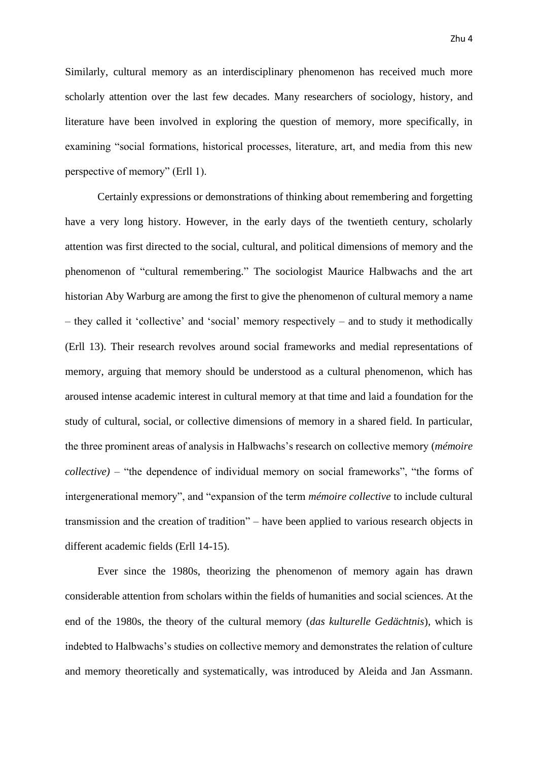Similarly, cultural memory as an interdisciplinary phenomenon has received much more scholarly attention over the last few decades. Many researchers of sociology, history, and literature have been involved in exploring the question of memory, more specifically, in examining "social formations, historical processes, literature, art, and media from this new perspective of memory" (Erll 1).

Certainly expressions or demonstrations of thinking about remembering and forgetting have a very long history. However, in the early days of the twentieth century, scholarly attention was first directed to the social, cultural, and political dimensions of memory and the phenomenon of "cultural remembering." The sociologist Maurice Halbwachs and the art historian Aby Warburg are among the first to give the phenomenon of cultural memory a name – they called it 'collective' and 'social' memory respectively – and to study it methodically (Erll 13). Their research revolves around social frameworks and medial representations of memory, arguing that memory should be understood as a cultural phenomenon, which has aroused intense academic interest in cultural memory at that time and laid a foundation for the study of cultural, social, or collective dimensions of memory in a shared field. In particular, the three prominent areas of analysis in Halbwachs's research on collective memory (*mémoire collective)* – "the dependence of individual memory on social frameworks", "the forms of intergenerational memory", and "expansion of the term *mémoire collective* to include cultural transmission and the creation of tradition" – have been applied to various research objects in different academic fields (Erll 14-15).

Ever since the 1980s, theorizing the phenomenon of memory again has drawn considerable attention from scholars within the fields of humanities and social sciences. At the end of the 1980s, the theory of the cultural memory (*das kulturelle Gedächtnis*), which is indebted to Halbwachs's studies on collective memory and demonstrates the relation of culture and memory theoretically and systematically, was introduced by Aleida and Jan Assmann.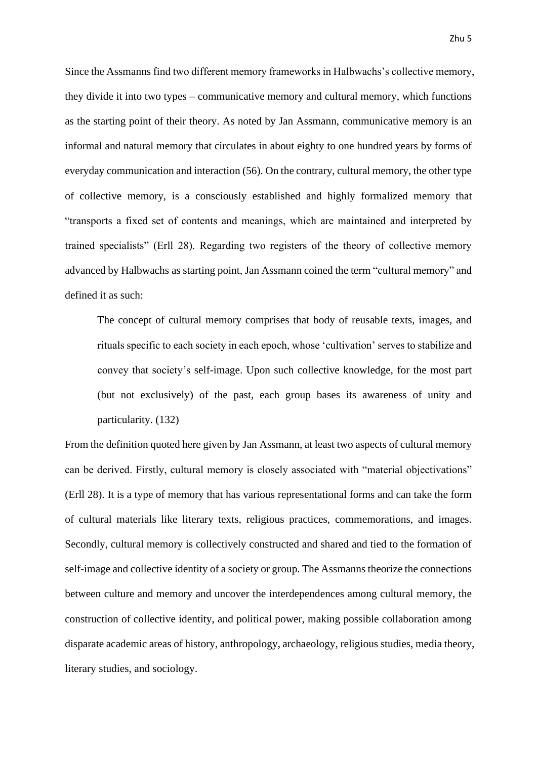Since the Assmanns find two different memory frameworks in Halbwachs's collective memory, they divide it into two types – communicative memory and cultural memory, which functions as the starting point of their theory. As noted by Jan Assmann, communicative memory is an informal and natural memory that circulates in about eighty to one hundred years by forms of everyday communication and interaction (56). On the contrary, cultural memory, the other type of collective memory, is a consciously established and highly formalized memory that "transports a fixed set of contents and meanings, which are maintained and interpreted by trained specialists" (Erll 28). Regarding two registers of the theory of collective memory advanced by Halbwachs as starting point, Jan Assmann coined the term "cultural memory" and defined it as such:

> The concept of cultural memory comprises that body of reusable texts, images, and rituals specific to each society in each epoch, whose 'cultivation' serves to stabilize and convey that society's self-image. Upon such collective knowledge, for the most part (but not exclusively) of the past, each group bases its awareness of unity and particularity. (132)

From the definition quoted here given by Jan Assmann, at least two aspects of cultural memory can be derived. Firstly, cultural memory is closely associated with "material objectivations" (Erll 28). It is a type of memory that has various representational forms and can take the form of cultural materials like literary texts, religious practices, commemorations, and images. Secondly, cultural memory is collectively constructed and shared and tied to the formation of self-image and collective identity of a society or group. The Assmanns theorize the connections between culture and memory and uncover the interdependences among cultural memory, the construction of collective identity, and political power, making possible collaboration among disparate academic areas of history, anthropology, archaeology, religious studies, media theory, literary studies, and sociology.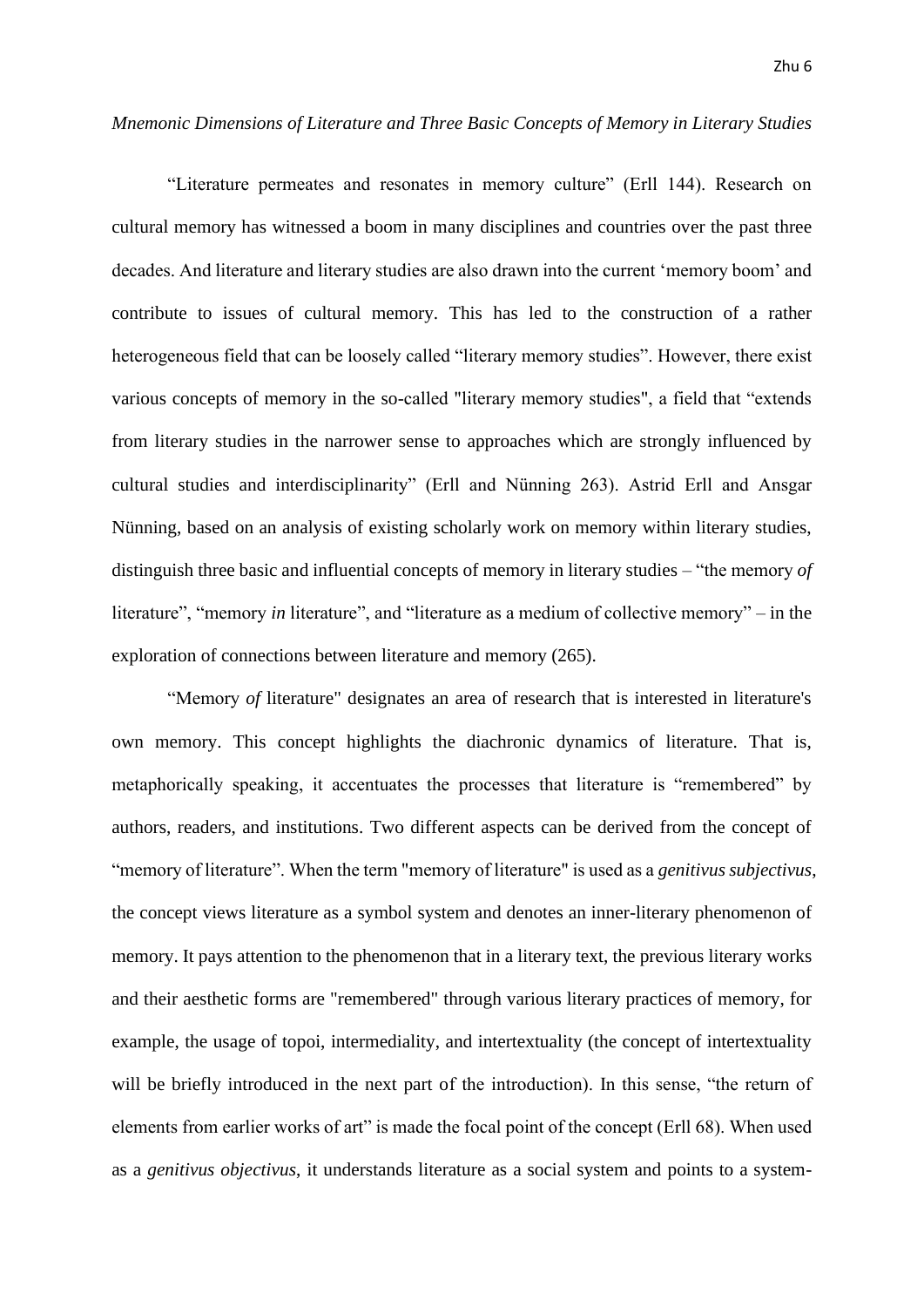*Mnemonic Dimensions of Literature and Three Basic Concepts of Memory in Literary Studies*

"Literature permeates and resonates in memory culture" (Erll 144). Research on cultural memory has witnessed a boom in many disciplines and countries over the past three decades. And literature and literary studies are also drawn into the current 'memory boom' and contribute to issues of cultural memory. This has led to the construction of a rather heterogeneous field that can be loosely called "literary memory studies". However, there exist various concepts of memory in the so-called "literary memory studies", a field that "extends from literary studies in the narrower sense to approaches which are strongly influenced by cultural studies and interdisciplinarity" (Erll and Nünning 263). Astrid Erll and Ansgar Nünning, based on an analysis of existing scholarly work on memory within literary studies, distinguish three basic and influential concepts of memory in literary studies – "the memory *of* literature", "memory *in* literature", and "literature as a medium of collective memory" – in the exploration of connections between literature and memory (265).

"Memory *of* literature" designates an area of research that is interested in literature's own memory. This concept highlights the diachronic dynamics of literature. That is, metaphorically speaking, it accentuates the processes that literature is "remembered" by authors, readers, and institutions. Two different aspects can be derived from the concept of "memory of literature". When the term "memory of literature" is used as a *genitivus subjectivus*, the concept views literature as a symbol system and denotes an inner-literary phenomenon of memory. It pays attention to the phenomenon that in a literary text, the previous literary works and their aesthetic forms are "remembered" through various literary practices of memory, for example, the usage of topoi, intermediality, and intertextuality (the concept of intertextuality will be briefly introduced in the next part of the introduction). In this sense, "the return of elements from earlier works of art" is made the focal point of the concept (Erll 68). When used as a *genitivus objectivus*, it understands literature as a social system and points to a system-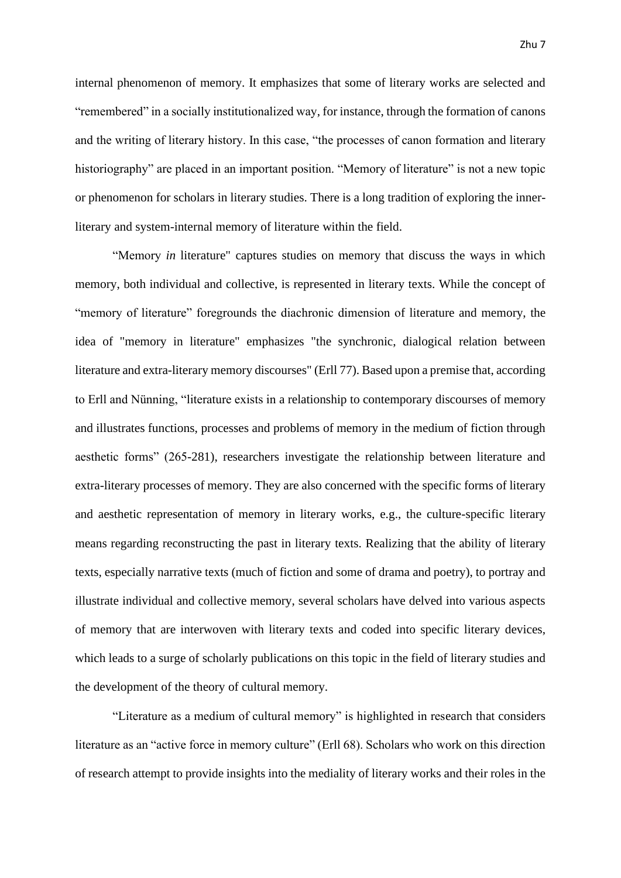internal phenomenon of memory. It emphasizes that some of literary works are selected and "remembered" in a socially institutionalized way, for instance, through the formation of canons and the writing of literary history. In this case, "the processes of canon formation and literary historiography" are placed in an important position. "Memory of literature" is not a new topic or phenomenon for scholars in literary studies. There is a long tradition of exploring the inner-literary and system-internal memory of literature within the field.

"Memory *in* literature" captures studies on memory that discuss the ways in which memory, both individual and collective, is represented in literary texts. While the concept of "memory of literature" foregrounds the diachronic dimension of literature and memory, the idea of "memory in literature" emphasizes "the synchronic, dialogical relation between literature and extra-literary memory discourses" (Erll 77). Based upon a premise that, according to Erll and Nünning, "literature exists in a relationship to contemporary discourses of memory and illustrates functions, processes and problems of memory in the medium of fiction through aesthetic forms" (265-281), researchers investigate the relationship between literature and extra-literary processes of memory. They are also concerned with the specific forms of literary and aesthetic representation of memory in literary works, e.g., the culture-specific literary means regarding reconstructing the past in literary texts. Realizing that the ability of literary texts, especially narrative texts (much of fiction and some of drama and poetry), to portray and illustrate individual and collective memory, several scholars have delved into various aspects of memory that are interwoven with literary texts and coded into specific literary devices, which leads to a surge of scholarly publications on this topic in the field of literary studies and the development of the theory of cultural memory.

"Literature as a medium of cultural memory" is highlighted in research that considers literature as an "active force in memory culture" (Erll 68). Scholars who work on this direction of research attempt to provide insights into the mediality of literary works and their roles in the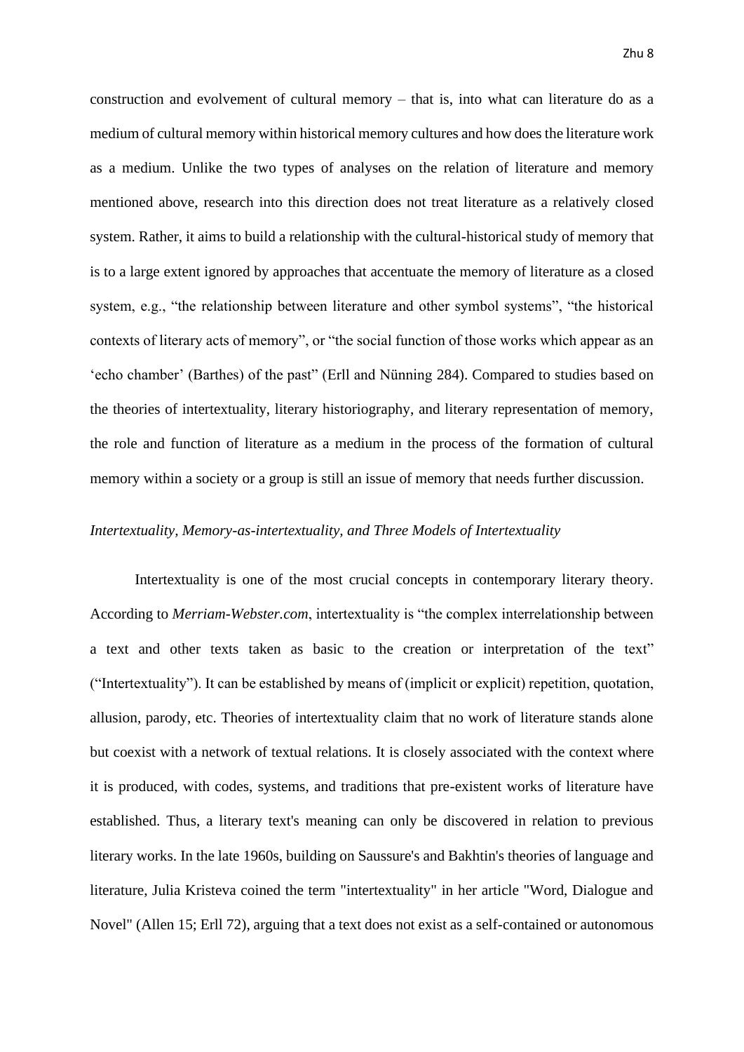construction and evolvement of cultural memory – that is, into what can literature do as a medium of cultural memory within historical memory cultures and how does the literature work as a medium. Unlike the two types of analyses on the relation of literature and memory mentioned above, research into this direction does not treat literature as a relatively closed system. Rather, it aims to build a relationship with the cultural-historical study of memory that is to a large extent ignored by approaches that accentuate the memory of literature as a closed system, e.g., "the relationship between literature and other symbol systems", "the historical contexts of literary acts of memory", or "the social function of those works which appear as an 'echo chamber' (Barthes) of the past" (Erll and Nünning 284). Compared to studies based on the theories of intertextuality, literary historiography, and literary representation of memory, the role and function of literature as a medium in the process of the formation of cultural memory within a society or a group is still an issue of memory that needs further discussion.

*Intertextuality, Memory-as-intertextuality, and Three Models of Intertextuality*

Intertextuality is one of the most crucial concepts in contemporary literary theory. According to *Merriam-Webster.com*, intertextuality is "the complex interrelationship between a text and other texts taken as basic to the creation or interpretation of the text" ("Intertextuality"). It can be established by means of (implicit or explicit) repetition, quotation, allusion, parody, etc. Theories of intertextuality claim that no work of literature stands alone but coexist with a network of textual relations. It is closely associated with the context where it is produced, with codes, systems, and traditions that pre-existent works of literature have established. Thus, a literary text's meaning can only be discovered in relation to previous literary works. In the late 1960s, building on Saussure's and Bakhtin's theories of language and literature, Julia Kristeva coined the term "intertextuality" in her article "Word, Dialogue and Novel" (Allen 15; Erll 72), arguing that a text does not exist as a self-contained or autonomous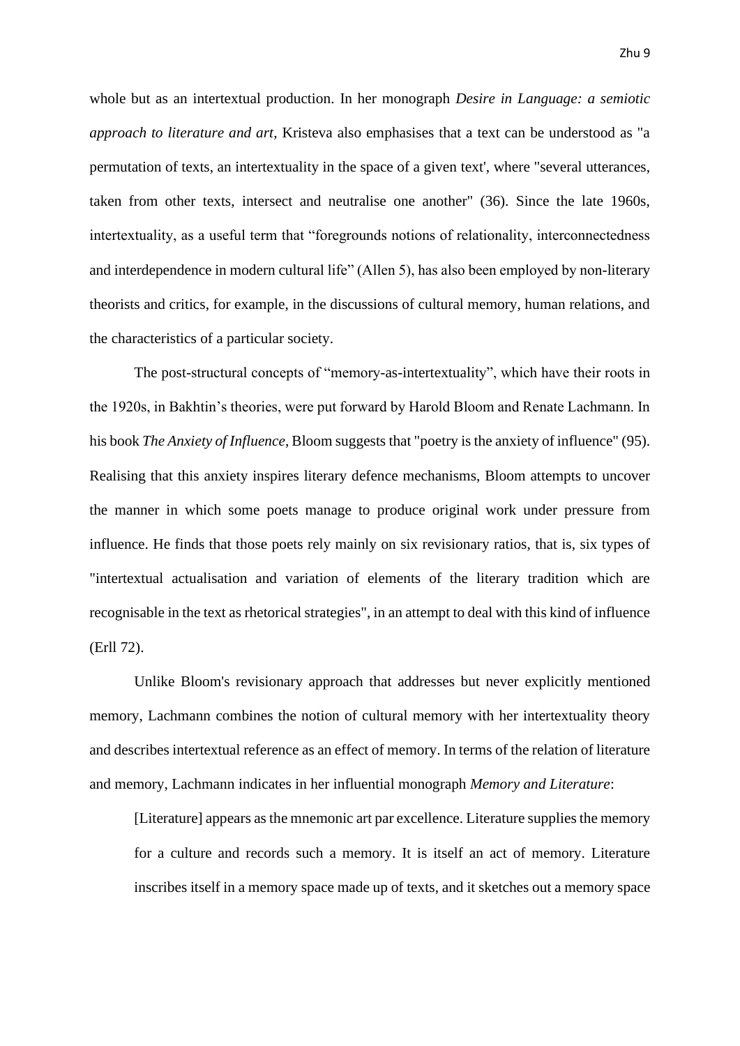whole but as an intertextual production. In her monograph *Desire in Language: a semiotic approach to literature and art*, Kristeva also emphasises that a text can be understood as "a permutation of texts, an intertextuality in the space of a given text', where "several utterances, taken from other texts, intersect and neutralise one another" (36). Since the late 1960s, intertextuality, as a useful term that "foregrounds notions of relationality, interconnectedness and interdependence in modern cultural life" (Allen 5), has also been employed by non-literary theorists and critics, for example, in the discussions of cultural memory, human relations, and the characteristics of a particular society.

The post-structural concepts of "memory-as-intertextuality", which have their roots in the 1920s, in Bakhtin's theories, were put forward by Harold Bloom and Renate Lachmann. In his book *The Anxiety of Influence*, Bloom suggests that "poetry is the anxiety of influence" (95). Realising that this anxiety inspires literary defence mechanisms, Bloom attempts to uncover the manner in which some poets manage to produce original work under pressure from influence. He finds that those poets rely mainly on six revisionary ratios, that is, six types of "intertextual actualisation and variation of elements of the literary tradition which are recognisable in the text as rhetorical strategies", in an attempt to deal with this kind of influence (Erll 72).

Unlike Bloom's revisionary approach that addresses but never explicitly mentioned memory, Lachmann combines the notion of cultural memory with her intertextuality theory and describes intertextual reference as an effect of memory. In terms of the relation of literature and memory, Lachmann indicates in her influential monograph *Memory and Literature*:

> [Literature] appears as the mnemonic art par excellence. Literature supplies the memory for a culture and records such a memory. It is itself an act of memory. Literature inscribes itself in a memory space made up of texts, and it sketches out a memory space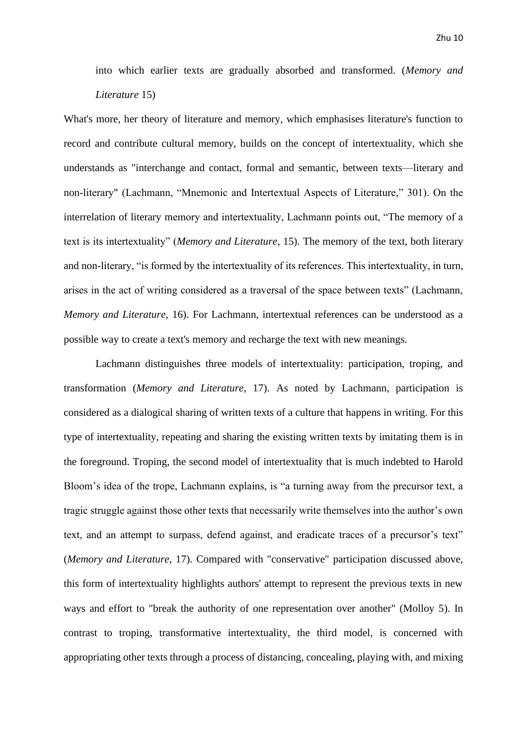> into which earlier texts are gradually absorbed and transformed. (*Memory and Literature* 15)

What's more, her theory of literature and memory, which emphasises literature's function to record and contribute cultural memory, builds on the concept of intertextuality, which she understands as "interchange and contact, formal and semantic, between texts—literary and non-literary" (Lachmann, "Mnemonic and Intertextual Aspects of Literature," 301). On the interrelation of literary memory and intertextuality, Lachmann points out, "The memory of a text is its intertextuality" (*Memory and Literature*, 15). The memory of the text, both literary and non-literary, "is formed by the intertextuality of its references. This intertextuality, in turn, arises in the act of writing considered as a traversal of the space between texts" (Lachmann, *Memory and Literature*, 16). For Lachmann, intertextual references can be understood as a possible way to create a text's memory and recharge the text with new meanings.

Lachmann distinguishes three models of intertextuality: participation, troping, and transformation (*Memory and Literature*, 17). As noted by Lachmann, participation is considered as a dialogical sharing of written texts of a culture that happens in writing. For this type of intertextuality, repeating and sharing the existing written texts by imitating them is in the foreground. Troping, the second model of intertextuality that is much indebted to Harold Bloom's idea of the trope, Lachmann explains, is "a turning away from the precursor text, a tragic struggle against those other texts that necessarily write themselves into the author's own text, and an attempt to surpass, defend against, and eradicate traces of a precursor's text" (*Memory and Literature*, 17). Compared with "conservative" participation discussed above, this form of intertextuality highlights authors' attempt to represent the previous texts in new ways and effort to "break the authority of one representation over another" (Molloy 5). In contrast to troping, transformative intertextuality, the third model, is concerned with appropriating other texts through a process of distancing, concealing, playing with, and mixing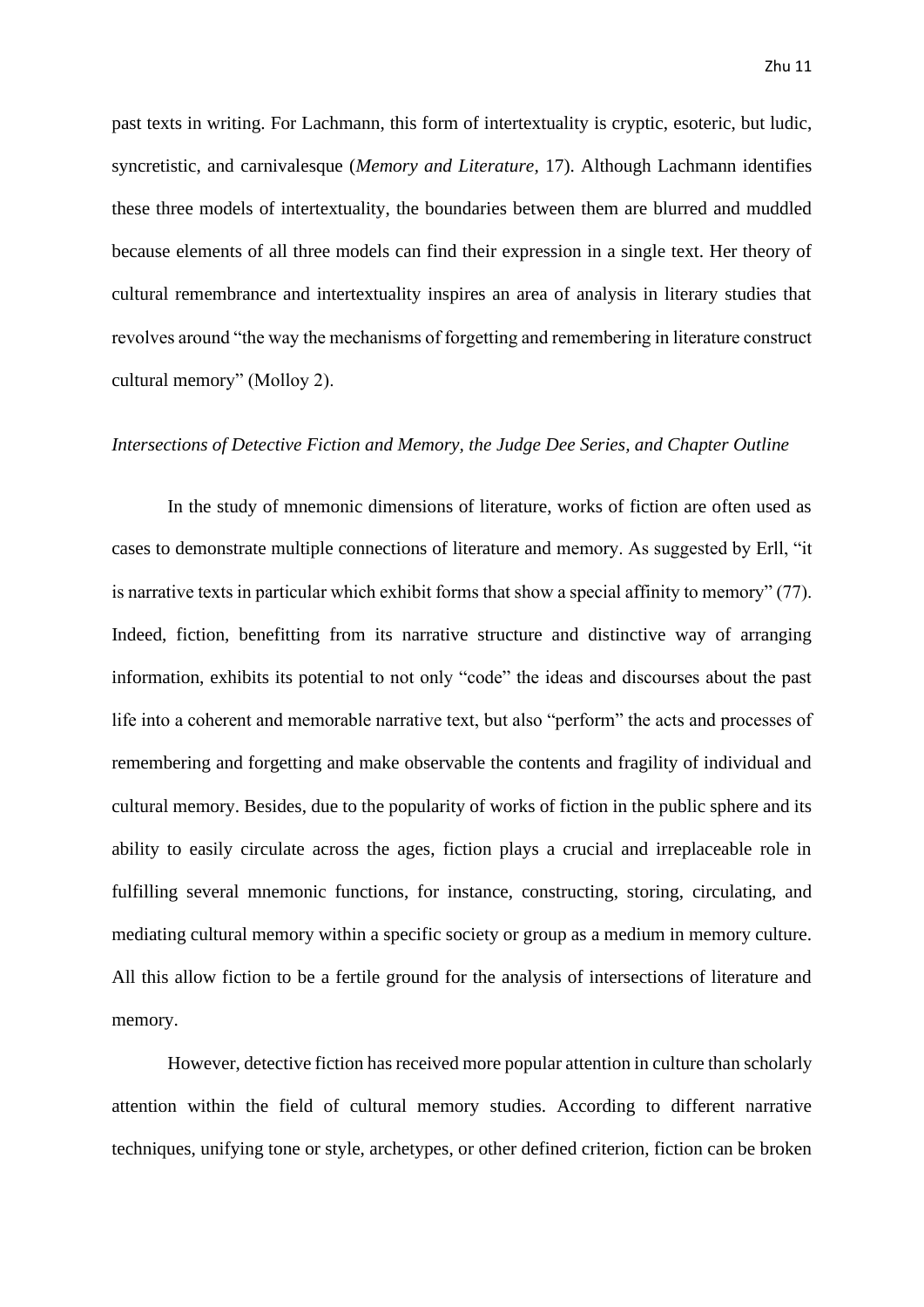past texts in writing. For Lachmann, this form of intertextuality is cryptic, esoteric, but ludic, syncretistic, and carnivalesque (*Memory and Literature*, 17). Although Lachmann identifies these three models of intertextuality, the boundaries between them are blurred and muddled because elements of all three models can find their expression in a single text. Her theory of cultural remembrance and intertextuality inspires an area of analysis in literary studies that revolves around "the way the mechanisms of forgetting and remembering in literature construct cultural memory" (Molloy 2).

### *Intersections of Detective Fiction and Memory, the Judge Dee Series, and Chapter Outline*

In the study of mnemonic dimensions of literature, works of fiction are often used as cases to demonstrate multiple connections of literature and memory. As suggested by Erll, "it is narrative texts in particular which exhibit forms that show a special affinity to memory" (77). Indeed, fiction, benefitting from its narrative structure and distinctive way of arranging information, exhibits its potential to not only "code" the ideas and discourses about the past life into a coherent and memorable narrative text, but also "perform" the acts and processes of remembering and forgetting and make observable the contents and fragility of individual and cultural memory. Besides, due to the popularity of works of fiction in the public sphere and its ability to easily circulate across the ages, fiction plays a crucial and irreplaceable role in fulfilling several mnemonic functions, for instance, constructing, storing, circulating, and mediating cultural memory within a specific society or group as a medium in memory culture. All this allow fiction to be a fertile ground for the analysis of intersections of literature and memory.

However, detective fiction has received more popular attention in culture than scholarly attention within the field of cultural memory studies. According to different narrative techniques, unifying tone or style, archetypes, or other defined criterion, fiction can be broken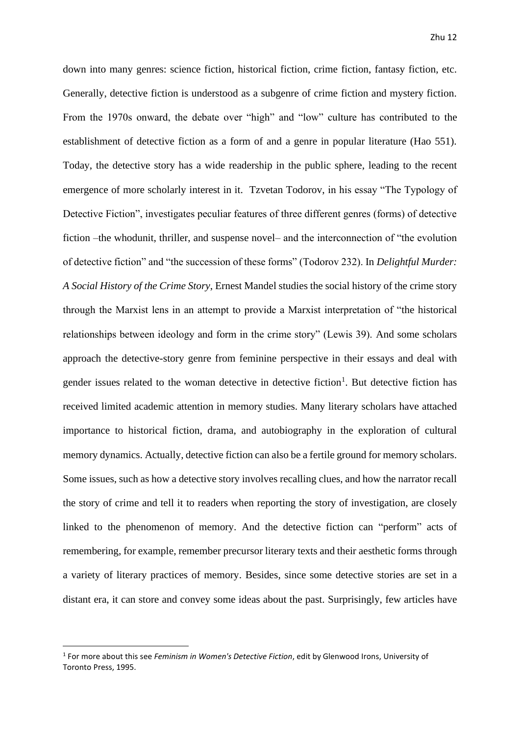down into many genres: science fiction, historical fiction, crime fiction, fantasy fiction, etc. Generally, detective fiction is understood as a subgenre of crime fiction and mystery fiction. From the 1970s onward, the debate over "high" and "low" culture has contributed to the establishment of detective fiction as a form of and a genre in popular literature (Hao 551). Today, the detective story has a wide readership in the public sphere, leading to the recent emergence of more scholarly interest in it. Tzvetan Todorov, in his essay "The Typology of Detective Fiction", investigates peculiar features of three different genres (forms) of detective fiction –the whodunit, thriller, and suspense novel– and the interconnection of "the evolution of detective fiction" and "the succession of these forms" (Todorov 232). In *Delightful Murder: A Social History of the Crime Story*, Ernest Mandel studies the social history of the crime story through the Marxist lens in an attempt to provide a Marxist interpretation of "the historical relationships between ideology and form in the crime story" (Lewis 39). And some scholars approach the detective-story genre from feminine perspective in their essays and deal with gender issues related to the woman detective in detective fiction[1]. But detective fiction has received limited academic attention in memory studies. Many literary scholars have attached importance to historical fiction, drama, and autobiography in the exploration of cultural memory dynamics. Actually, detective fiction can also be a fertile ground for memory scholars. Some issues, such as how a detective story involves recalling clues, and how the narrator recall the story of crime and tell it to readers when reporting the story of investigation, are closely linked to the phenomenon of memory. And the detective fiction can "perform" acts of remembering, for example, remember precursor literary texts and their aesthetic forms through a variety of literary practices of memory. Besides, since some detective stories are set in a distant era, it can store and convey some ideas about the past. Surprisingly, few articles have

[1] For more about this see *Feminism in Women's Detective Fiction*, edit by Glenwood Irons, University of Toronto Press, 1995.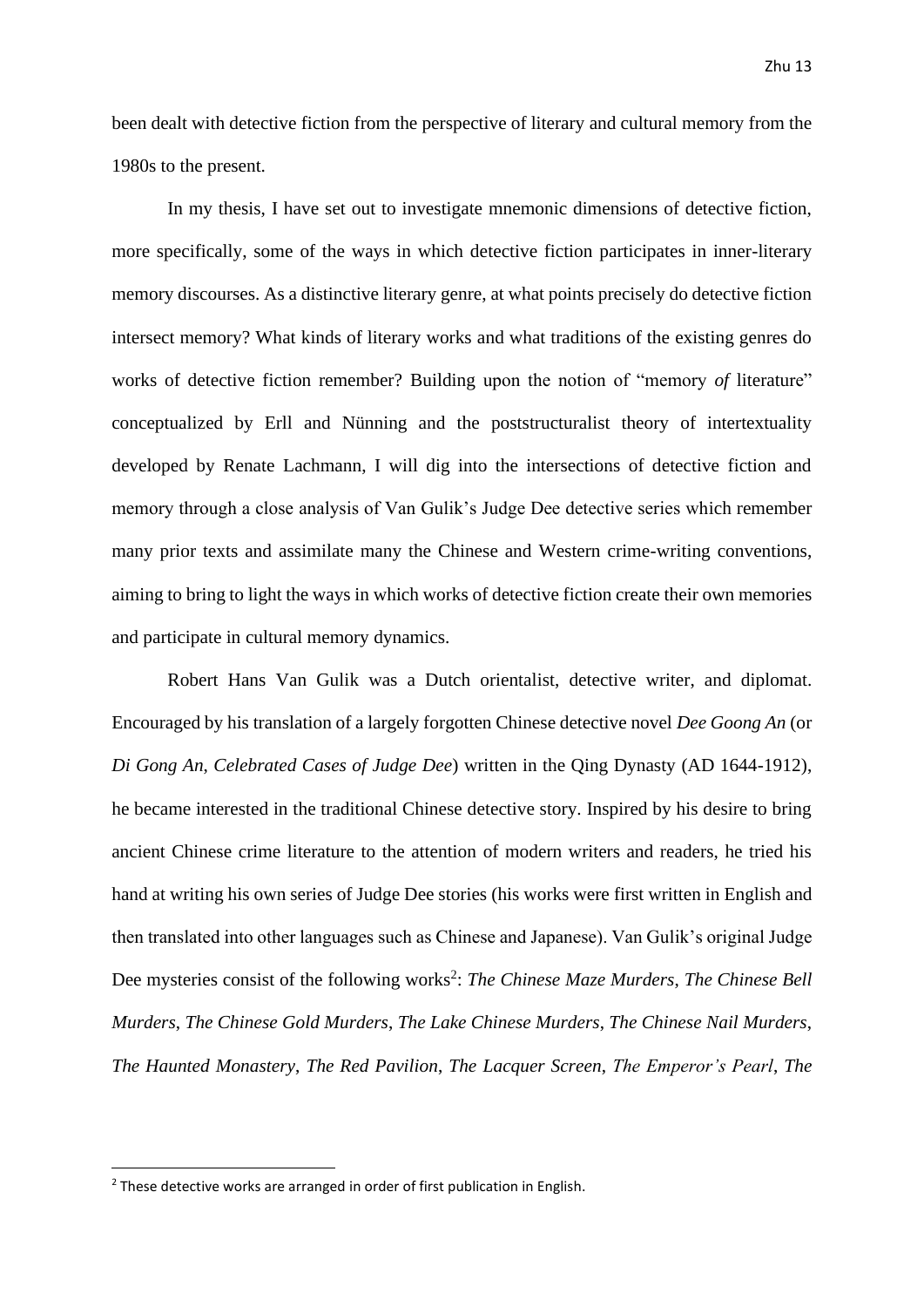been dealt with detective fiction from the perspective of literary and cultural memory from the 1980s to the present.

In my thesis, I have set out to investigate mnemonic dimensions of detective fiction, more specifically, some of the ways in which detective fiction participates in inner-literary memory discourses. As a distinctive literary genre, at what points precisely do detective fiction intersect memory? What kinds of literary works and what traditions of the existing genres do works of detective fiction remember? Building upon the notion of "memory *of* literature" conceptualized by Erll and Nünning and the poststructuralist theory of intertextuality developed by Renate Lachmann, I will dig into the intersections of detective fiction and memory through a close analysis of Van Gulik's Judge Dee detective series which remember many prior texts and assimilate many the Chinese and Western crime-writing conventions, aiming to bring to light the ways in which works of detective fiction create their own memories and participate in cultural memory dynamics.

Robert Hans Van Gulik was a Dutch orientalist, detective writer, and diplomat. Encouraged by his translation of a largely forgotten Chinese detective novel *Dee Goong An* (or *Di Gong An*, *Celebrated Cases of Judge Dee*) written in the Qing Dynasty (AD 1644-1912), he became interested in the traditional Chinese detective story. Inspired by his desire to bring ancient Chinese crime literature to the attention of modern writers and readers, he tried his hand at writing his own series of Judge Dee stories (his works were first written in English and then translated into other languages such as Chinese and Japanese). Van Gulik's original Judge Dee mysteries consist of the following works[2]: *The Chinese Maze Murders*, *The Chinese Bell Murders*, *The Chinese Gold Murders*, *The Lake Chinese Murders*, *The Chinese Nail Murders*, *The Haunted Monastery*, *The Red Pavilion*, *The Lacquer Screen*, *The Emperor's Pearl*, *The*

[2] These detective works are arranged in order of first publication in English.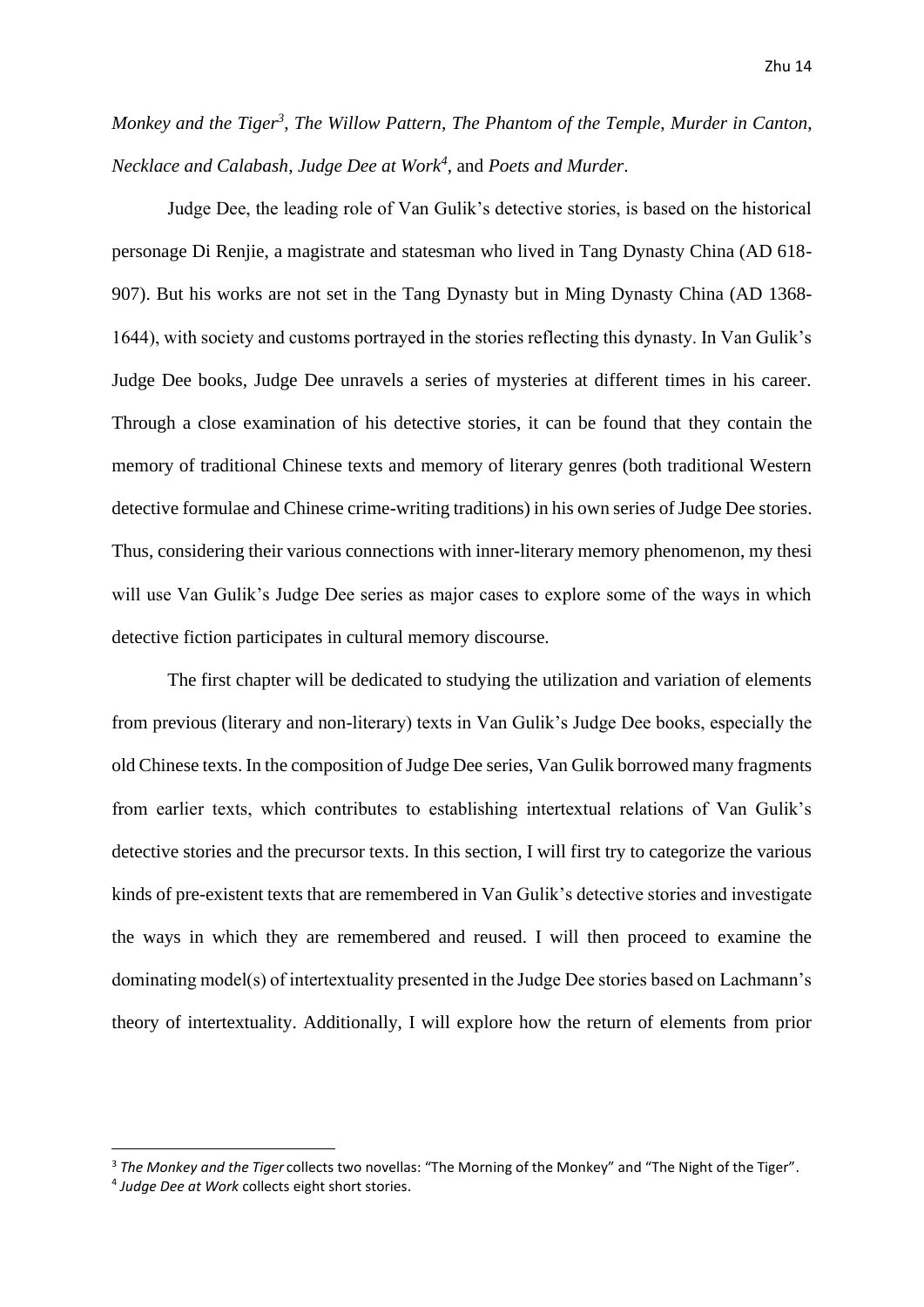*Monkey and the Tiger*[3], *The Willow Pattern*, *The Phantom of the Temple*, *Murder in Canton*, *Necklace and Calabash*, *Judge Dee at Work*[4], and *Poets and Murder*.

Judge Dee, the leading role of Van Gulik's detective stories, is based on the historical personage Di Renjie, a magistrate and statesman who lived in Tang Dynasty China (AD 618-907). But his works are not set in the Tang Dynasty but in Ming Dynasty China (AD 1368-1644), with society and customs portrayed in the stories reflecting this dynasty. In Van Gulik's Judge Dee books, Judge Dee unravels a series of mysteries at different times in his career. Through a close examination of his detective stories, it can be found that they contain the memory of traditional Chinese texts and memory of literary genres (both traditional Western detective formulae and Chinese crime-writing traditions) in his own series of Judge Dee stories. Thus, considering their various connections with inner-literary memory phenomenon, my thesi will use Van Gulik's Judge Dee series as major cases to explore some of the ways in which detective fiction participates in cultural memory discourse.

The first chapter will be dedicated to studying the utilization and variation of elements from previous (literary and non-literary) texts in Van Gulik's Judge Dee books, especially the old Chinese texts. In the composition of Judge Dee series, Van Gulik borrowed many fragments from earlier texts, which contributes to establishing intertextual relations of Van Gulik's detective stories and the precursor texts. In this section, I will first try to categorize the various kinds of pre-existent texts that are remembered in Van Gulik's detective stories and investigate the ways in which they are remembered and reused. I will then proceed to examine the dominating model(s) of intertextuality presented in the Judge Dee stories based on Lachmann's theory of intertextuality. Additionally, I will explore how the return of elements from prior

---

[3] *The Monkey and the Tiger* collects two novellas: "The Morning of the Monkey" and "The Night of the Tiger".

[4] *Judge Dee at Work* collects eight short stories.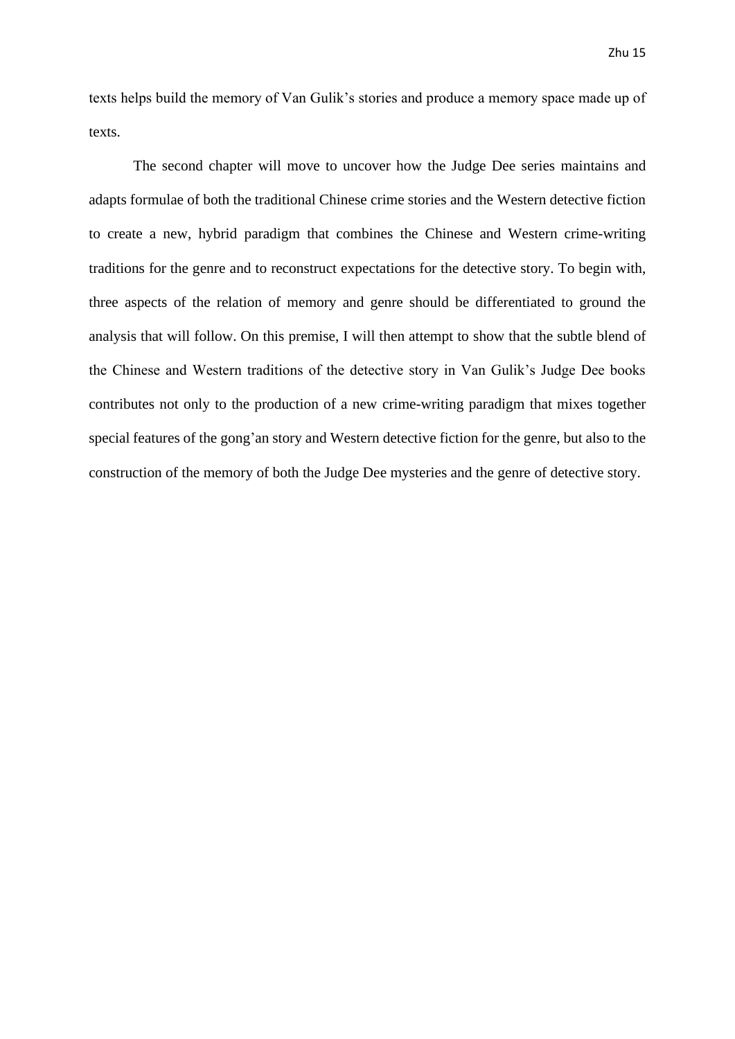texts helps build the memory of Van Gulik's stories and produce a memory space made up of texts.

The second chapter will move to uncover how the Judge Dee series maintains and adapts formulae of both the traditional Chinese crime stories and the Western detective fiction to create a new, hybrid paradigm that combines the Chinese and Western crime-writing traditions for the genre and to reconstruct expectations for the detective story. To begin with, three aspects of the relation of memory and genre should be differentiated to ground the analysis that will follow. On this premise, I will then attempt to show that the subtle blend of the Chinese and Western traditions of the detective story in Van Gulik's Judge Dee books contributes not only to the production of a new crime-writing paradigm that mixes together special features of the gong'an story and Western detective fiction for the genre, but also to the construction of the memory of both the Judge Dee mysteries and the genre of detective story.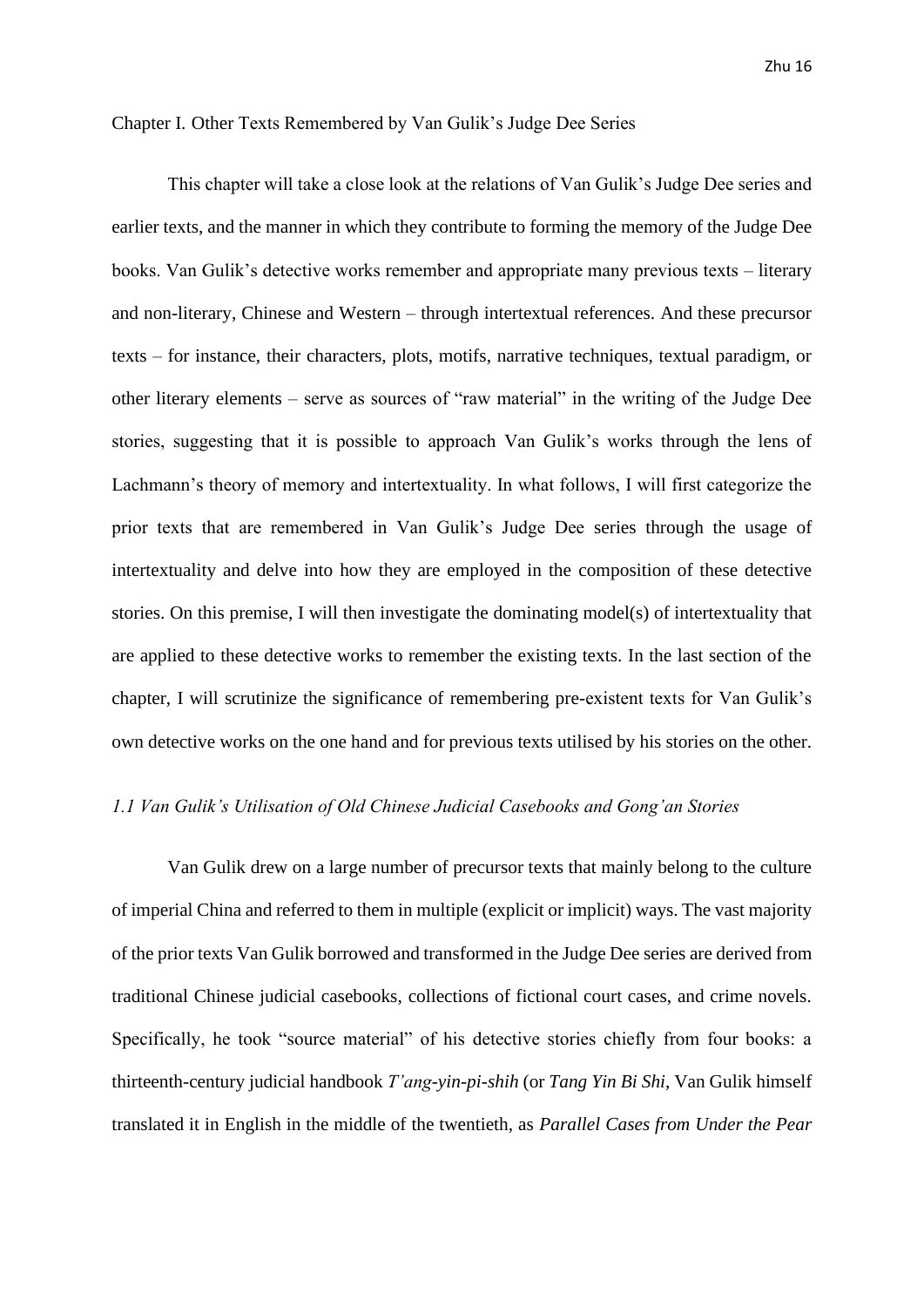## Chapter I. Other Texts Remembered by Van Gulik's Judge Dee Series

This chapter will take a close look at the relations of Van Gulik's Judge Dee series and earlier texts, and the manner in which they contribute to forming the memory of the Judge Dee books. Van Gulik's detective works remember and appropriate many previous texts – literary and non-literary, Chinese and Western – through intertextual references. And these precursor texts – for instance, their characters, plots, motifs, narrative techniques, textual paradigm, or other literary elements – serve as sources of "raw material" in the writing of the Judge Dee stories, suggesting that it is possible to approach Van Gulik's works through the lens of Lachmann's theory of memory and intertextuality. In what follows, I will first categorize the prior texts that are remembered in Van Gulik's Judge Dee series through the usage of intertextuality and delve into how they are employed in the composition of these detective stories. On this premise, I will then investigate the dominating model(s) of intertextuality that are applied to these detective works to remember the existing texts. In the last section of the chapter, I will scrutinize the significance of remembering pre-existent texts for Van Gulik's own detective works on the one hand and for previous texts utilised by his stories on the other.

### *1.1 Van Gulik's Utilisation of Old Chinese Judicial Casebooks and Gong'an Stories*

Van Gulik drew on a large number of precursor texts that mainly belong to the culture of imperial China and referred to them in multiple (explicit or implicit) ways. The vast majority of the prior texts Van Gulik borrowed and transformed in the Judge Dee series are derived from traditional Chinese judicial casebooks, collections of fictional court cases, and crime novels. Specifically, he took "source material" of his detective stories chiefly from four books: a thirteenth-century judicial handbook *T'ang-yin-pi-shih* (or *Tang Yin Bi Shi*, Van Gulik himself translated it in English in the middle of the twentieth, as *Parallel Cases from Under the Pear*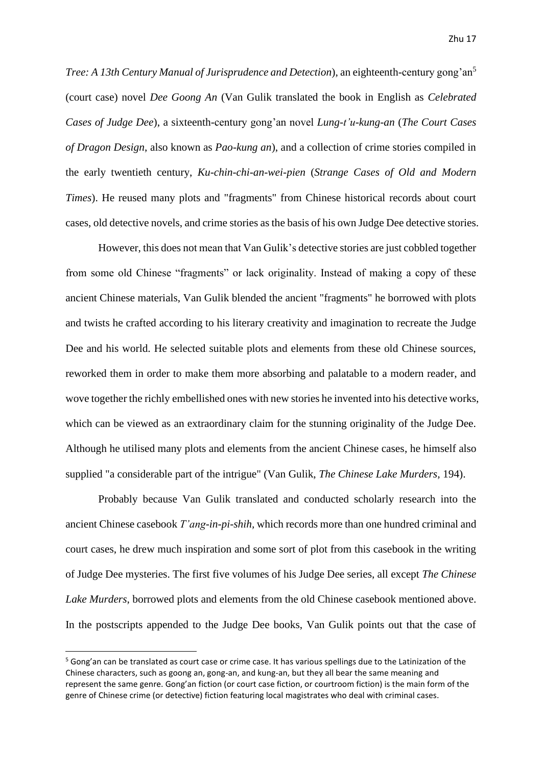*Tree: A 13th Century Manual of Jurisprudence and Detection*), an eighteenth-century gong'an[5] (court case) novel *Dee Goong An* (Van Gulik translated the book in English as *Celebrated Cases of Judge Dee*), a sixteenth-century gong'an novel *Lung-t'u-kung-an* (*The Court Cases of Dragon Design*, also known as *Pao-kung an*), and a collection of crime stories compiled in the early twentieth century, *Ku-chin-chi-an-wei-pien* (*Strange Cases of Old and Modern Times*). He reused many plots and "fragments" from Chinese historical records about court cases, old detective novels, and crime stories as the basis of his own Judge Dee detective stories.

However, this does not mean that Van Gulik's detective stories are just cobbled together from some old Chinese "fragments" or lack originality. Instead of making a copy of these ancient Chinese materials, Van Gulik blended the ancient "fragments" he borrowed with plots and twists he crafted according to his literary creativity and imagination to recreate the Judge Dee and his world. He selected suitable plots and elements from these old Chinese sources, reworked them in order to make them more absorbing and palatable to a modern reader, and wove together the richly embellished ones with new stories he invented into his detective works, which can be viewed as an extraordinary claim for the stunning originality of the Judge Dee. Although he utilised many plots and elements from the ancient Chinese cases, he himself also supplied "a considerable part of the intrigue" (Van Gulik, *The Chinese Lake Murders*, 194).

Probably because Van Gulik translated and conducted scholarly research into the ancient Chinese casebook *T'ang-in-pi-shih*, which records more than one hundred criminal and court cases, he drew much inspiration and some sort of plot from this casebook in the writing of Judge Dee mysteries. The first five volumes of his Judge Dee series, all except *The Chinese Lake Murders*, borrowed plots and elements from the old Chinese casebook mentioned above. In the postscripts appended to the Judge Dee books, Van Gulik points out that the case of

[5] Gong'an can be translated as court case or crime case. It has various spellings due to the Latinization of the Chinese characters, such as goong an, gong-an, and kung-an, but they all bear the same meaning and represent the same genre. Gong'an fiction (or court case fiction, or courtroom fiction) is the main form of the genre of Chinese crime (or detective) fiction featuring local magistrates who deal with criminal cases.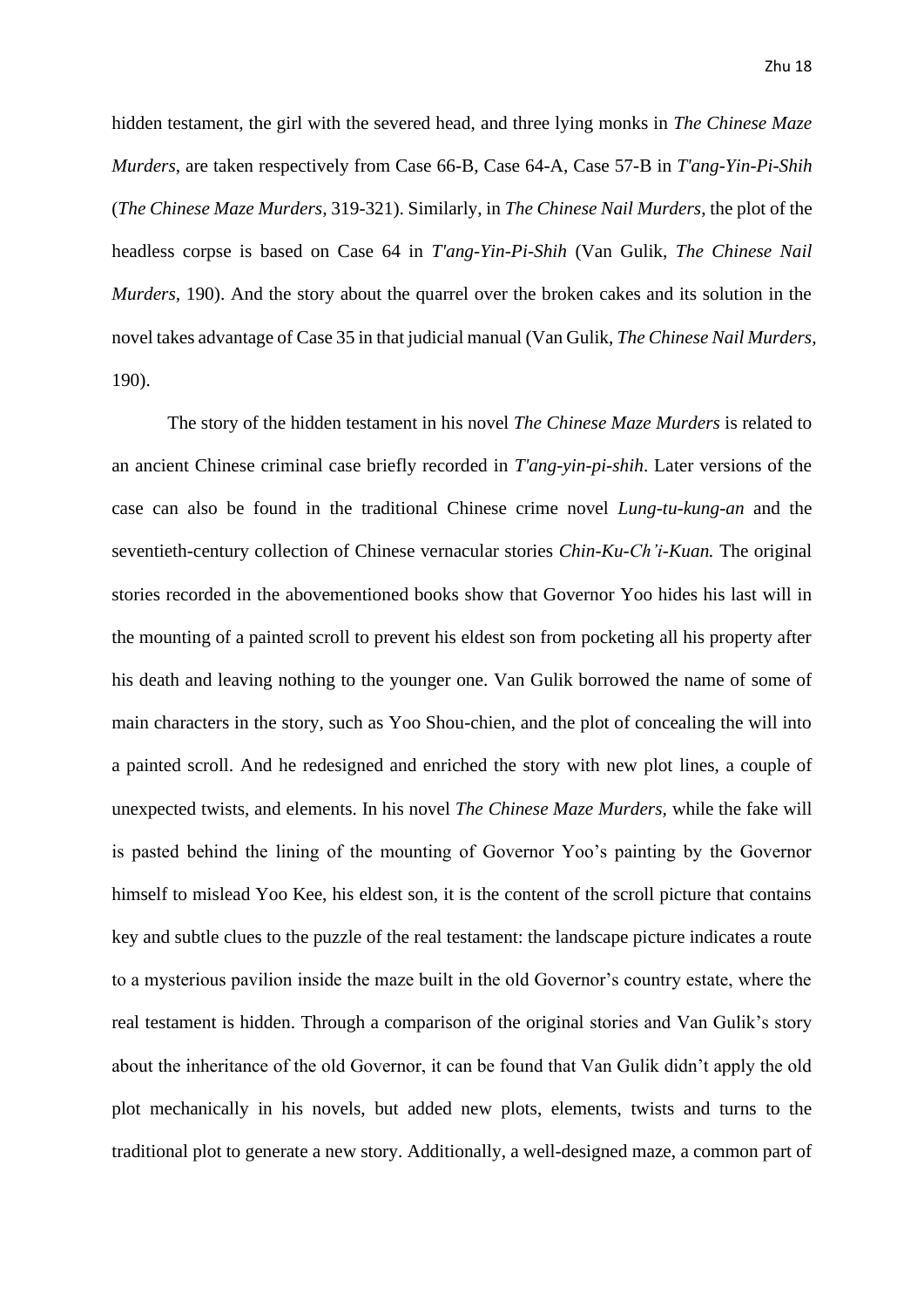hidden testament, the girl with the severed head, and three lying monks in *The Chinese Maze Murders*, are taken respectively from Case 66-B, Case 64-A, Case 57-B in *T'ang-Yin-Pi-Shih* (*The Chinese Maze Murders,* 319-321). Similarly, in *The Chinese Nail Murders*, the plot of the headless corpse is based on Case 64 in *T'ang-Yin-Pi-Shih* (Van Gulik, *The Chinese Nail Murders,* 190). And the story about the quarrel over the broken cakes and its solution in the novel takes advantage of Case 35 in that judicial manual (Van Gulik, *The Chinese Nail Murders*, 190).

The story of the hidden testament in his novel *The Chinese Maze Murders* is related to an ancient Chinese criminal case briefly recorded in *T'ang-yin-pi-shih*. Later versions of the case can also be found in the traditional Chinese crime novel *Lung-tu-kung-an* and the seventieth-century collection of Chinese vernacular stories *Chin-Ku-Ch'i-Kuan.* The original stories recorded in the abovementioned books show that Governor Yoo hides his last will in the mounting of a painted scroll to prevent his eldest son from pocketing all his property after his death and leaving nothing to the younger one. Van Gulik borrowed the name of some of main characters in the story, such as Yoo Shou-chien, and the plot of concealing the will into a painted scroll. And he redesigned and enriched the story with new plot lines, a couple of unexpected twists, and elements. In his novel *The Chinese Maze Murders,* while the fake will is pasted behind the lining of the mounting of Governor Yoo's painting by the Governor himself to mislead Yoo Kee, his eldest son, it is the content of the scroll picture that contains key and subtle clues to the puzzle of the real testament: the landscape picture indicates a route to a mysterious pavilion inside the maze built in the old Governor's country estate, where the real testament is hidden. Through a comparison of the original stories and Van Gulik's story about the inheritance of the old Governor, it can be found that Van Gulik didn't apply the old plot mechanically in his novels, but added new plots, elements, twists and turns to the traditional plot to generate a new story. Additionally, a well-designed maze, a common part of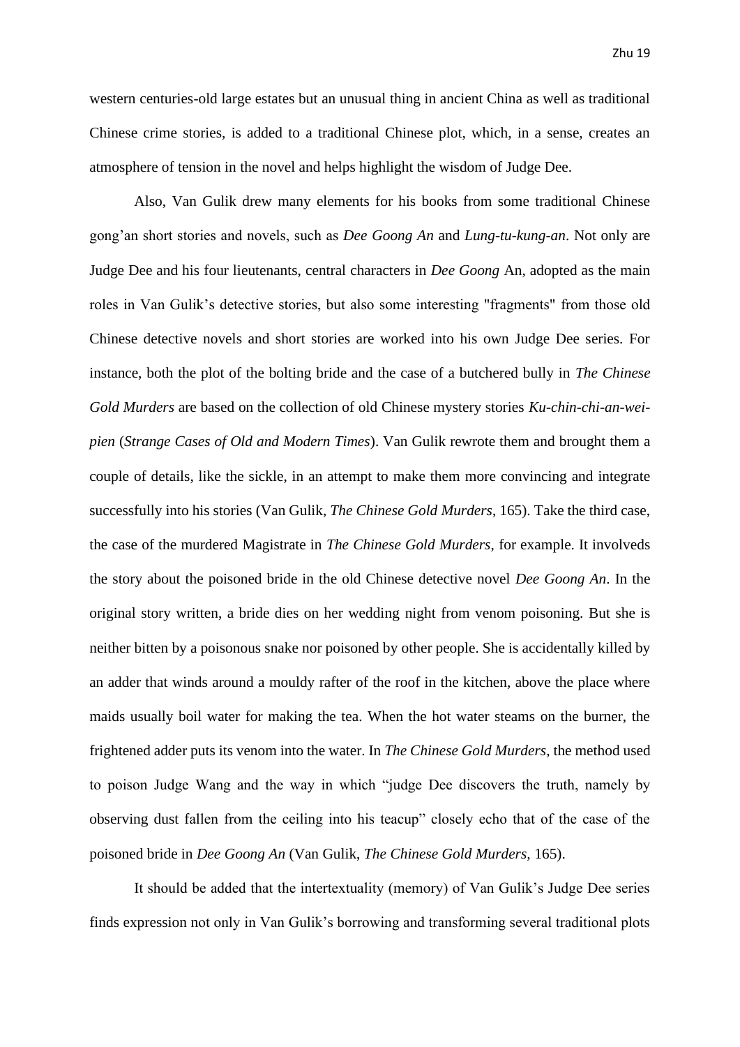western centuries-old large estates but an unusual thing in ancient China as well as traditional Chinese crime stories, is added to a traditional Chinese plot, which, in a sense, creates an atmosphere of tension in the novel and helps highlight the wisdom of Judge Dee.

Also, Van Gulik drew many elements for his books from some traditional Chinese gong'an short stories and novels, such as *Dee Goong An* and *Lung-tu-kung-an*. Not only are Judge Dee and his four lieutenants, central characters in *Dee Goong* An, adopted as the main roles in Van Gulik's detective stories, but also some interesting "fragments" from those old Chinese detective novels and short stories are worked into his own Judge Dee series. For instance, both the plot of the bolting bride and the case of a butchered bully in *The Chinese Gold Murders* are based on the collection of old Chinese mystery stories *Ku-chin-chi-an-wei-pien* (*Strange Cases of Old and Modern Times*). Van Gulik rewrote them and brought them a couple of details, like the sickle, in an attempt to make them more convincing and integrate successfully into his stories (Van Gulik, *The Chinese Gold Murders*, 165). Take the third case, the case of the murdered Magistrate in *The Chinese Gold Murders*, for example. It involveds the story about the poisoned bride in the old Chinese detective novel *Dee Goong An*. In the original story written, a bride dies on her wedding night from venom poisoning. But she is neither bitten by a poisonous snake nor poisoned by other people. She is accidentally killed by an adder that winds around a mouldy rafter of the roof in the kitchen, above the place where maids usually boil water for making the tea. When the hot water steams on the burner, the frightened adder puts its venom into the water. In *The Chinese Gold Murders*, the method used to poison Judge Wang and the way in which "judge Dee discovers the truth, namely by observing dust fallen from the ceiling into his teacup" closely echo that of the case of the poisoned bride in *Dee Goong An* (Van Gulik, *The Chinese Gold Murders,* 165).

It should be added that the intertextuality (memory) of Van Gulik's Judge Dee series finds expression not only in Van Gulik's borrowing and transforming several traditional plots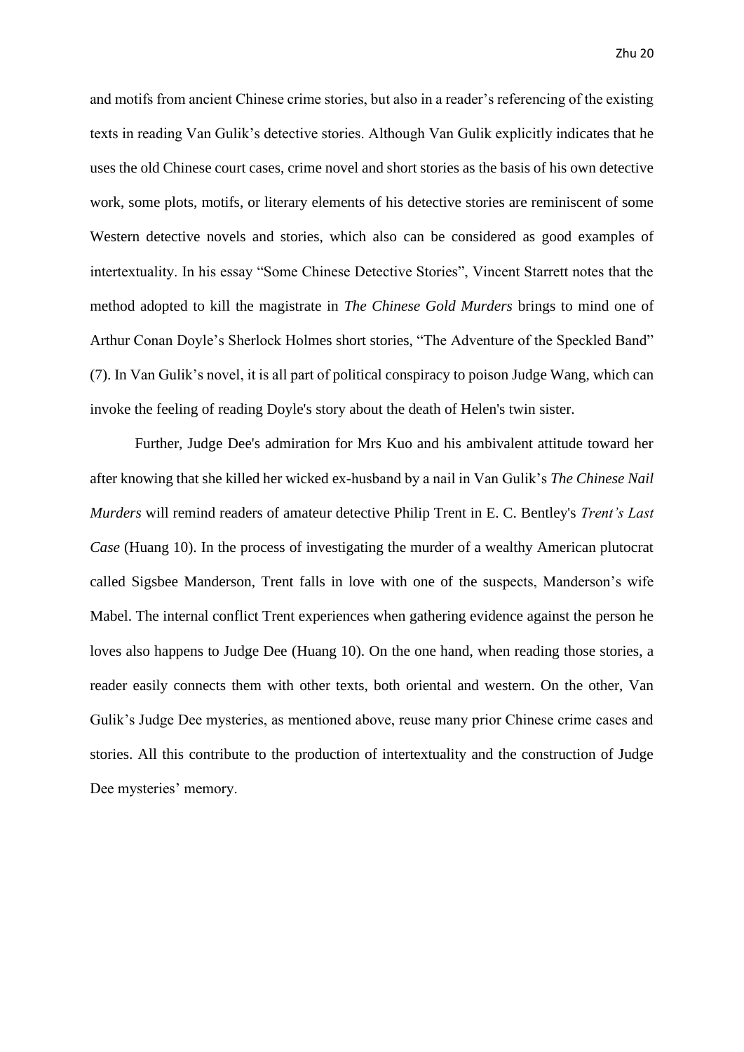and motifs from ancient Chinese crime stories, but also in a reader's referencing of the existing texts in reading Van Gulik's detective stories. Although Van Gulik explicitly indicates that he uses the old Chinese court cases, crime novel and short stories as the basis of his own detective work, some plots, motifs, or literary elements of his detective stories are reminiscent of some Western detective novels and stories, which also can be considered as good examples of intertextuality. In his essay "Some Chinese Detective Stories", Vincent Starrett notes that the method adopted to kill the magistrate in *The Chinese Gold Murders* brings to mind one of Arthur Conan Doyle's Sherlock Holmes short stories, "The Adventure of the Speckled Band" (7). In Van Gulik's novel, it is all part of political conspiracy to poison Judge Wang, which can invoke the feeling of reading Doyle's story about the death of Helen's twin sister.

Further, Judge Dee's admiration for Mrs Kuo and his ambivalent attitude toward her after knowing that she killed her wicked ex-husband by a nail in Van Gulik's *The Chinese Nail Murders* will remind readers of amateur detective Philip Trent in E. C. Bentley's *Trent's Last Case* (Huang 10). In the process of investigating the murder of a wealthy American plutocrat called Sigsbee Manderson, Trent falls in love with one of the suspects, Manderson's wife Mabel. The internal conflict Trent experiences when gathering evidence against the person he loves also happens to Judge Dee (Huang 10). On the one hand, when reading those stories, a reader easily connects them with other texts, both oriental and western. On the other, Van Gulik's Judge Dee mysteries, as mentioned above, reuse many prior Chinese crime cases and stories. All this contribute to the production of intertextuality and the construction of Judge Dee mysteries' memory.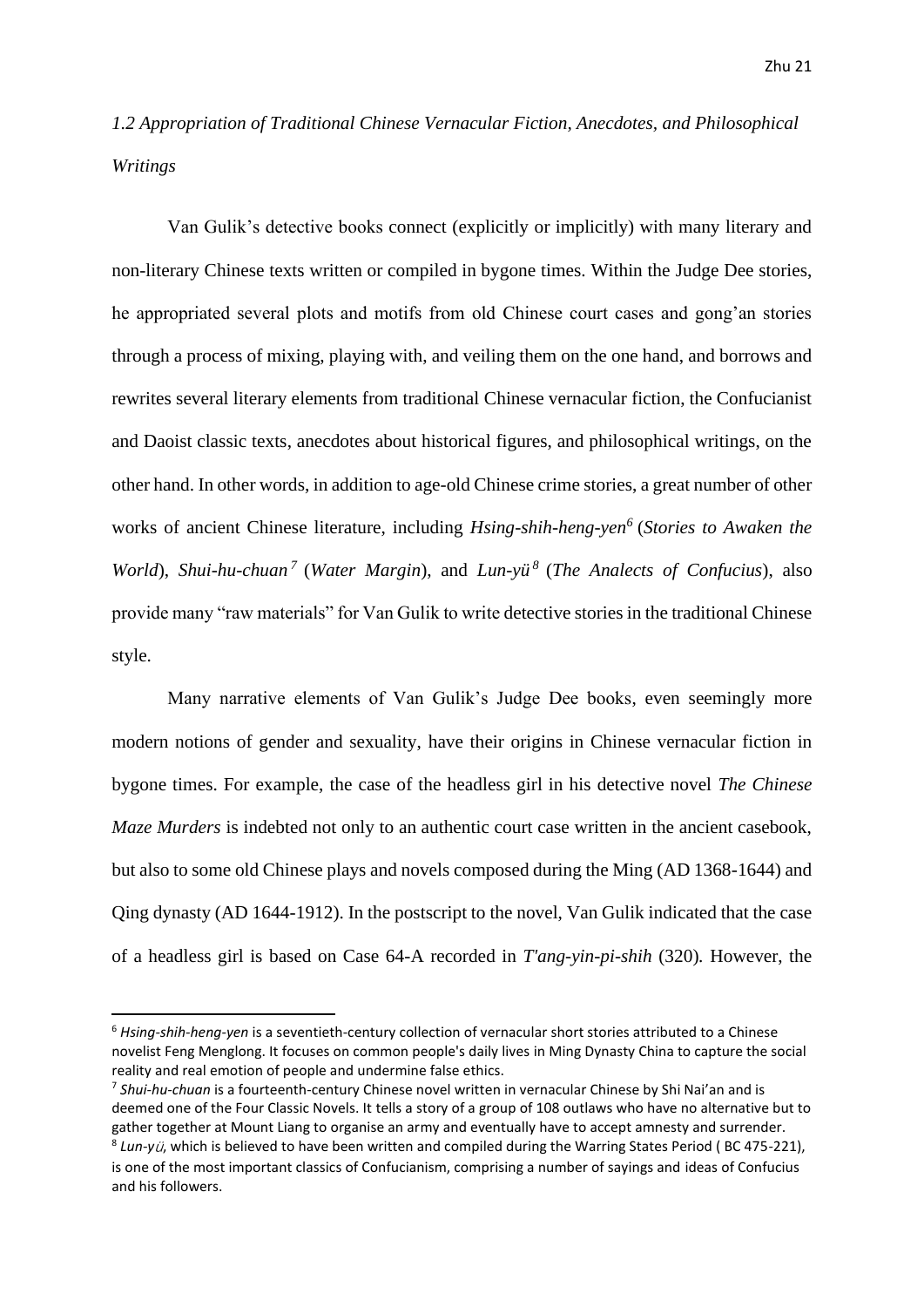*1.2 Appropriation of Traditional Chinese Vernacular Fiction, Anecdotes, and Philosophical Writings*

Van Gulik's detective books connect (explicitly or implicitly) with many literary and non-literary Chinese texts written or compiled in bygone times. Within the Judge Dee stories, he appropriated several plots and motifs from old Chinese court cases and gong'an stories through a process of mixing, playing with, and veiling them on the one hand, and borrows and rewrites several literary elements from traditional Chinese vernacular fiction, the Confucianist and Daoist classic texts, anecdotes about historical figures, and philosophical writings, on the other hand. In other words, in addition to age-old Chinese crime stories, a great number of other works of ancient Chinese literature, including *Hsing-shih-heng-yen*[6] (*Stories to Awaken the World*), *Shui-hu-chuan*[7] (*Water Margin*), and *Lun-yü*[8] (*The Analects of Confucius*), also provide many "raw materials" for Van Gulik to write detective stories in the traditional Chinese style.

Many narrative elements of Van Gulik's Judge Dee books, even seemingly more modern notions of gender and sexuality, have their origins in Chinese vernacular fiction in bygone times. For example, the case of the headless girl in his detective novel *The Chinese Maze Murders* is indebted not only to an authentic court case written in the ancient casebook, but also to some old Chinese plays and novels composed during the Ming (AD 1368-1644) and Qing dynasty (AD 1644-1912). In the postscript to the novel, Van Gulik indicated that the case of a headless girl is based on Case 64-A recorded in *T'ang-yin-pi-shih* (320). However, the

[6] *Hsing-shih-heng-yen* is a seventieth-century collection of vernacular short stories attributed to a Chinese novelist Feng Menglong. It focuses on common people's daily lives in Ming Dynasty China to capture the social reality and real emotion of people and undermine false ethics.

[7] *Shui-hu-chuan* is a fourteenth-century Chinese novel written in vernacular Chinese by Shi Nai'an and is deemed one of the Four Classic Novels. It tells a story of a group of 108 outlaws who have no alternative but to gather together at Mount Liang to organise an army and eventually have to accept amnesty and surrender.

[8] *Lun-yü*, which is believed to have been written and compiled during the Warring States Period ( BC 475-221), is one of the most important classics of Confucianism, comprising a number of sayings and ideas of Confucius and his followers.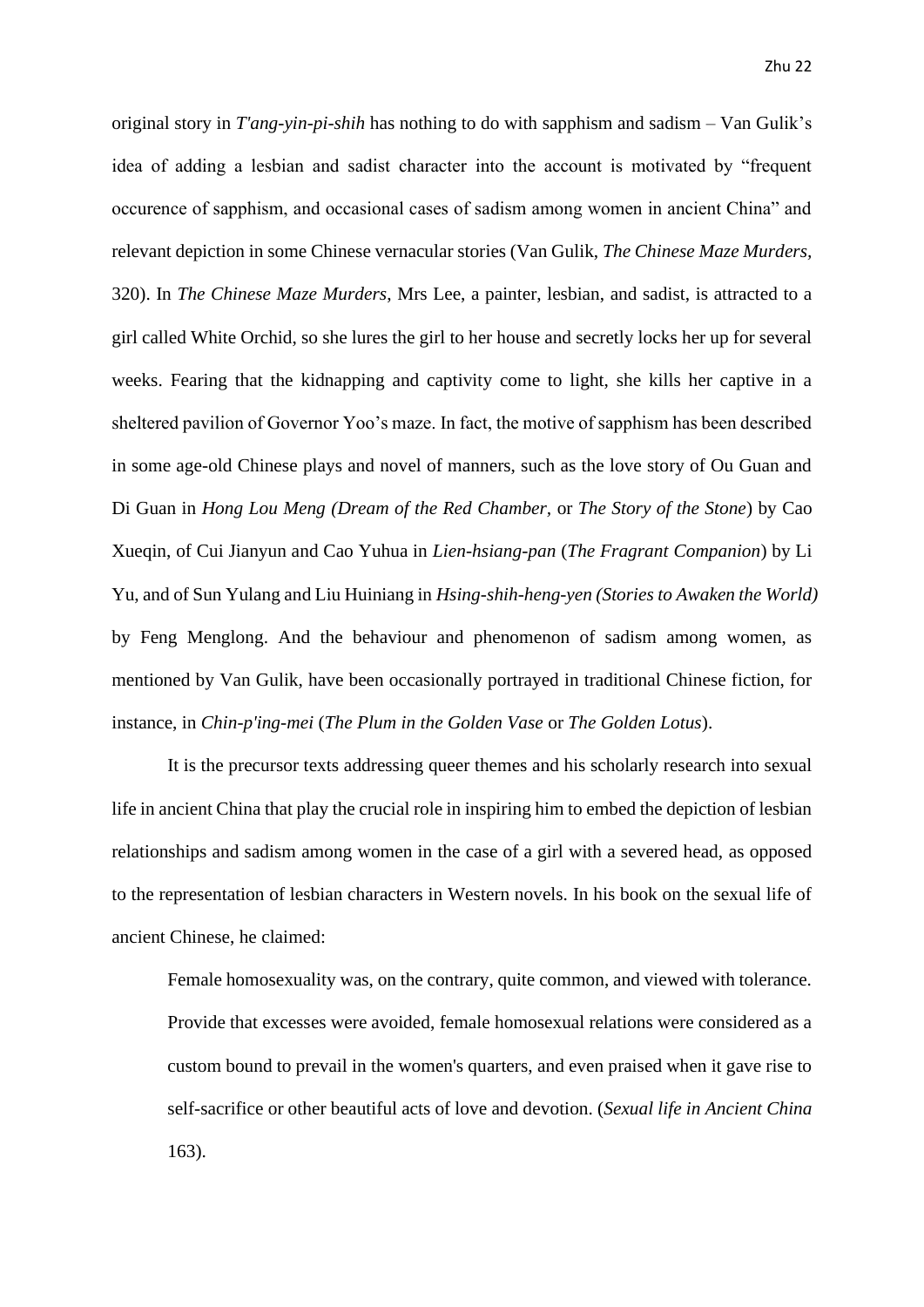original story in *T'ang-yin-pi-shih* has nothing to do with sapphism and sadism – Van Gulik's idea of adding a lesbian and sadist character into the account is motivated by "frequent occurence of sapphism, and occasional cases of sadism among women in ancient China" and relevant depiction in some Chinese vernacular stories (Van Gulik, *The Chinese Maze Murders,* 320). In *The Chinese Maze Murders*, Mrs Lee, a painter, lesbian, and sadist, is attracted to a girl called White Orchid, so she lures the girl to her house and secretly locks her up for several weeks. Fearing that the kidnapping and captivity come to light, she kills her captive in a sheltered pavilion of Governor Yoo's maze. In fact, the motive of sapphism has been described in some age-old Chinese plays and novel of manners, such as the love story of Ou Guan and Di Guan in *Hong Lou Meng (Dream of the Red Chamber,* or *The Story of the Stone*) by Cao Xueqin, of Cui Jianyun and Cao Yuhua in *Lien-hsiang-pan* (*The Fragrant Companion*) by Li Yu, and of Sun Yulang and Liu Huiniang in *Hsing-shih-heng-yen (Stories to Awaken the World)* by Feng Menglong. And the behaviour and phenomenon of sadism among women, as mentioned by Van Gulik, have been occasionally portrayed in traditional Chinese fiction, for instance, in *Chin-p'ing-mei* (*The Plum in the Golden Vase* or *The Golden Lotus*).

It is the precursor texts addressing queer themes and his scholarly research into sexual life in ancient China that play the crucial role in inspiring him to embed the depiction of lesbian relationships and sadism among women in the case of a girl with a severed head, as opposed to the representation of lesbian characters in Western novels. In his book on the sexual life of ancient Chinese, he claimed:

> Female homosexuality was, on the contrary, quite common, and viewed with tolerance. Provide that excesses were avoided, female homosexual relations were considered as a custom bound to prevail in the women's quarters, and even praised when it gave rise to self-sacrifice or other beautiful acts of love and devotion. (*Sexual life in Ancient China* 163).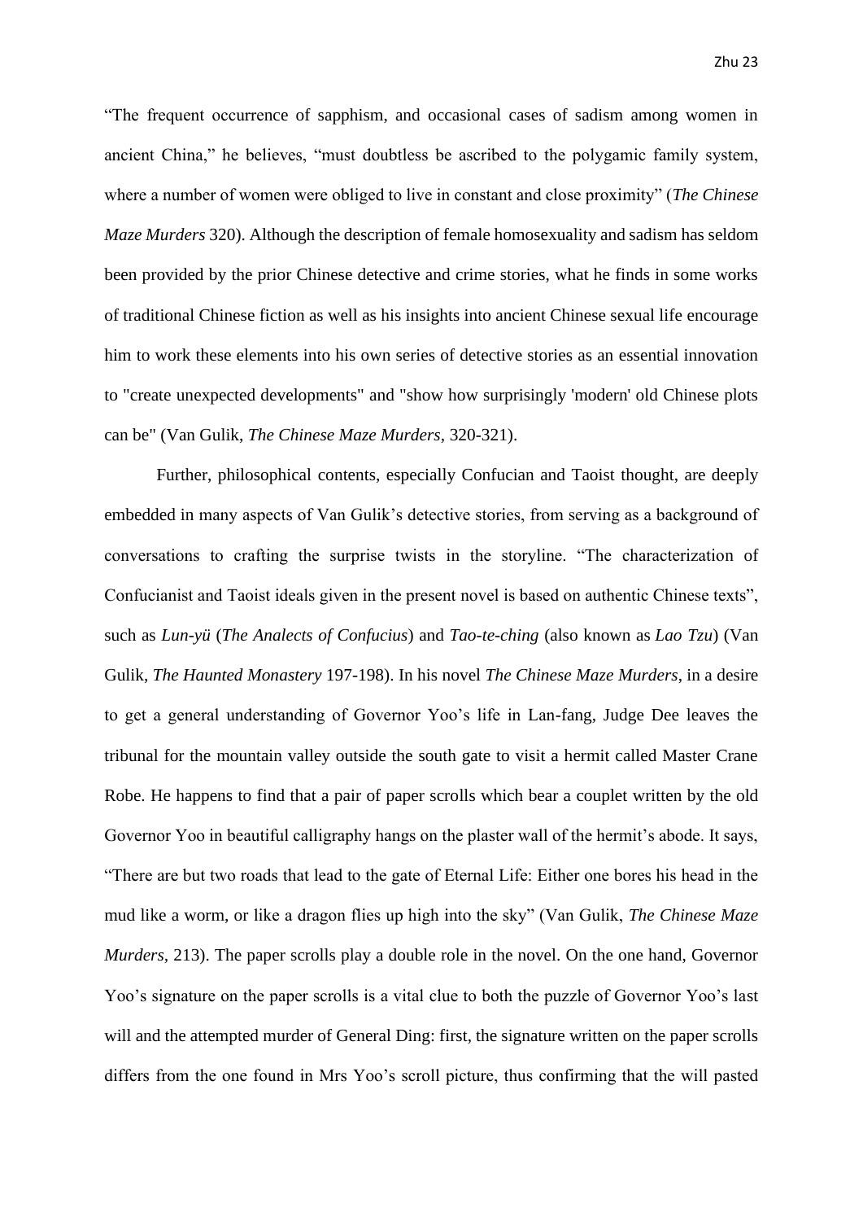"The frequent occurrence of sapphism, and occasional cases of sadism among women in ancient China," he believes, "must doubtless be ascribed to the polygamic family system, where a number of women were obliged to live in constant and close proximity" (*The Chinese Maze Murders* 320). Although the description of female homosexuality and sadism has seldom been provided by the prior Chinese detective and crime stories, what he finds in some works of traditional Chinese fiction as well as his insights into ancient Chinese sexual life encourage him to work these elements into his own series of detective stories as an essential innovation to "create unexpected developments" and "show how surprisingly 'modern' old Chinese plots can be" (Van Gulik, *The Chinese Maze Murders,* 320-321).

Further, philosophical contents, especially Confucian and Taoist thought, are deeply embedded in many aspects of Van Gulik's detective stories, from serving as a background of conversations to crafting the surprise twists in the storyline. "The characterization of Confucianist and Taoist ideals given in the present novel is based on authentic Chinese texts", such as *Lun-yü* (*The Analects of Confucius*) and *Tao-te-ching* (also known as *Lao Tzu*) (Van Gulik, *The Haunted Monastery* 197-198). In his novel *The Chinese Maze Murders*, in a desire to get a general understanding of Governor Yoo's life in Lan-fang, Judge Dee leaves the tribunal for the mountain valley outside the south gate to visit a hermit called Master Crane Robe. He happens to find that a pair of paper scrolls which bear a couplet written by the old Governor Yoo in beautiful calligraphy hangs on the plaster wall of the hermit's abode. It says, "There are but two roads that lead to the gate of Eternal Life: Either one bores his head in the mud like a worm, or like a dragon flies up high into the sky" (Van Gulik, *The Chinese Maze Murders,* 213). The paper scrolls play a double role in the novel. On the one hand, Governor Yoo's signature on the paper scrolls is a vital clue to both the puzzle of Governor Yoo's last will and the attempted murder of General Ding: first, the signature written on the paper scrolls differs from the one found in Mrs Yoo's scroll picture, thus confirming that the will pasted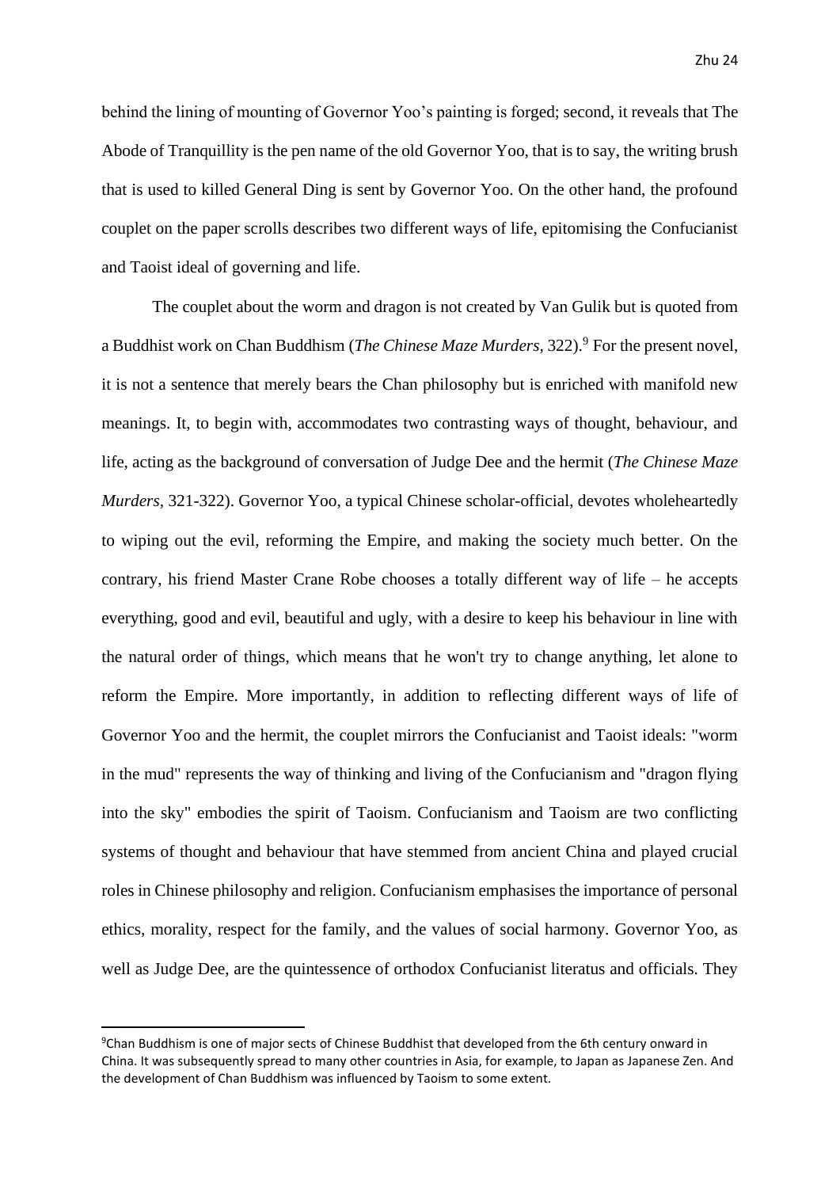behind the lining of mounting of Governor Yoo's painting is forged; second, it reveals that The Abode of Tranquillity is the pen name of the old Governor Yoo, that is to say, the writing brush that is used to killed General Ding is sent by Governor Yoo. On the other hand, the profound couplet on the paper scrolls describes two different ways of life, epitomising the Confucianist and Taoist ideal of governing and life.

The couplet about the worm and dragon is not created by Van Gulik but is quoted from a Buddhist work on Chan Buddhism (*The Chinese Maze Murders*, 322).[9] For the present novel, it is not a sentence that merely bears the Chan philosophy but is enriched with manifold new meanings. It, to begin with, accommodates two contrasting ways of thought, behaviour, and life, acting as the background of conversation of Judge Dee and the hermit (*The Chinese Maze Murders*, 321-322). Governor Yoo, a typical Chinese scholar-official, devotes wholeheartedly to wiping out the evil, reforming the Empire, and making the society much better. On the contrary, his friend Master Crane Robe chooses a totally different way of life – he accepts everything, good and evil, beautiful and ugly, with a desire to keep his behaviour in line with the natural order of things, which means that he won't try to change anything, let alone to reform the Empire. More importantly, in addition to reflecting different ways of life of Governor Yoo and the hermit, the couplet mirrors the Confucianist and Taoist ideals: "worm in the mud" represents the way of thinking and living of the Confucianism and "dragon flying into the sky" embodies the spirit of Taoism. Confucianism and Taoism are two conflicting systems of thought and behaviour that have stemmed from ancient China and played crucial roles in Chinese philosophy and religion. Confucianism emphasises the importance of personal ethics, morality, respect for the family, and the values of social harmony. Governor Yoo, as well as Judge Dee, are the quintessence of orthodox Confucianist literatus and officials. They

---

[9]Chan Buddhism is one of major sects of Chinese Buddhist that developed from the 6th century onward in China. It was subsequently spread to many other countries in Asia, for example, to Japan as Japanese Zen. And the development of Chan Buddhism was influenced by Taoism to some extent.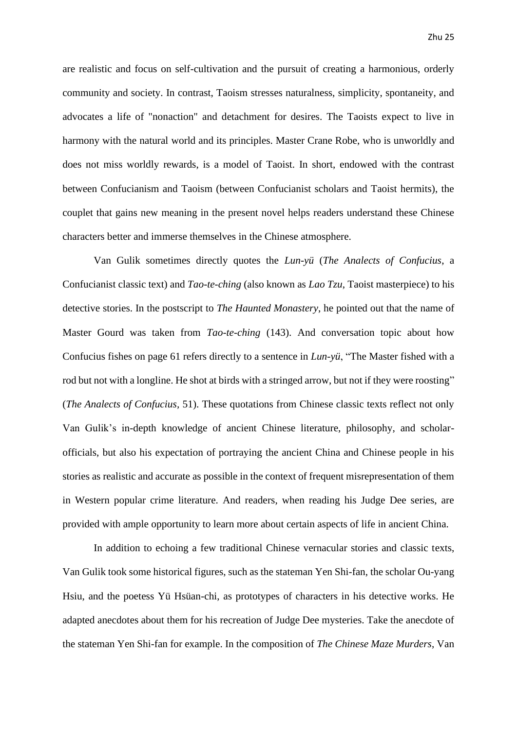are realistic and focus on self-cultivation and the pursuit of creating a harmonious, orderly community and society. In contrast, Taoism stresses naturalness, simplicity, spontaneity, and advocates a life of "nonaction" and detachment for desires. The Taoists expect to live in harmony with the natural world and its principles. Master Crane Robe, who is unworldly and does not miss worldly rewards, is a model of Taoist. In short, endowed with the contrast between Confucianism and Taoism (between Confucianist scholars and Taoist hermits), the couplet that gains new meaning in the present novel helps readers understand these Chinese characters better and immerse themselves in the Chinese atmosphere.

Van Gulik sometimes directly quotes the *Lun-yü* (*The Analects of Confucius*, a Confucianist classic text) and *Tao-te-ching* (also known as *Lao Tzu*, Taoist masterpiece) to his detective stories. In the postscript to *The Haunted Monastery*, he pointed out that the name of Master Gourd was taken from *Tao-te-ching* (143). And conversation topic about how Confucius fishes on page 61 refers directly to a sentence in *Lun-yü*, "The Master fished with a rod but not with a longline. He shot at birds with a stringed arrow, but not if they were roosting" (*The Analects of Confucius*, 51). These quotations from Chinese classic texts reflect not only Van Gulik's in-depth knowledge of ancient Chinese literature, philosophy, and scholar-officials, but also his expectation of portraying the ancient China and Chinese people in his stories as realistic and accurate as possible in the context of frequent misrepresentation of them in Western popular crime literature. And readers, when reading his Judge Dee series, are provided with ample opportunity to learn more about certain aspects of life in ancient China.

In addition to echoing a few traditional Chinese vernacular stories and classic texts, Van Gulik took some historical figures, such as the stateman Yen Shi-fan, the scholar Ou-yang Hsiu, and the poetess Yü Hsüan-chi, as prototypes of characters in his detective works. He adapted anecdotes about them for his recreation of Judge Dee mysteries. Take the anecdote of the stateman Yen Shi-fan for example. In the composition of *The Chinese Maze Murders*, Van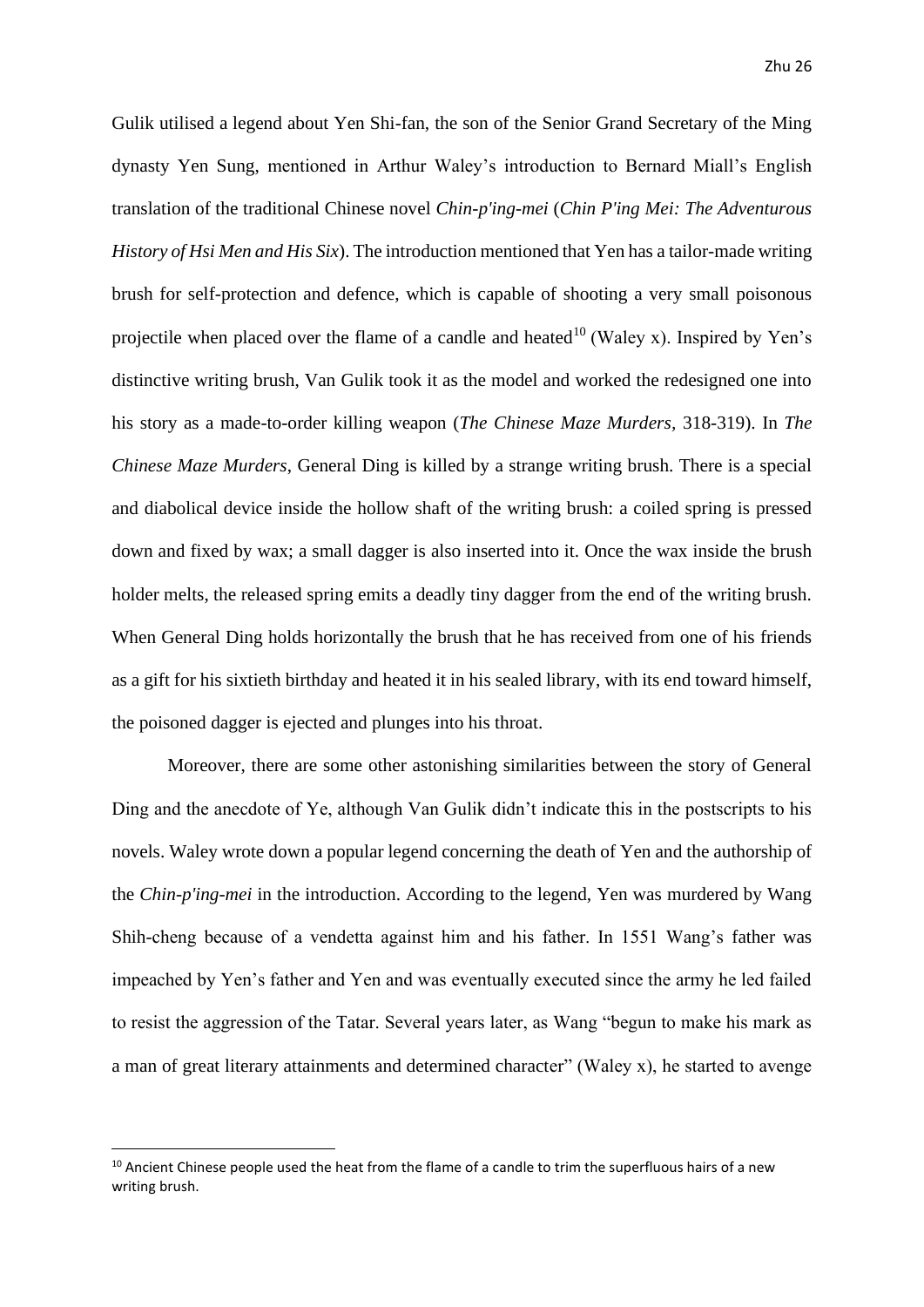Gulik utilised a legend about Yen Shi-fan, the son of the Senior Grand Secretary of the Ming dynasty Yen Sung, mentioned in Arthur Waley's introduction to Bernard Miall's English translation of the traditional Chinese novel *Chin-p'ing-mei* (*Chin P'ing Mei: The Adventurous History of Hsi Men and His Six*). The introduction mentioned that Yen has a tailor-made writing brush for self-protection and defence, which is capable of shooting a very small poisonous projectile when placed over the flame of a candle and heated[10] (Waley x). Inspired by Yen's distinctive writing brush, Van Gulik took it as the model and worked the redesigned one into his story as a made-to-order killing weapon (*The Chinese Maze Murders*, 318-319). In *The Chinese Maze Murders*, General Ding is killed by a strange writing brush. There is a special and diabolical device inside the hollow shaft of the writing brush: a coiled spring is pressed down and fixed by wax; a small dagger is also inserted into it. Once the wax inside the brush holder melts, the released spring emits a deadly tiny dagger from the end of the writing brush. When General Ding holds horizontally the brush that he has received from one of his friends as a gift for his sixtieth birthday and heated it in his sealed library, with its end toward himself, the poisoned dagger is ejected and plunges into his throat.

Moreover, there are some other astonishing similarities between the story of General Ding and the anecdote of Ye, although Van Gulik didn't indicate this in the postscripts to his novels. Waley wrote down a popular legend concerning the death of Yen and the authorship of the *Chin-p'ing-mei* in the introduction. According to the legend, Yen was murdered by Wang Shih-cheng because of a vendetta against him and his father. In 1551 Wang's father was impeached by Yen's father and Yen and was eventually executed since the army he led failed to resist the aggression of the Tatar. Several years later, as Wang "begun to make his mark as a man of great literary attainments and determined character" (Waley x), he started to avenge

[10] Ancient Chinese people used the heat from the flame of a candle to trim the superfluous hairs of a new writing brush.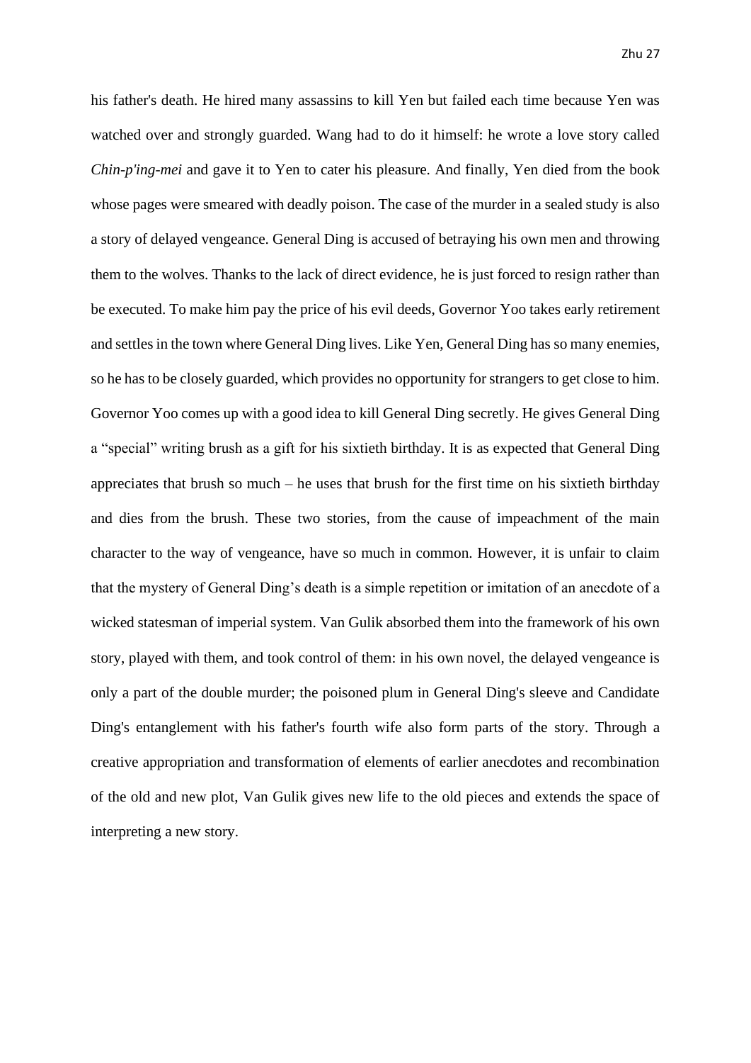his father's death. He hired many assassins to kill Yen but failed each time because Yen was watched over and strongly guarded. Wang had to do it himself: he wrote a love story called *Chin-p'ing-mei* and gave it to Yen to cater his pleasure. And finally, Yen died from the book whose pages were smeared with deadly poison. The case of the murder in a sealed study is also a story of delayed vengeance. General Ding is accused of betraying his own men and throwing them to the wolves. Thanks to the lack of direct evidence, he is just forced to resign rather than be executed. To make him pay the price of his evil deeds, Governor Yoo takes early retirement and settles in the town where General Ding lives. Like Yen, General Ding has so many enemies, so he has to be closely guarded, which provides no opportunity for strangers to get close to him. Governor Yoo comes up with a good idea to kill General Ding secretly. He gives General Ding a "special" writing brush as a gift for his sixtieth birthday. It is as expected that General Ding appreciates that brush so much – he uses that brush for the first time on his sixtieth birthday and dies from the brush. These two stories, from the cause of impeachment of the main character to the way of vengeance, have so much in common. However, it is unfair to claim that the mystery of General Ding's death is a simple repetition or imitation of an anecdote of a wicked statesman of imperial system. Van Gulik absorbed them into the framework of his own story, played with them, and took control of them: in his own novel, the delayed vengeance is only a part of the double murder; the poisoned plum in General Ding's sleeve and Candidate Ding's entanglement with his father's fourth wife also form parts of the story. Through a creative appropriation and transformation of elements of earlier anecdotes and recombination of the old and new plot, Van Gulik gives new life to the old pieces and extends the space of interpreting a new story.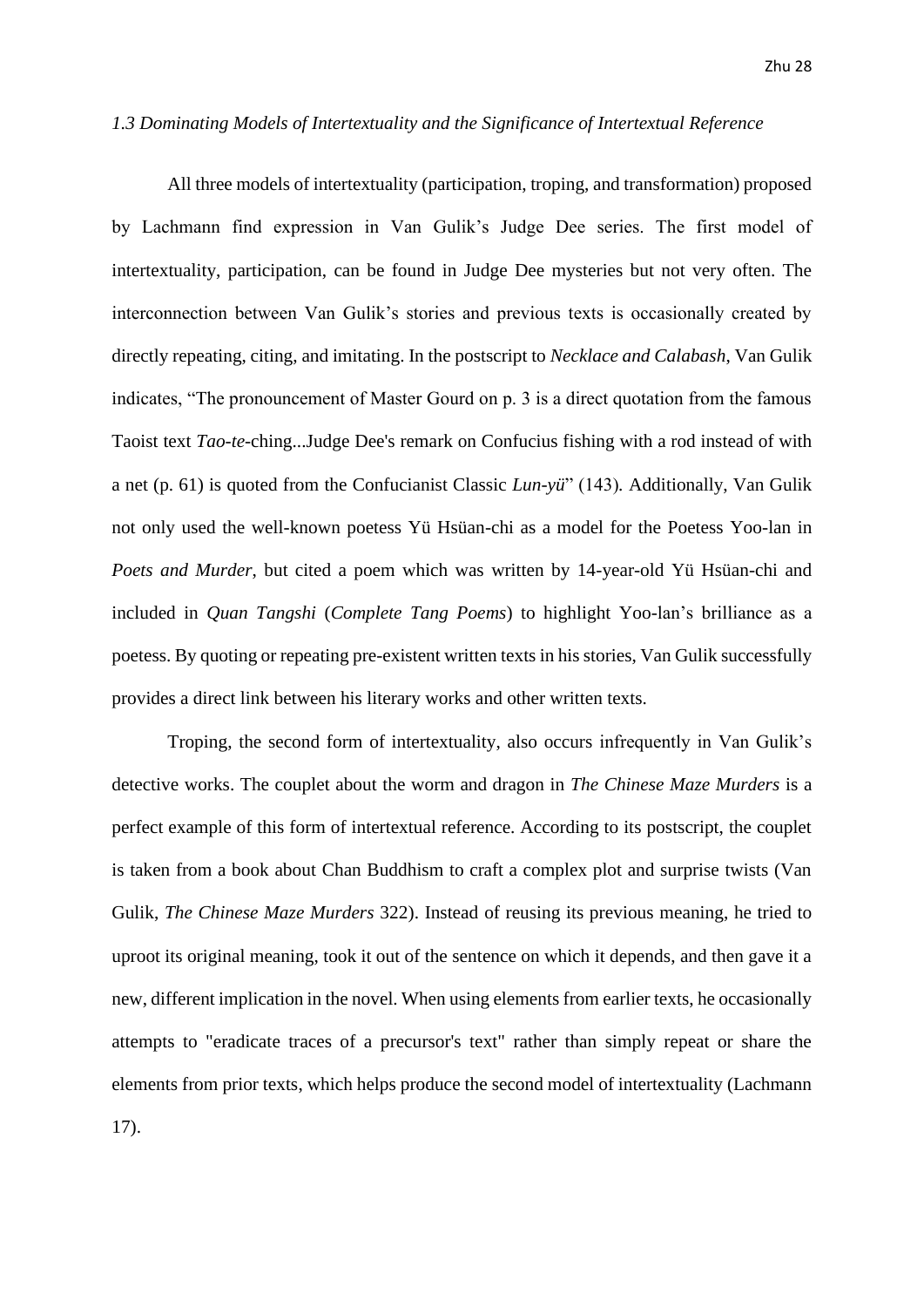*1.3 Dominating Models of Intertextuality and the Significance of Intertextual Reference*

All three models of intertextuality (participation, troping, and transformation) proposed by Lachmann find expression in Van Gulik's Judge Dee series. The first model of intertextuality, participation, can be found in Judge Dee mysteries but not very often. The interconnection between Van Gulik's stories and previous texts is occasionally created by directly repeating, citing, and imitating. In the postscript to *Necklace and Calabash*, Van Gulik indicates, "The pronouncement of Master Gourd on p. 3 is a direct quotation from the famous Taoist text *Tao-te*-ching...Judge Dee's remark on Confucius fishing with a rod instead of with a net (p. 61) is quoted from the Confucianist Classic *Lun-yü*" (143). Additionally, Van Gulik not only used the well-known poetess Yü Hsüan-chi as a model for the Poetess Yoo-lan in *Poets and Murder*, but cited a poem which was written by 14-year-old Yü Hsüan-chi and included in *Quan Tangshi* (*Complete Tang Poems*) to highlight Yoo-lan's brilliance as a poetess. By quoting or repeating pre-existent written texts in his stories, Van Gulik successfully provides a direct link between his literary works and other written texts.

Troping, the second form of intertextuality, also occurs infrequently in Van Gulik's detective works. The couplet about the worm and dragon in *The Chinese Maze Murders* is a perfect example of this form of intertextual reference. According to its postscript, the couplet is taken from a book about Chan Buddhism to craft a complex plot and surprise twists (Van Gulik, *The Chinese Maze Murders* 322). Instead of reusing its previous meaning, he tried to uproot its original meaning, took it out of the sentence on which it depends, and then gave it a new, different implication in the novel. When using elements from earlier texts, he occasionally attempts to "eradicate traces of a precursor's text" rather than simply repeat or share the elements from prior texts, which helps produce the second model of intertextuality (Lachmann 17).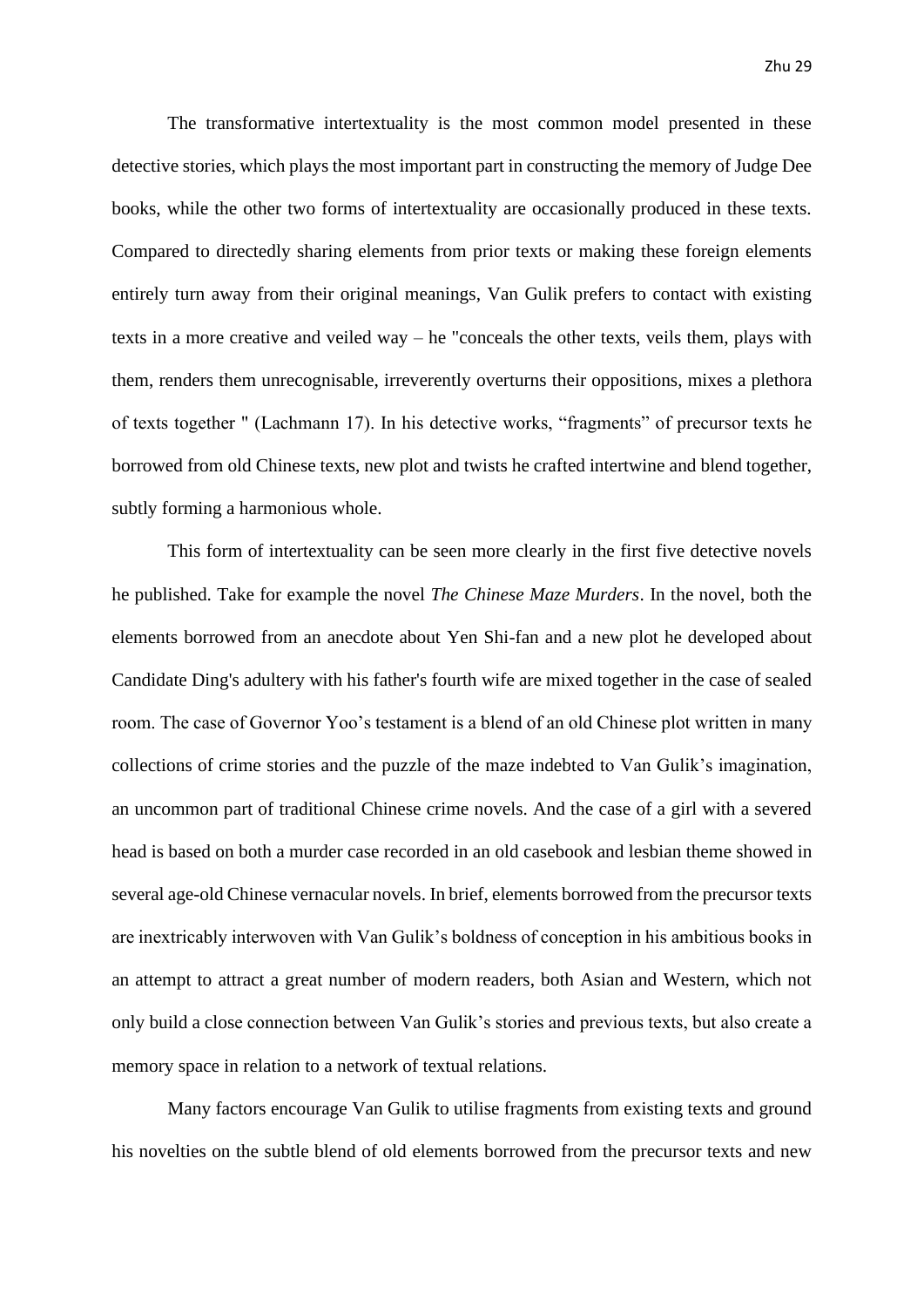The transformative intertextuality is the most common model presented in these detective stories, which plays the most important part in constructing the memory of Judge Dee books, while the other two forms of intertextuality are occasionally produced in these texts. Compared to directedly sharing elements from prior texts or making these foreign elements entirely turn away from their original meanings, Van Gulik prefers to contact with existing texts in a more creative and veiled way – he "conceals the other texts, veils them, plays with them, renders them unrecognisable, irreverently overturns their oppositions, mixes a plethora of texts together " (Lachmann 17). In his detective works, "fragments" of precursor texts he borrowed from old Chinese texts, new plot and twists he crafted intertwine and blend together, subtly forming a harmonious whole.

This form of intertextuality can be seen more clearly in the first five detective novels he published. Take for example the novel *The Chinese Maze Murders*. In the novel, both the elements borrowed from an anecdote about Yen Shi-fan and a new plot he developed about Candidate Ding's adultery with his father's fourth wife are mixed together in the case of sealed room. The case of Governor Yoo's testament is a blend of an old Chinese plot written in many collections of crime stories and the puzzle of the maze indebted to Van Gulik's imagination, an uncommon part of traditional Chinese crime novels. And the case of a girl with a severed head is based on both a murder case recorded in an old casebook and lesbian theme showed in several age-old Chinese vernacular novels. In brief, elements borrowed from the precursor texts are inextricably interwoven with Van Gulik's boldness of conception in his ambitious books in an attempt to attract a great number of modern readers, both Asian and Western, which not only build a close connection between Van Gulik's stories and previous texts, but also create a memory space in relation to a network of textual relations.

Many factors encourage Van Gulik to utilise fragments from existing texts and ground his novelties on the subtle blend of old elements borrowed from the precursor texts and new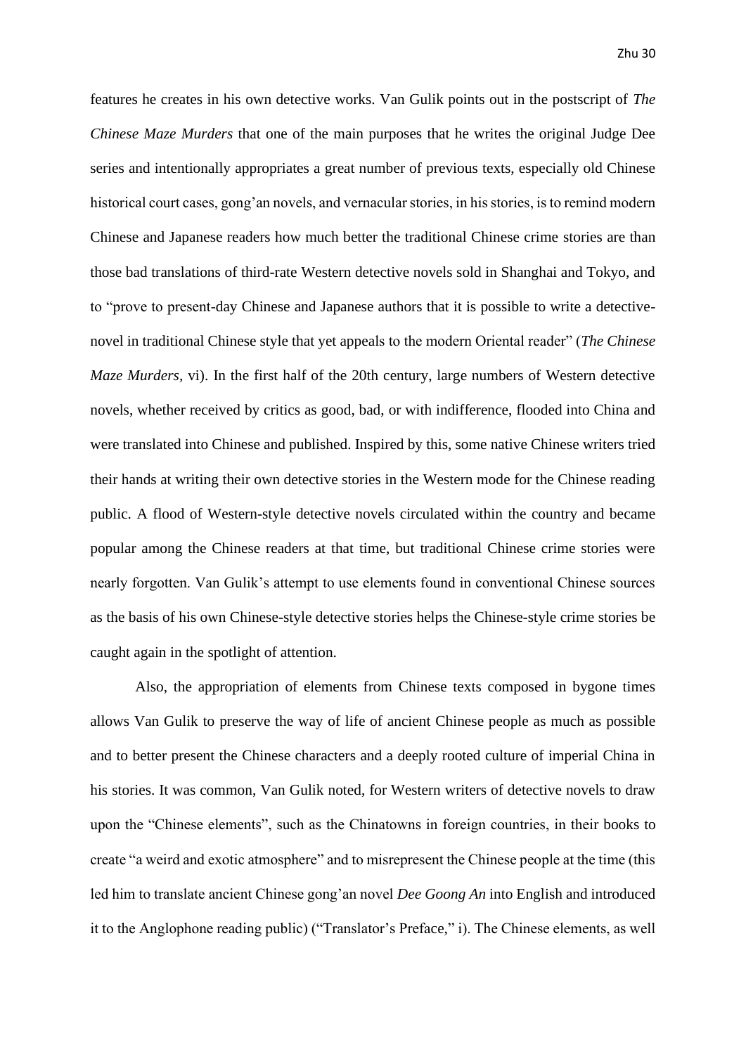features he creates in his own detective works. Van Gulik points out in the postscript of *The Chinese Maze Murders* that one of the main purposes that he writes the original Judge Dee series and intentionally appropriates a great number of previous texts, especially old Chinese historical court cases, gong'an novels, and vernacular stories, in his stories, is to remind modern Chinese and Japanese readers how much better the traditional Chinese crime stories are than those bad translations of third-rate Western detective novels sold in Shanghai and Tokyo, and to "prove to present-day Chinese and Japanese authors that it is possible to write a detective-novel in traditional Chinese style that yet appeals to the modern Oriental reader" (*The Chinese Maze Murders,* vi). In the first half of the 20th century, large numbers of Western detective novels, whether received by critics as good, bad, or with indifference, flooded into China and were translated into Chinese and published. Inspired by this, some native Chinese writers tried their hands at writing their own detective stories in the Western mode for the Chinese reading public. A flood of Western-style detective novels circulated within the country and became popular among the Chinese readers at that time, but traditional Chinese crime stories were nearly forgotten. Van Gulik's attempt to use elements found in conventional Chinese sources as the basis of his own Chinese-style detective stories helps the Chinese-style crime stories be caught again in the spotlight of attention.

Also, the appropriation of elements from Chinese texts composed in bygone times allows Van Gulik to preserve the way of life of ancient Chinese people as much as possible and to better present the Chinese characters and a deeply rooted culture of imperial China in his stories. It was common, Van Gulik noted, for Western writers of detective novels to draw upon the "Chinese elements", such as the Chinatowns in foreign countries, in their books to create "a weird and exotic atmosphere" and to misrepresent the Chinese people at the time (this led him to translate ancient Chinese gong'an novel *Dee Goong An* into English and introduced it to the Anglophone reading public) ("Translator's Preface," i). The Chinese elements, as well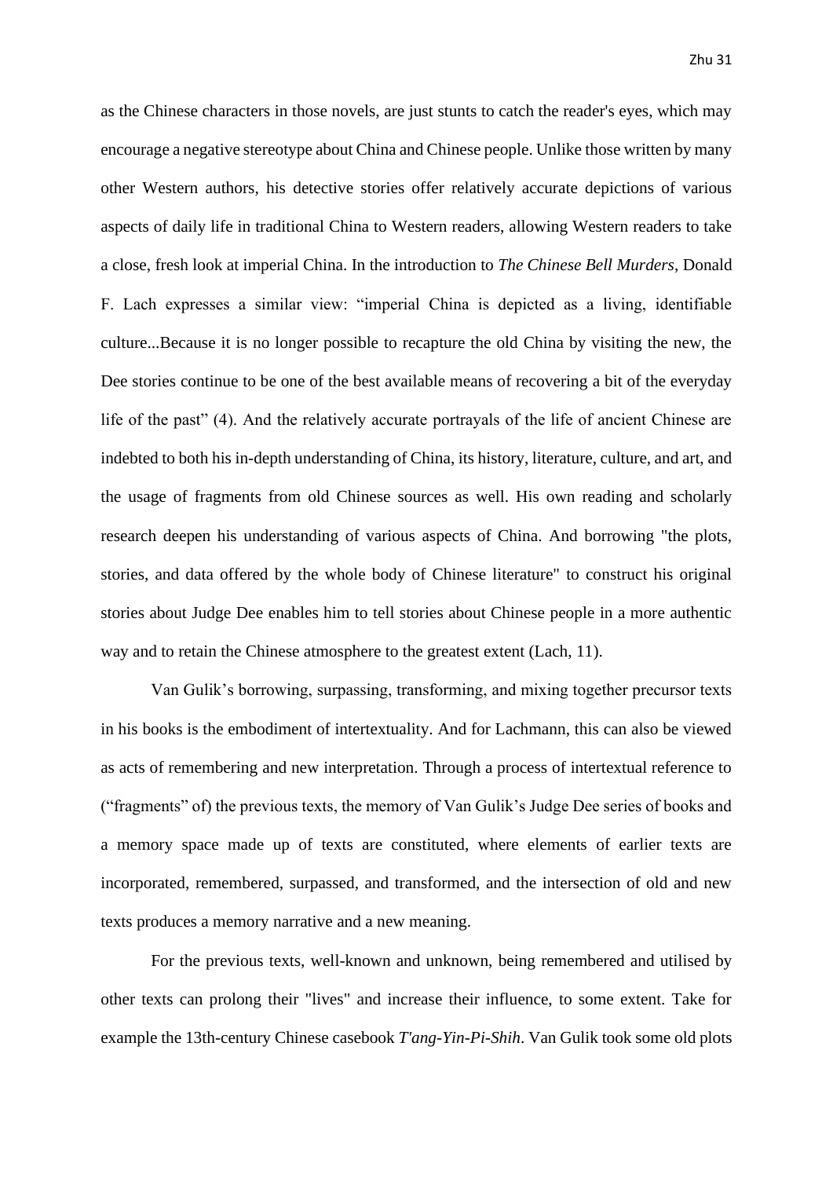as the Chinese characters in those novels, are just stunts to catch the reader's eyes, which may encourage a negative stereotype about China and Chinese people. Unlike those written by many other Western authors, his detective stories offer relatively accurate depictions of various aspects of daily life in traditional China to Western readers, allowing Western readers to take a close, fresh look at imperial China. In the introduction to *The Chinese Bell Murders*, Donald F. Lach expresses a similar view: "imperial China is depicted as a living, identifiable culture...Because it is no longer possible to recapture the old China by visiting the new, the Dee stories continue to be one of the best available means of recovering a bit of the everyday life of the past" (4). And the relatively accurate portrayals of the life of ancient Chinese are indebted to both his in-depth understanding of China, its history, literature, culture, and art, and the usage of fragments from old Chinese sources as well. His own reading and scholarly research deepen his understanding of various aspects of China. And borrowing "the plots, stories, and data offered by the whole body of Chinese literature" to construct his original stories about Judge Dee enables him to tell stories about Chinese people in a more authentic way and to retain the Chinese atmosphere to the greatest extent (Lach, 11).

Van Gulik's borrowing, surpassing, transforming, and mixing together precursor texts in his books is the embodiment of intertextuality. And for Lachmann, this can also be viewed as acts of remembering and new interpretation. Through a process of intertextual reference to ("fragments" of) the previous texts, the memory of Van Gulik's Judge Dee series of books and a memory space made up of texts are constituted, where elements of earlier texts are incorporated, remembered, surpassed, and transformed, and the intersection of old and new texts produces a memory narrative and a new meaning.

For the previous texts, well-known and unknown, being remembered and utilised by other texts can prolong their "lives" and increase their influence, to some extent. Take for example the 13th-century Chinese casebook *T'ang-Yin-Pi-Shih*. Van Gulik took some old plots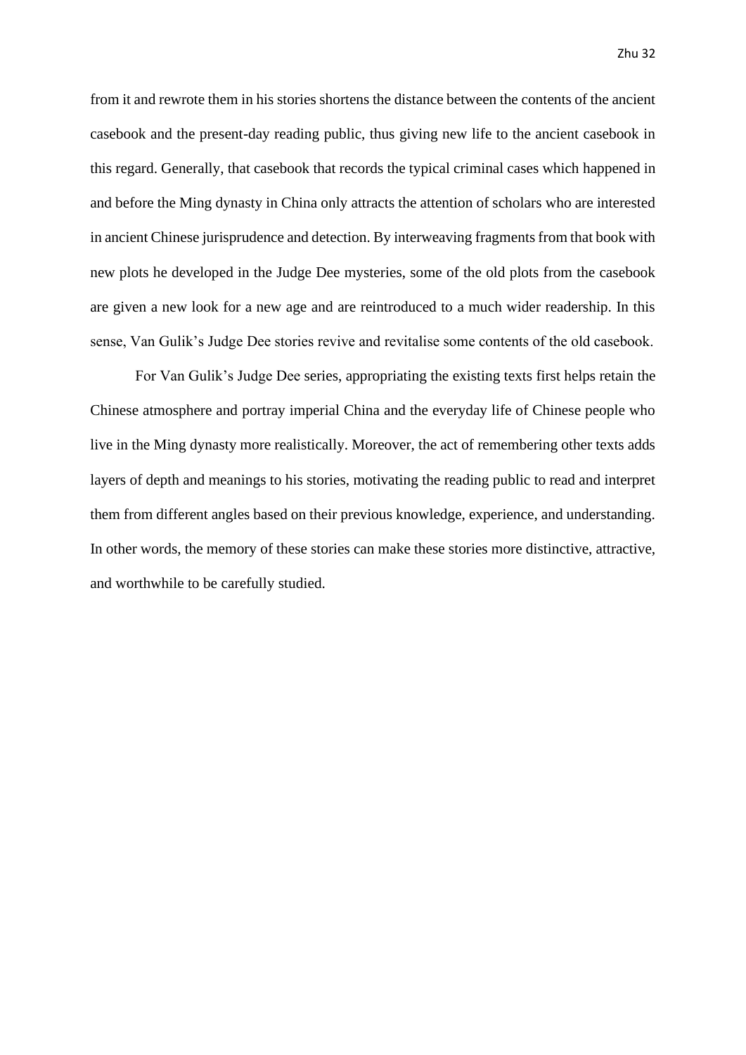from it and rewrote them in his stories shortens the distance between the contents of the ancient casebook and the present-day reading public, thus giving new life to the ancient casebook in this regard. Generally, that casebook that records the typical criminal cases which happened in and before the Ming dynasty in China only attracts the attention of scholars who are interested in ancient Chinese jurisprudence and detection. By interweaving fragments from that book with new plots he developed in the Judge Dee mysteries, some of the old plots from the casebook are given a new look for a new age and are reintroduced to a much wider readership. In this sense, Van Gulik's Judge Dee stories revive and revitalise some contents of the old casebook.

For Van Gulik's Judge Dee series, appropriating the existing texts first helps retain the Chinese atmosphere and portray imperial China and the everyday life of Chinese people who live in the Ming dynasty more realistically. Moreover, the act of remembering other texts adds layers of depth and meanings to his stories, motivating the reading public to read and interpret them from different angles based on their previous knowledge, experience, and understanding. In other words, the memory of these stories can make these stories more distinctive, attractive, and worthwhile to be carefully studied.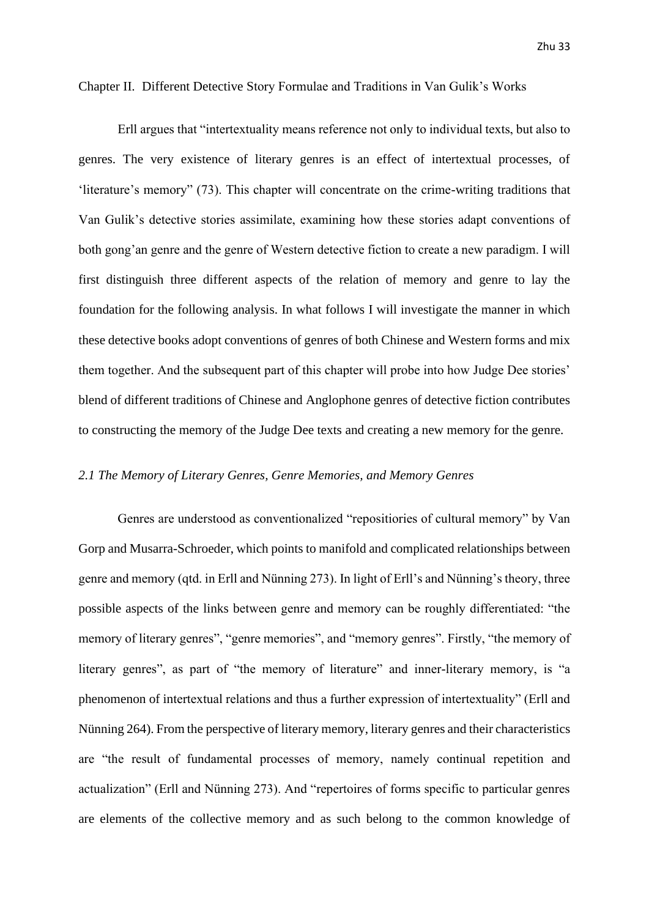Chapter II. Different Detective Story Formulae and Traditions in Van Gulik's Works

Erll argues that "intertextuality means reference not only to individual texts, but also to genres. The very existence of literary genres is an effect of intertextual processes, of 'literature's memory" (73). This chapter will concentrate on the crime-writing traditions that Van Gulik's detective stories assimilate, examining how these stories adapt conventions of both gong'an genre and the genre of Western detective fiction to create a new paradigm. I will first distinguish three different aspects of the relation of memory and genre to lay the foundation for the following analysis. In what follows I will investigate the manner in which these detective books adopt conventions of genres of both Chinese and Western forms and mix them together. And the subsequent part of this chapter will probe into how Judge Dee stories' blend of different traditions of Chinese and Anglophone genres of detective fiction contributes to constructing the memory of the Judge Dee texts and creating a new memory for the genre.

*2.1 The Memory of Literary Genres, Genre Memories, and Memory Genres*

Genres are understood as conventionalized "repositiories of cultural memory" by Van Gorp and Musarra-Schroeder, which points to manifold and complicated relationships between genre and memory (qtd. in Erll and Nünning 273). In light of Erll's and Nünning's theory, three possible aspects of the links between genre and memory can be roughly differentiated: "the memory of literary genres", "genre memories", and "memory genres". Firstly, "the memory of literary genres", as part of "the memory of literature" and inner-literary memory, is "a phenomenon of intertextual relations and thus a further expression of intertextuality" (Erll and Nünning 264). From the perspective of literary memory, literary genres and their characteristics are "the result of fundamental processes of memory, namely continual repetition and actualization" (Erll and Nünning 273). And "repertoires of forms specific to particular genres are elements of the collective memory and as such belong to the common knowledge of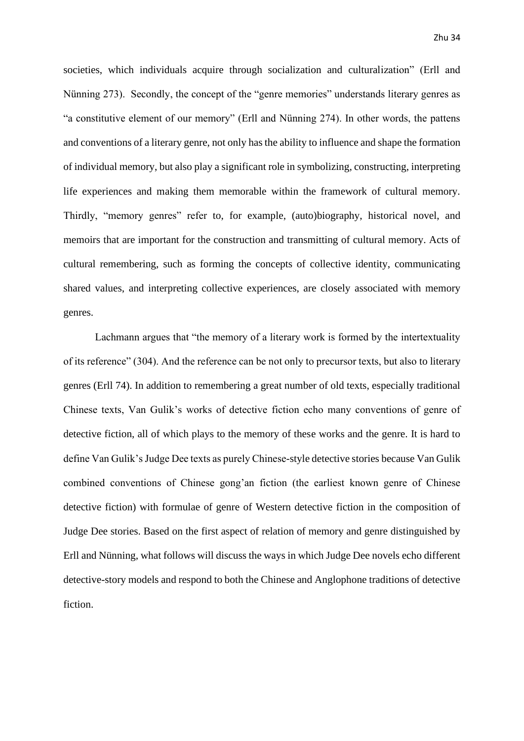societies, which individuals acquire through socialization and culturalization" (Erll and Nünning 273). Secondly, the concept of the "genre memories" understands literary genres as "a constitutive element of our memory" (Erll and Nünning 274). In other words, the pattens and conventions of a literary genre, not only has the ability to influence and shape the formation of individual memory, but also play a significant role in symbolizing, constructing, interpreting life experiences and making them memorable within the framework of cultural memory. Thirdly, "memory genres" refer to, for example, (auto)biography, historical novel, and memoirs that are important for the construction and transmitting of cultural memory. Acts of cultural remembering, such as forming the concepts of collective identity, communicating shared values, and interpreting collective experiences, are closely associated with memory genres.

Lachmann argues that "the memory of a literary work is formed by the intertextuality of its reference" (304). And the reference can be not only to precursor texts, but also to literary genres (Erll 74). In addition to remembering a great number of old texts, especially traditional Chinese texts, Van Gulik's works of detective fiction echo many conventions of genre of detective fiction, all of which plays to the memory of these works and the genre. It is hard to define Van Gulik's Judge Dee texts as purely Chinese-style detective stories because Van Gulik combined conventions of Chinese gong'an fiction (the earliest known genre of Chinese detective fiction) with formulae of genre of Western detective fiction in the composition of Judge Dee stories. Based on the first aspect of relation of memory and genre distinguished by Erll and Nünning, what follows will discuss the ways in which Judge Dee novels echo different detective-story models and respond to both the Chinese and Anglophone traditions of detective fiction.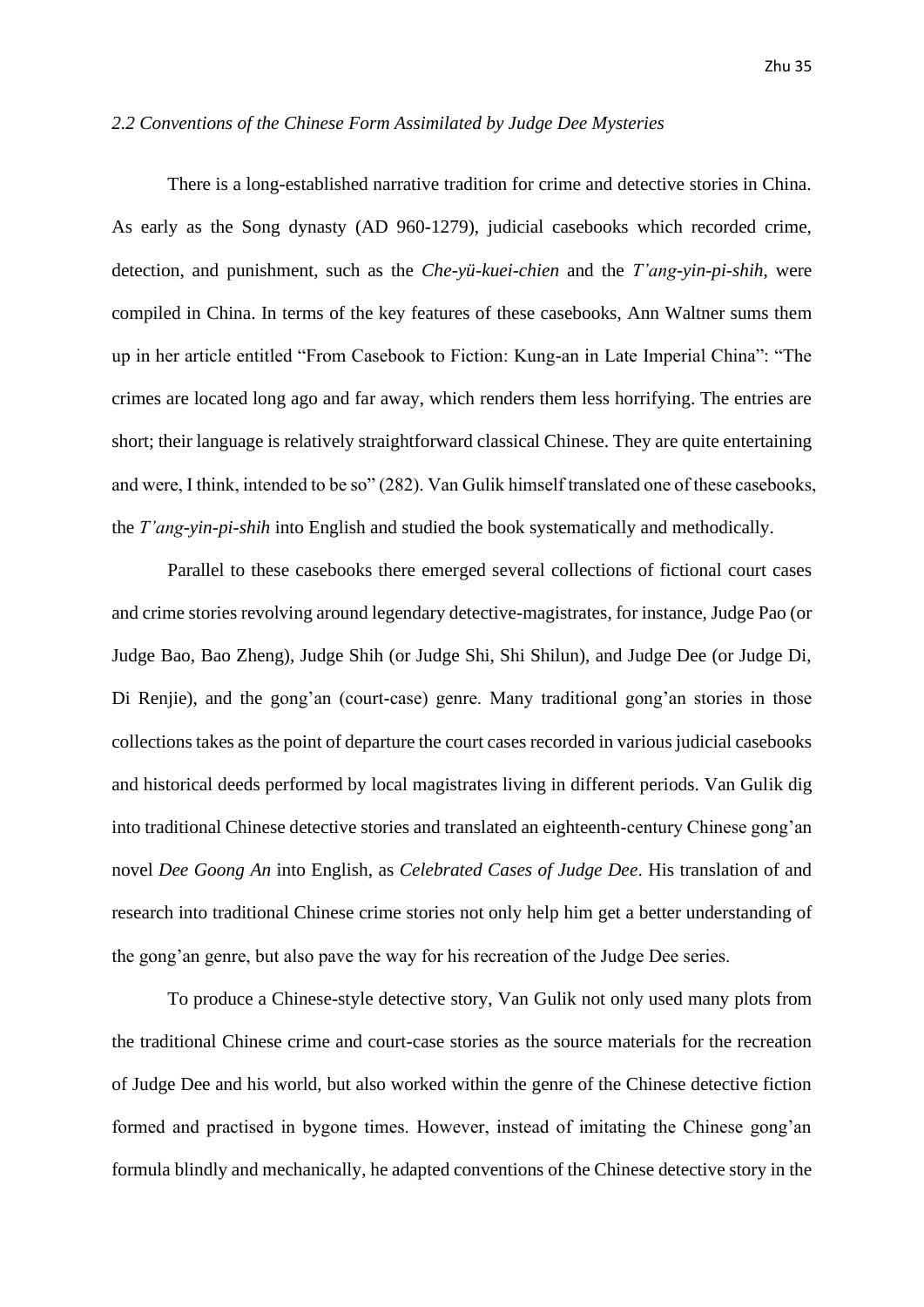## *2.2 Conventions of the Chinese Form Assimilated by Judge Dee Mysteries*

There is a long-established narrative tradition for crime and detective stories in China. As early as the Song dynasty (AD 960-1279), judicial casebooks which recorded crime, detection, and punishment, such as the *Che-yü-kuei-chien* and the *T'ang-yin-pi-shih*, were compiled in China. In terms of the key features of these casebooks, Ann Waltner sums them up in her article entitled "From Casebook to Fiction: Kung-an in Late Imperial China": "The crimes are located long ago and far away, which renders them less horrifying. The entries are short; their language is relatively straightforward classical Chinese. They are quite entertaining and were, I think, intended to be so" (282). Van Gulik himself translated one of these casebooks, the *T'ang-yin-pi-shih* into English and studied the book systematically and methodically.

Parallel to these casebooks there emerged several collections of fictional court cases and crime stories revolving around legendary detective-magistrates, for instance, Judge Pao (or Judge Bao, Bao Zheng), Judge Shih (or Judge Shi, Shi Shilun), and Judge Dee (or Judge Di, Di Renjie), and the gong'an (court-case) genre. Many traditional gong'an stories in those collections takes as the point of departure the court cases recorded in various judicial casebooks and historical deeds performed by local magistrates living in different periods. Van Gulik dig into traditional Chinese detective stories and translated an eighteenth-century Chinese gong'an novel *Dee Goong An* into English, as *Celebrated Cases of Judge Dee*. His translation of and research into traditional Chinese crime stories not only help him get a better understanding of the gong'an genre, but also pave the way for his recreation of the Judge Dee series.

To produce a Chinese-style detective story, Van Gulik not only used many plots from the traditional Chinese crime and court-case stories as the source materials for the recreation of Judge Dee and his world, but also worked within the genre of the Chinese detective fiction formed and practised in bygone times. However, instead of imitating the Chinese gong'an formula blindly and mechanically, he adapted conventions of the Chinese detective story in the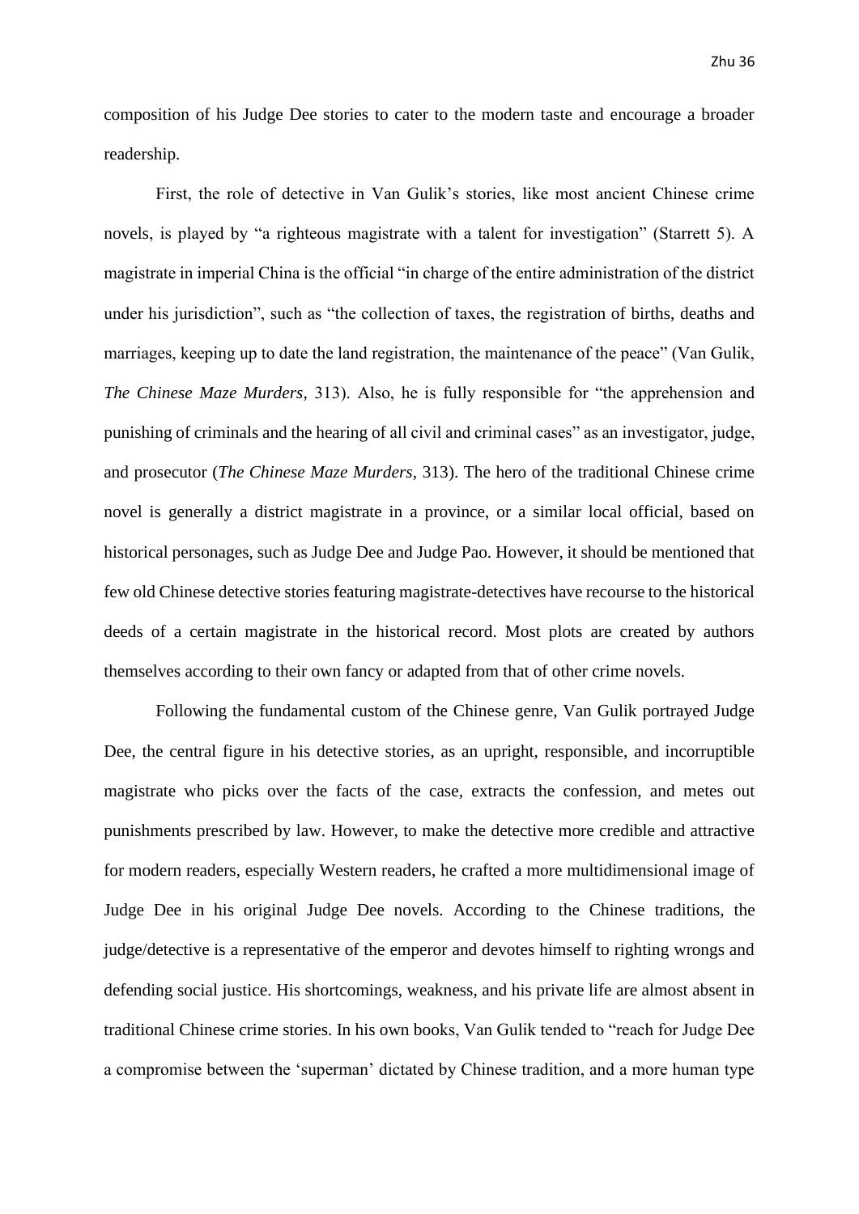composition of his Judge Dee stories to cater to the modern taste and encourage a broader readership.

First, the role of detective in Van Gulik's stories, like most ancient Chinese crime novels, is played by "a righteous magistrate with a talent for investigation" (Starrett 5). A magistrate in imperial China is the official "in charge of the entire administration of the district under his jurisdiction", such as "the collection of taxes, the registration of births, deaths and marriages, keeping up to date the land registration, the maintenance of the peace" (Van Gulik, *The Chinese Maze Murders,* 313). Also, he is fully responsible for "the apprehension and punishing of criminals and the hearing of all civil and criminal cases" as an investigator, judge, and prosecutor (*The Chinese Maze Murders,* 313). The hero of the traditional Chinese crime novel is generally a district magistrate in a province, or a similar local official, based on historical personages, such as Judge Dee and Judge Pao. However, it should be mentioned that few old Chinese detective stories featuring magistrate-detectives have recourse to the historical deeds of a certain magistrate in the historical record. Most plots are created by authors themselves according to their own fancy or adapted from that of other crime novels.

Following the fundamental custom of the Chinese genre, Van Gulik portrayed Judge Dee, the central figure in his detective stories, as an upright, responsible, and incorruptible magistrate who picks over the facts of the case, extracts the confession, and metes out punishments prescribed by law. However, to make the detective more credible and attractive for modern readers, especially Western readers, he crafted a more multidimensional image of Judge Dee in his original Judge Dee novels. According to the Chinese traditions, the judge/detective is a representative of the emperor and devotes himself to righting wrongs and defending social justice. His shortcomings, weakness, and his private life are almost absent in traditional Chinese crime stories. In his own books, Van Gulik tended to "reach for Judge Dee a compromise between the 'superman' dictated by Chinese tradition, and a more human type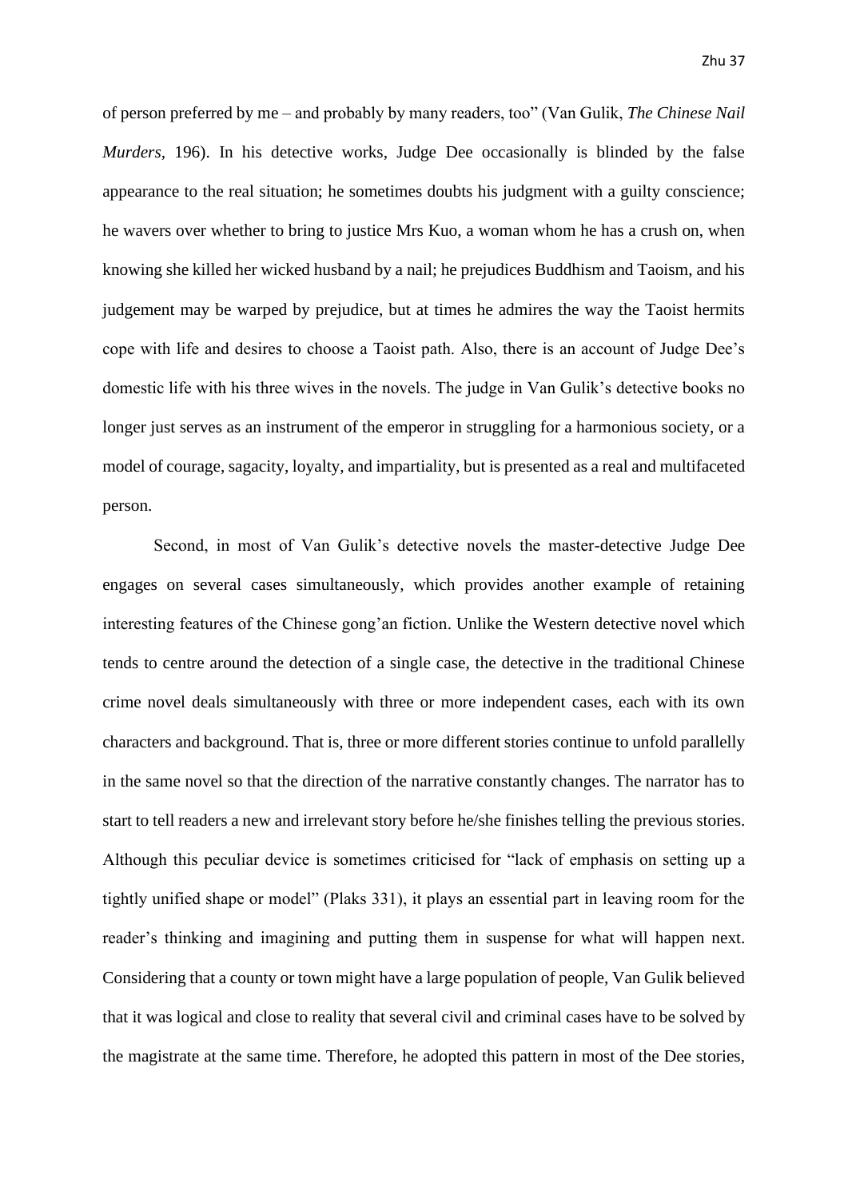of person preferred by me – and probably by many readers, too" (Van Gulik, *The Chinese Nail Murders*, 196). In his detective works, Judge Dee occasionally is blinded by the false appearance to the real situation; he sometimes doubts his judgment with a guilty conscience; he wavers over whether to bring to justice Mrs Kuo, a woman whom he has a crush on, when knowing she killed her wicked husband by a nail; he prejudices Buddhism and Taoism, and his judgement may be warped by prejudice, but at times he admires the way the Taoist hermits cope with life and desires to choose a Taoist path. Also, there is an account of Judge Dee's domestic life with his three wives in the novels. The judge in Van Gulik's detective books no longer just serves as an instrument of the emperor in struggling for a harmonious society, or a model of courage, sagacity, loyalty, and impartiality, but is presented as a real and multifaceted person.

Second, in most of Van Gulik's detective novels the master-detective Judge Dee engages on several cases simultaneously, which provides another example of retaining interesting features of the Chinese gong'an fiction. Unlike the Western detective novel which tends to centre around the detection of a single case, the detective in the traditional Chinese crime novel deals simultaneously with three or more independent cases, each with its own characters and background. That is, three or more different stories continue to unfold parallelly in the same novel so that the direction of the narrative constantly changes. The narrator has to start to tell readers a new and irrelevant story before he/she finishes telling the previous stories. Although this peculiar device is sometimes criticised for "lack of emphasis on setting up a tightly unified shape or model" (Plaks 331), it plays an essential part in leaving room for the reader's thinking and imagining and putting them in suspense for what will happen next. Considering that a county or town might have a large population of people, Van Gulik believed that it was logical and close to reality that several civil and criminal cases have to be solved by the magistrate at the same time. Therefore, he adopted this pattern in most of the Dee stories,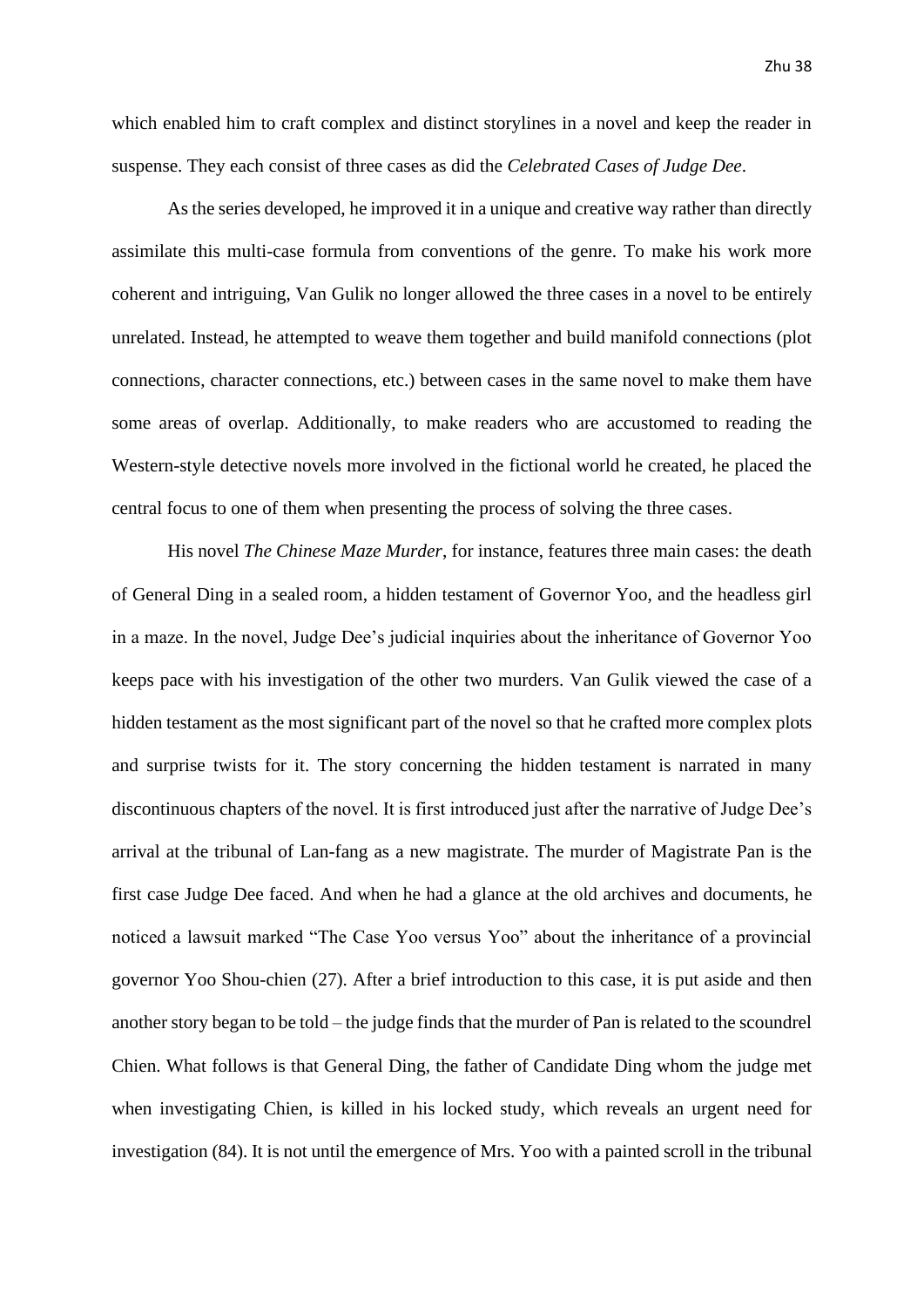which enabled him to craft complex and distinct storylines in a novel and keep the reader in suspense. They each consist of three cases as did the *Celebrated Cases of Judge Dee*.

As the series developed, he improved it in a unique and creative way rather than directly assimilate this multi-case formula from conventions of the genre. To make his work more coherent and intriguing, Van Gulik no longer allowed the three cases in a novel to be entirely unrelated. Instead, he attempted to weave them together and build manifold connections (plot connections, character connections, etc.) between cases in the same novel to make them have some areas of overlap. Additionally, to make readers who are accustomed to reading the Western-style detective novels more involved in the fictional world he created, he placed the central focus to one of them when presenting the process of solving the three cases.

His novel *The Chinese Maze Murder*, for instance, features three main cases: the death of General Ding in a sealed room, a hidden testament of Governor Yoo, and the headless girl in a maze. In the novel, Judge Dee's judicial inquiries about the inheritance of Governor Yoo keeps pace with his investigation of the other two murders. Van Gulik viewed the case of a hidden testament as the most significant part of the novel so that he crafted more complex plots and surprise twists for it. The story concerning the hidden testament is narrated in many discontinuous chapters of the novel. It is first introduced just after the narrative of Judge Dee's arrival at the tribunal of Lan-fang as a new magistrate. The murder of Magistrate Pan is the first case Judge Dee faced. And when he had a glance at the old archives and documents, he noticed a lawsuit marked "The Case Yoo versus Yoo" about the inheritance of a provincial governor Yoo Shou-chien (27). After a brief introduction to this case, it is put aside and then another story began to be told – the judge finds that the murder of Pan is related to the scoundrel Chien. What follows is that General Ding, the father of Candidate Ding whom the judge met when investigating Chien, is killed in his locked study, which reveals an urgent need for investigation (84). It is not until the emergence of Mrs. Yoo with a painted scroll in the tribunal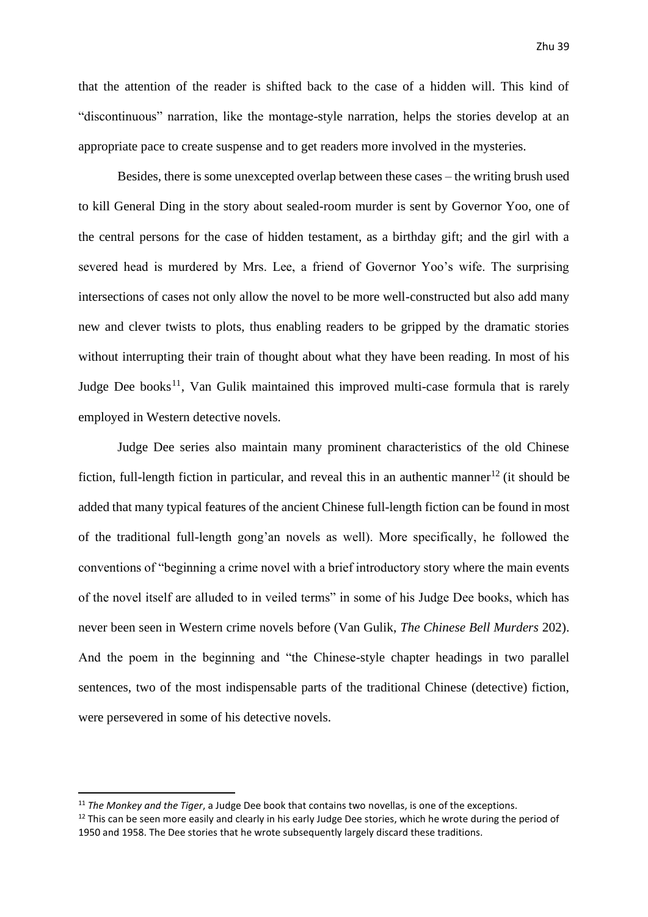that the attention of the reader is shifted back to the case of a hidden will. This kind of "discontinuous" narration, like the montage-style narration, helps the stories develop at an appropriate pace to create suspense and to get readers more involved in the mysteries.

Besides, there is some unexcepted overlap between these cases – the writing brush used to kill General Ding in the story about sealed-room murder is sent by Governor Yoo, one of the central persons for the case of hidden testament, as a birthday gift; and the girl with a severed head is murdered by Mrs. Lee, a friend of Governor Yoo's wife. The surprising intersections of cases not only allow the novel to be more well-constructed but also add many new and clever twists to plots, thus enabling readers to be gripped by the dramatic stories without interrupting their train of thought about what they have been reading. In most of his Judge Dee books[11], Van Gulik maintained this improved multi-case formula that is rarely employed in Western detective novels.

Judge Dee series also maintain many prominent characteristics of the old Chinese fiction, full-length fiction in particular, and reveal this in an authentic manner[12] (it should be added that many typical features of the ancient Chinese full-length fiction can be found in most of the traditional full-length gong'an novels as well). More specifically, he followed the conventions of "beginning a crime novel with a brief introductory story where the main events of the novel itself are alluded to in veiled terms" in some of his Judge Dee books, which has never been seen in Western crime novels before (Van Gulik, *The Chinese Bell Murders* 202). And the poem in the beginning and "the Chinese-style chapter headings in two parallel sentences, two of the most indispensable parts of the traditional Chinese (detective) fiction, were persevered in some of his detective novels.

---

[11] *The Monkey and the Tiger*, a Judge Dee book that contains two novellas, is one of the exceptions.

[12] This can be seen more easily and clearly in his early Judge Dee stories, which he wrote during the period of 1950 and 1958. The Dee stories that he wrote subsequently largely discard these traditions.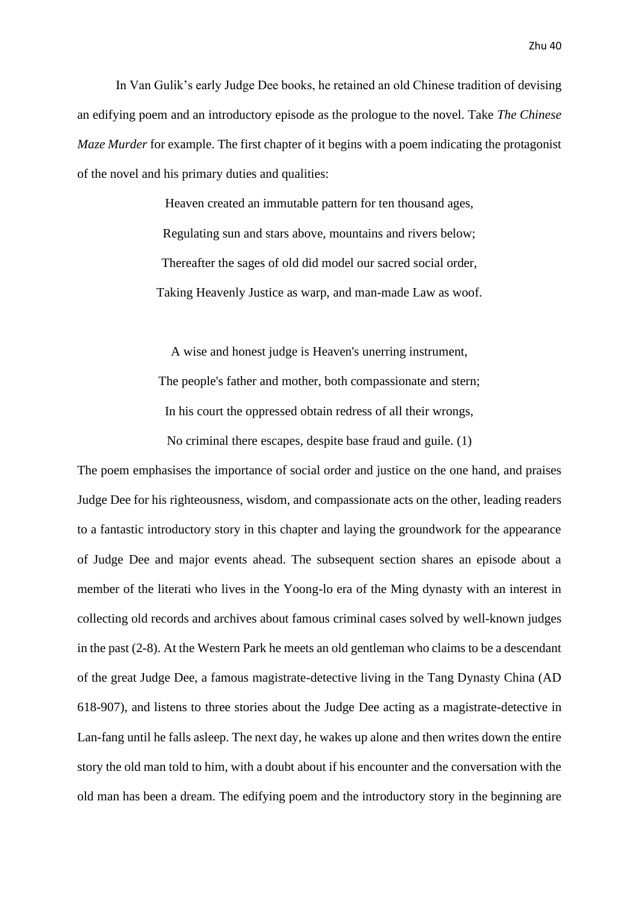In Van Gulik's early Judge Dee books, he retained an old Chinese tradition of devising an edifying poem and an introductory episode as the prologue to the novel. Take *The Chinese Maze Murder* for example. The first chapter of it begins with a poem indicating the protagonist of the novel and his primary duties and qualities:

> Heaven created an immutable pattern for ten thousand ages,
>
> Regulating sun and stars above, mountains and rivers below;
>
> Thereafter the sages of old did model our sacred social order,
>
> Taking Heavenly Justice as warp, and man-made Law as woof.
>
> A wise and honest judge is Heaven's unerring instrument,
>
> The people's father and mother, both compassionate and stern;
>
> In his court the oppressed obtain redress of all their wrongs,
>
> No criminal there escapes, despite base fraud and guile. (1)

The poem emphasises the importance of social order and justice on the one hand, and praises Judge Dee for his righteousness, wisdom, and compassionate acts on the other, leading readers to a fantastic introductory story in this chapter and laying the groundwork for the appearance of Judge Dee and major events ahead. The subsequent section shares an episode about a member of the literati who lives in the Yoong-lo era of the Ming dynasty with an interest in collecting old records and archives about famous criminal cases solved by well-known judges in the past (2-8). At the Western Park he meets an old gentleman who claims to be a descendant of the great Judge Dee, a famous magistrate-detective living in the Tang Dynasty China (AD 618-907), and listens to three stories about the Judge Dee acting as a magistrate-detective in Lan-fang until he falls asleep. The next day, he wakes up alone and then writes down the entire story the old man told to him, with a doubt about if his encounter and the conversation with the old man has been a dream. The edifying poem and the introductory story in the beginning are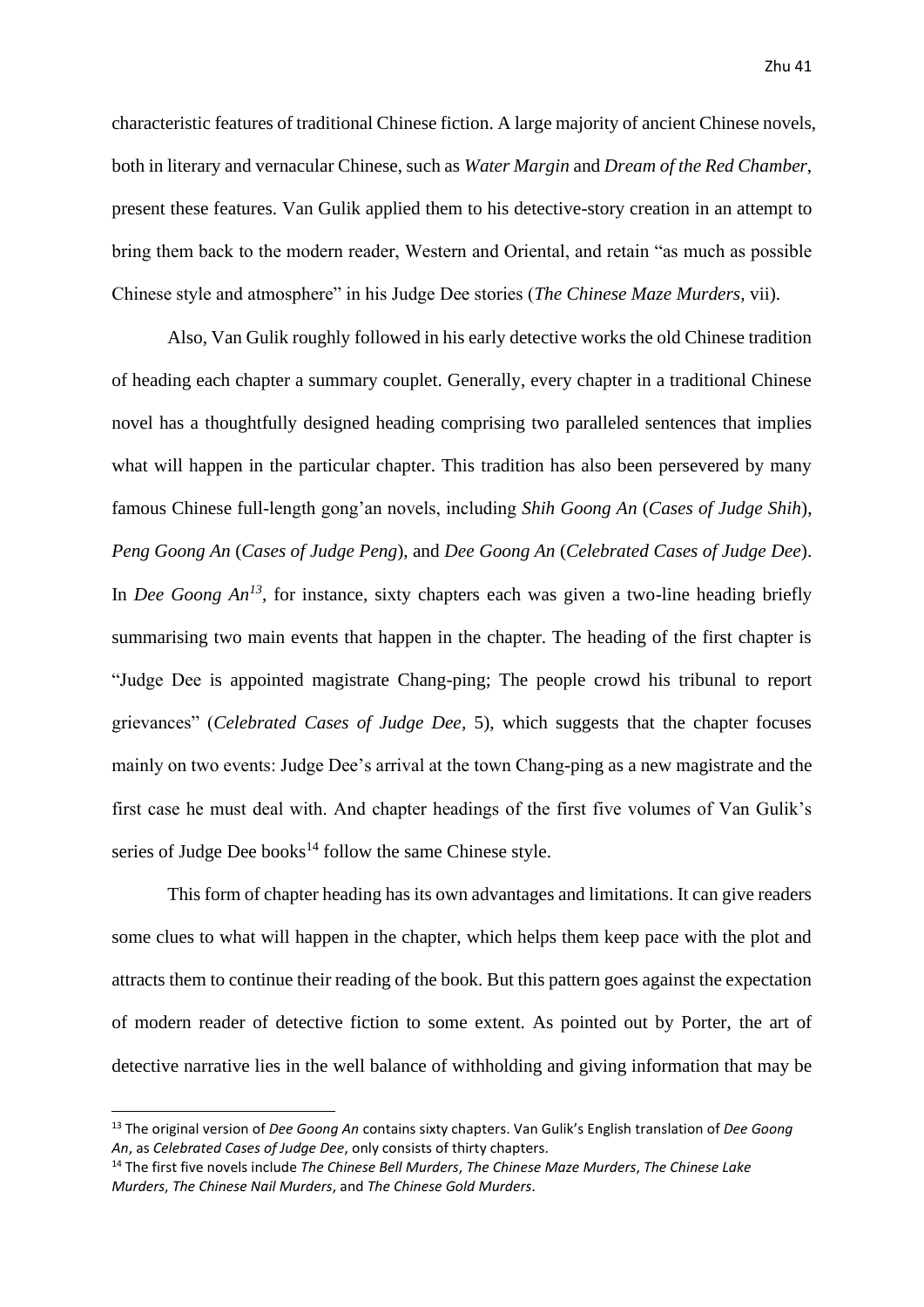characteristic features of traditional Chinese fiction. A large majority of ancient Chinese novels, both in literary and vernacular Chinese, such as *Water Margin* and *Dream of the Red Chamber*, present these features. Van Gulik applied them to his detective-story creation in an attempt to bring them back to the modern reader, Western and Oriental, and retain "as much as possible Chinese style and atmosphere" in his Judge Dee stories (*The Chinese Maze Murders,* vii).

Also, Van Gulik roughly followed in his early detective works the old Chinese tradition of heading each chapter a summary couplet. Generally, every chapter in a traditional Chinese novel has a thoughtfully designed heading comprising two paralleled sentences that implies what will happen in the particular chapter. This tradition has also been persevered by many famous Chinese full-length gong'an novels, including *Shih Goong An* (*Cases of Judge Shih*), *Peng Goong An* (*Cases of Judge Peng*), and *Dee Goong An* (*Celebrated Cases of Judge Dee*). In *Dee Goong An*[13], for instance, sixty chapters each was given a two-line heading briefly summarising two main events that happen in the chapter. The heading of the first chapter is "Judge Dee is appointed magistrate Chang-ping; The people crowd his tribunal to report grievances" (*Celebrated Cases of Judge Dee,* 5), which suggests that the chapter focuses mainly on two events: Judge Dee's arrival at the town Chang-ping as a new magistrate and the first case he must deal with. And chapter headings of the first five volumes of Van Gulik's series of Judge Dee books[14] follow the same Chinese style.

This form of chapter heading has its own advantages and limitations. It can give readers some clues to what will happen in the chapter, which helps them keep pace with the plot and attracts them to continue their reading of the book. But this pattern goes against the expectation of modern reader of detective fiction to some extent. As pointed out by Porter, the art of detective narrative lies in the well balance of withholding and giving information that may be

---

[13] The original version of *Dee Goong An* contains sixty chapters. Van Gulik's English translation of *Dee Goong An*, as *Celebrated Cases of Judge Dee*, only consists of thirty chapters.

[14] The first five novels include *The Chinese Bell Murders*, *The Chinese Maze Murders*, *The Chinese Lake Murders*, *The Chinese Nail Murders*, and *The Chinese Gold Murders*.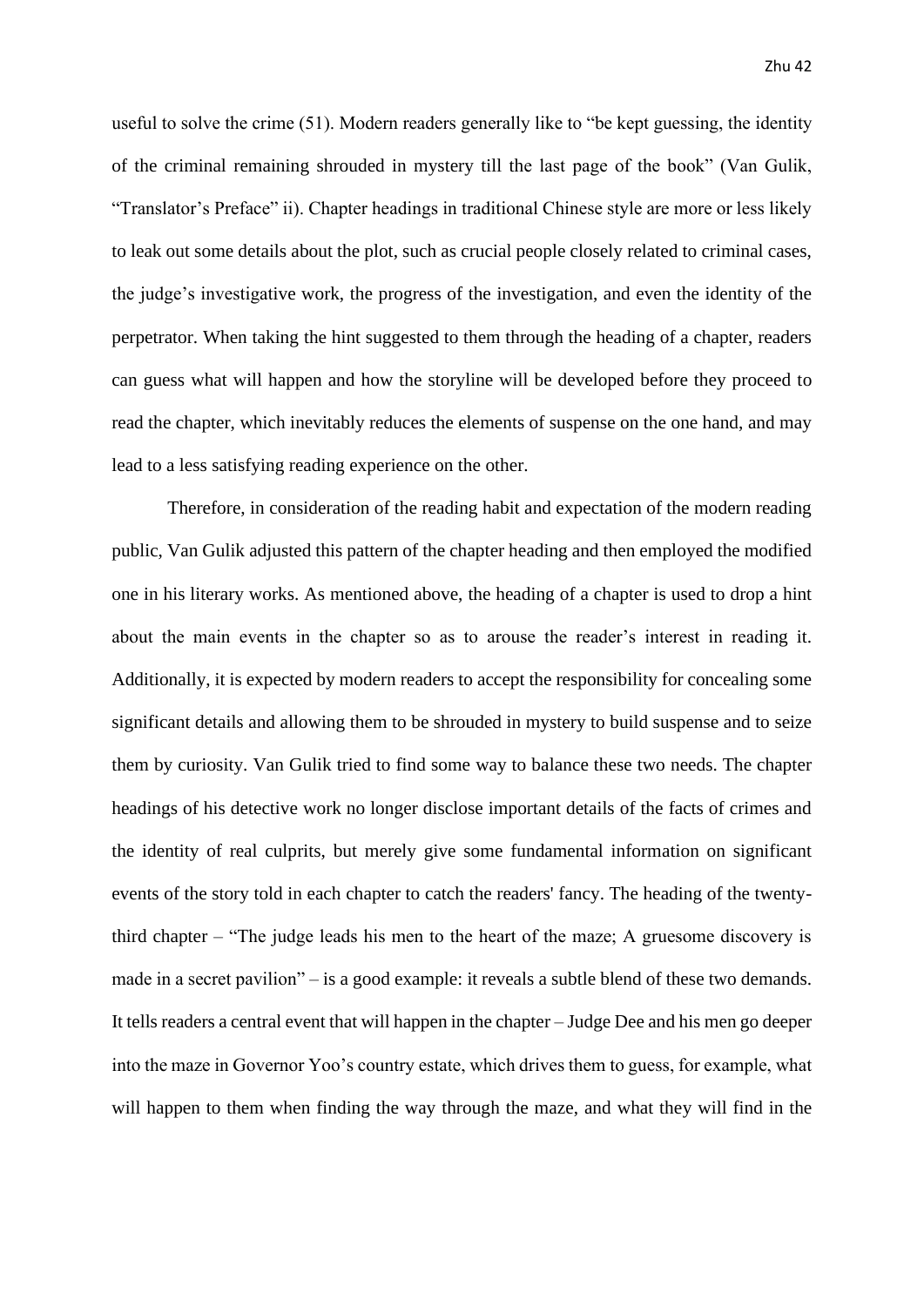useful to solve the crime (51). Modern readers generally like to "be kept guessing, the identity of the criminal remaining shrouded in mystery till the last page of the book" (Van Gulik, "Translator's Preface" ii). Chapter headings in traditional Chinese style are more or less likely to leak out some details about the plot, such as crucial people closely related to criminal cases, the judge's investigative work, the progress of the investigation, and even the identity of the perpetrator. When taking the hint suggested to them through the heading of a chapter, readers can guess what will happen and how the storyline will be developed before they proceed to read the chapter, which inevitably reduces the elements of suspense on the one hand, and may lead to a less satisfying reading experience on the other.

Therefore, in consideration of the reading habit and expectation of the modern reading public, Van Gulik adjusted this pattern of the chapter heading and then employed the modified one in his literary works. As mentioned above, the heading of a chapter is used to drop a hint about the main events in the chapter so as to arouse the reader's interest in reading it. Additionally, it is expected by modern readers to accept the responsibility for concealing some significant details and allowing them to be shrouded in mystery to build suspense and to seize them by curiosity. Van Gulik tried to find some way to balance these two needs. The chapter headings of his detective work no longer disclose important details of the facts of crimes and the identity of real culprits, but merely give some fundamental information on significant events of the story told in each chapter to catch the readers' fancy. The heading of the twenty-third chapter – "The judge leads his men to the heart of the maze; A gruesome discovery is made in a secret pavilion" – is a good example: it reveals a subtle blend of these two demands. It tells readers a central event that will happen in the chapter – Judge Dee and his men go deeper into the maze in Governor Yoo's country estate, which drives them to guess, for example, what will happen to them when finding the way through the maze, and what they will find in the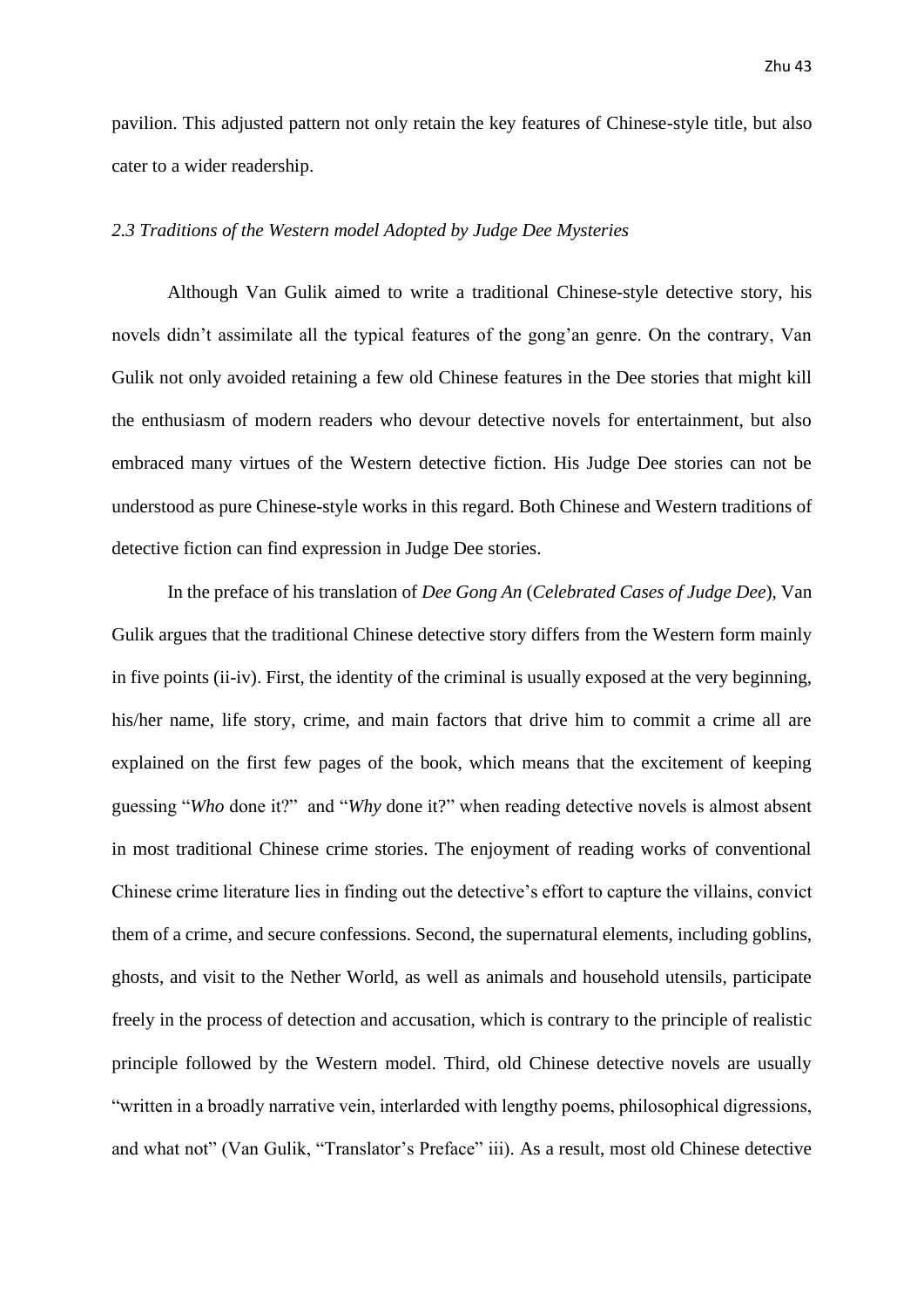pavilion. This adjusted pattern not only retain the key features of Chinese-style title, but also cater to a wider readership.

### *2.3 Traditions of the Western model Adopted by Judge Dee Mysteries*

Although Van Gulik aimed to write a traditional Chinese-style detective story, his novels didn't assimilate all the typical features of the gong'an genre. On the contrary, Van Gulik not only avoided retaining a few old Chinese features in the Dee stories that might kill the enthusiasm of modern readers who devour detective novels for entertainment, but also embraced many virtues of the Western detective fiction. His Judge Dee stories can not be understood as pure Chinese-style works in this regard. Both Chinese and Western traditions of detective fiction can find expression in Judge Dee stories.

In the preface of his translation of *Dee Gong An* (*Celebrated Cases of Judge Dee*), Van Gulik argues that the traditional Chinese detective story differs from the Western form mainly in five points (ii-iv). First, the identity of the criminal is usually exposed at the very beginning, his/her name, life story, crime, and main factors that drive him to commit a crime all are explained on the first few pages of the book, which means that the excitement of keeping guessing "*Who* done it?" and "*Why* done it?" when reading detective novels is almost absent in most traditional Chinese crime stories. The enjoyment of reading works of conventional Chinese crime literature lies in finding out the detective's effort to capture the villains, convict them of a crime, and secure confessions. Second, the supernatural elements, including goblins, ghosts, and visit to the Nether World, as well as animals and household utensils, participate freely in the process of detection and accusation, which is contrary to the principle of realistic principle followed by the Western model. Third, old Chinese detective novels are usually "written in a broadly narrative vein, interlarded with lengthy poems, philosophical digressions, and what not" (Van Gulik, "Translator's Preface" iii). As a result, most old Chinese detective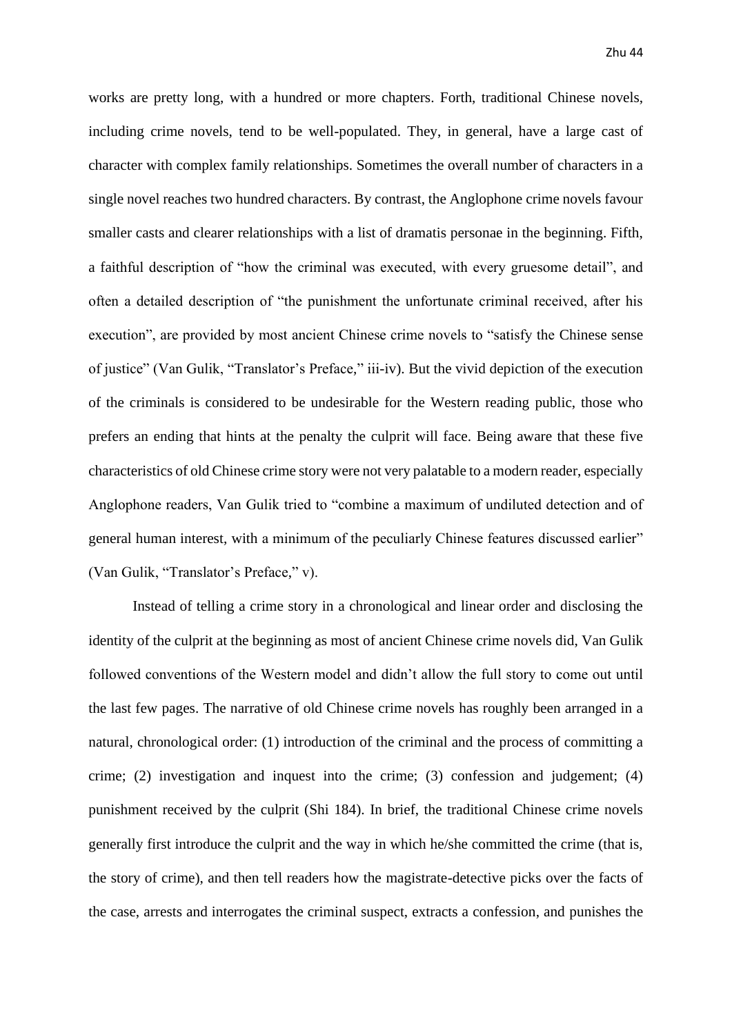works are pretty long, with a hundred or more chapters. Forth, traditional Chinese novels, including crime novels, tend to be well-populated. They, in general, have a large cast of character with complex family relationships. Sometimes the overall number of characters in a single novel reaches two hundred characters. By contrast, the Anglophone crime novels favour smaller casts and clearer relationships with a list of dramatis personae in the beginning. Fifth, a faithful description of "how the criminal was executed, with every gruesome detail", and often a detailed description of "the punishment the unfortunate criminal received, after his execution", are provided by most ancient Chinese crime novels to "satisfy the Chinese sense of justice" (Van Gulik, "Translator's Preface," iii-iv). But the vivid depiction of the execution of the criminals is considered to be undesirable for the Western reading public, those who prefers an ending that hints at the penalty the culprit will face. Being aware that these five characteristics of old Chinese crime story were not very palatable to a modern reader, especially Anglophone readers, Van Gulik tried to "combine a maximum of undiluted detection and of general human interest, with a minimum of the peculiarly Chinese features discussed earlier" (Van Gulik, "Translator's Preface," v).

Instead of telling a crime story in a chronological and linear order and disclosing the identity of the culprit at the beginning as most of ancient Chinese crime novels did, Van Gulik followed conventions of the Western model and didn't allow the full story to come out until the last few pages. The narrative of old Chinese crime novels has roughly been arranged in a natural, chronological order: (1) introduction of the criminal and the process of committing a crime; (2) investigation and inquest into the crime; (3) confession and judgement; (4) punishment received by the culprit (Shi 184). In brief, the traditional Chinese crime novels generally first introduce the culprit and the way in which he/she committed the crime (that is, the story of crime), and then tell readers how the magistrate-detective picks over the facts of the case, arrests and interrogates the criminal suspect, extracts a confession, and punishes the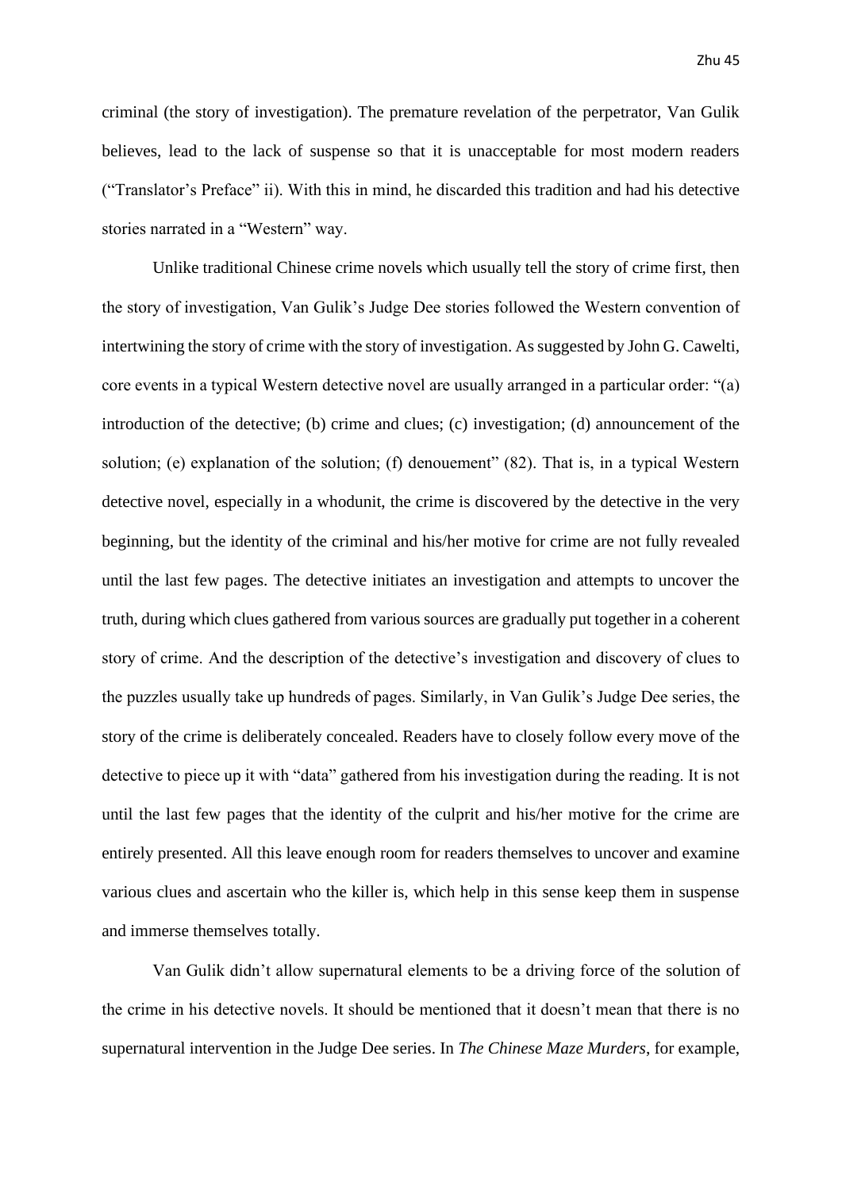criminal (the story of investigation). The premature revelation of the perpetrator, Van Gulik believes, lead to the lack of suspense so that it is unacceptable for most modern readers ("Translator's Preface" ii). With this in mind, he discarded this tradition and had his detective stories narrated in a "Western" way.

Unlike traditional Chinese crime novels which usually tell the story of crime first, then the story of investigation, Van Gulik's Judge Dee stories followed the Western convention of intertwining the story of crime with the story of investigation. As suggested by John G. Cawelti, core events in a typical Western detective novel are usually arranged in a particular order: "(a) introduction of the detective; (b) crime and clues; (c) investigation; (d) announcement of the solution; (e) explanation of the solution; (f) denouement" (82). That is, in a typical Western detective novel, especially in a whodunit, the crime is discovered by the detective in the very beginning, but the identity of the criminal and his/her motive for crime are not fully revealed until the last few pages. The detective initiates an investigation and attempts to uncover the truth, during which clues gathered from various sources are gradually put together in a coherent story of crime. And the description of the detective's investigation and discovery of clues to the puzzles usually take up hundreds of pages. Similarly, in Van Gulik's Judge Dee series, the story of the crime is deliberately concealed. Readers have to closely follow every move of the detective to piece up it with "data" gathered from his investigation during the reading. It is not until the last few pages that the identity of the culprit and his/her motive for the crime are entirely presented. All this leave enough room for readers themselves to uncover and examine various clues and ascertain who the killer is, which help in this sense keep them in suspense and immerse themselves totally.

Van Gulik didn't allow supernatural elements to be a driving force of the solution of the crime in his detective novels. It should be mentioned that it doesn't mean that there is no supernatural intervention in the Judge Dee series. In *The Chinese Maze Murders*, for example,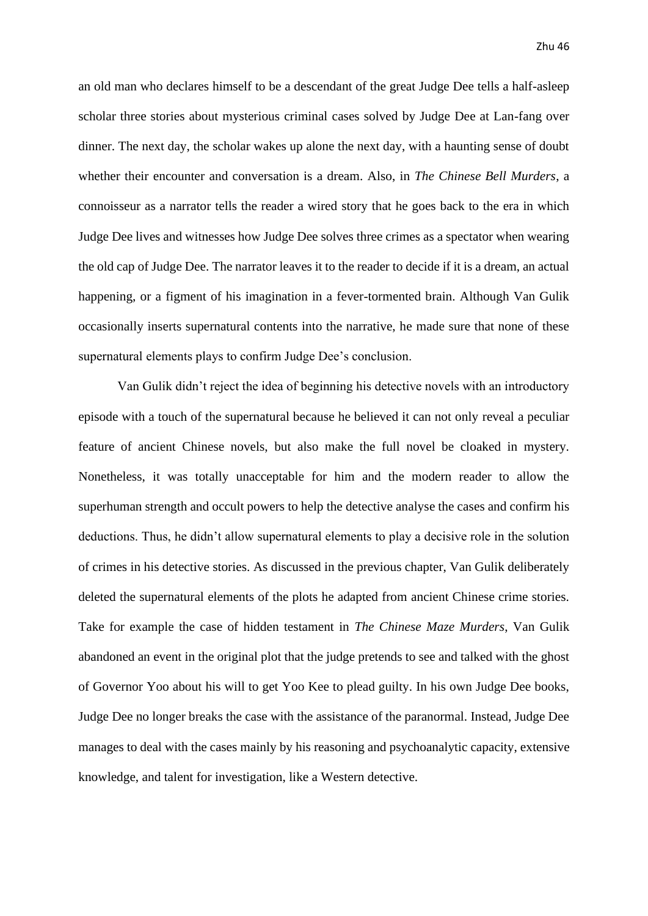an old man who declares himself to be a descendant of the great Judge Dee tells a half-asleep scholar three stories about mysterious criminal cases solved by Judge Dee at Lan-fang over dinner. The next day, the scholar wakes up alone the next day, with a haunting sense of doubt whether their encounter and conversation is a dream. Also, in *The Chinese Bell Murders*, a connoisseur as a narrator tells the reader a wired story that he goes back to the era in which Judge Dee lives and witnesses how Judge Dee solves three crimes as a spectator when wearing the old cap of Judge Dee. The narrator leaves it to the reader to decide if it is a dream, an actual happening, or a figment of his imagination in a fever-tormented brain. Although Van Gulik occasionally inserts supernatural contents into the narrative, he made sure that none of these supernatural elements plays to confirm Judge Dee's conclusion.

Van Gulik didn't reject the idea of beginning his detective novels with an introductory episode with a touch of the supernatural because he believed it can not only reveal a peculiar feature of ancient Chinese novels, but also make the full novel be cloaked in mystery. Nonetheless, it was totally unacceptable for him and the modern reader to allow the superhuman strength and occult powers to help the detective analyse the cases and confirm his deductions. Thus, he didn't allow supernatural elements to play a decisive role in the solution of crimes in his detective stories. As discussed in the previous chapter, Van Gulik deliberately deleted the supernatural elements of the plots he adapted from ancient Chinese crime stories. Take for example the case of hidden testament in *The Chinese Maze Murders*, Van Gulik abandoned an event in the original plot that the judge pretends to see and talked with the ghost of Governor Yoo about his will to get Yoo Kee to plead guilty. In his own Judge Dee books, Judge Dee no longer breaks the case with the assistance of the paranormal. Instead, Judge Dee manages to deal with the cases mainly by his reasoning and psychoanalytic capacity, extensive knowledge, and talent for investigation, like a Western detective.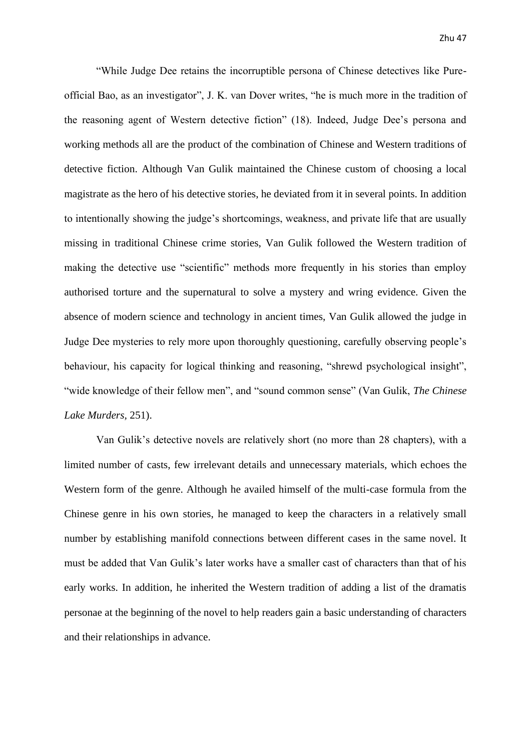"While Judge Dee retains the incorruptible persona of Chinese detectives like Pure-official Bao, as an investigator", J. K. van Dover writes, "he is much more in the tradition of the reasoning agent of Western detective fiction" (18). Indeed, Judge Dee's persona and working methods all are the product of the combination of Chinese and Western traditions of detective fiction. Although Van Gulik maintained the Chinese custom of choosing a local magistrate as the hero of his detective stories, he deviated from it in several points. In addition to intentionally showing the judge's shortcomings, weakness, and private life that are usually missing in traditional Chinese crime stories, Van Gulik followed the Western tradition of making the detective use "scientific" methods more frequently in his stories than employ authorised torture and the supernatural to solve a mystery and wring evidence. Given the absence of modern science and technology in ancient times, Van Gulik allowed the judge in Judge Dee mysteries to rely more upon thoroughly questioning, carefully observing people's behaviour, his capacity for logical thinking and reasoning, "shrewd psychological insight", "wide knowledge of their fellow men", and "sound common sense" (Van Gulik, *The Chinese Lake Murders*, 251).

Van Gulik's detective novels are relatively short (no more than 28 chapters), with a limited number of casts, few irrelevant details and unnecessary materials, which echoes the Western form of the genre. Although he availed himself of the multi-case formula from the Chinese genre in his own stories, he managed to keep the characters in a relatively small number by establishing manifold connections between different cases in the same novel. It must be added that Van Gulik's later works have a smaller cast of characters than that of his early works. In addition, he inherited the Western tradition of adding a list of the dramatis personae at the beginning of the novel to help readers gain a basic understanding of characters and their relationships in advance.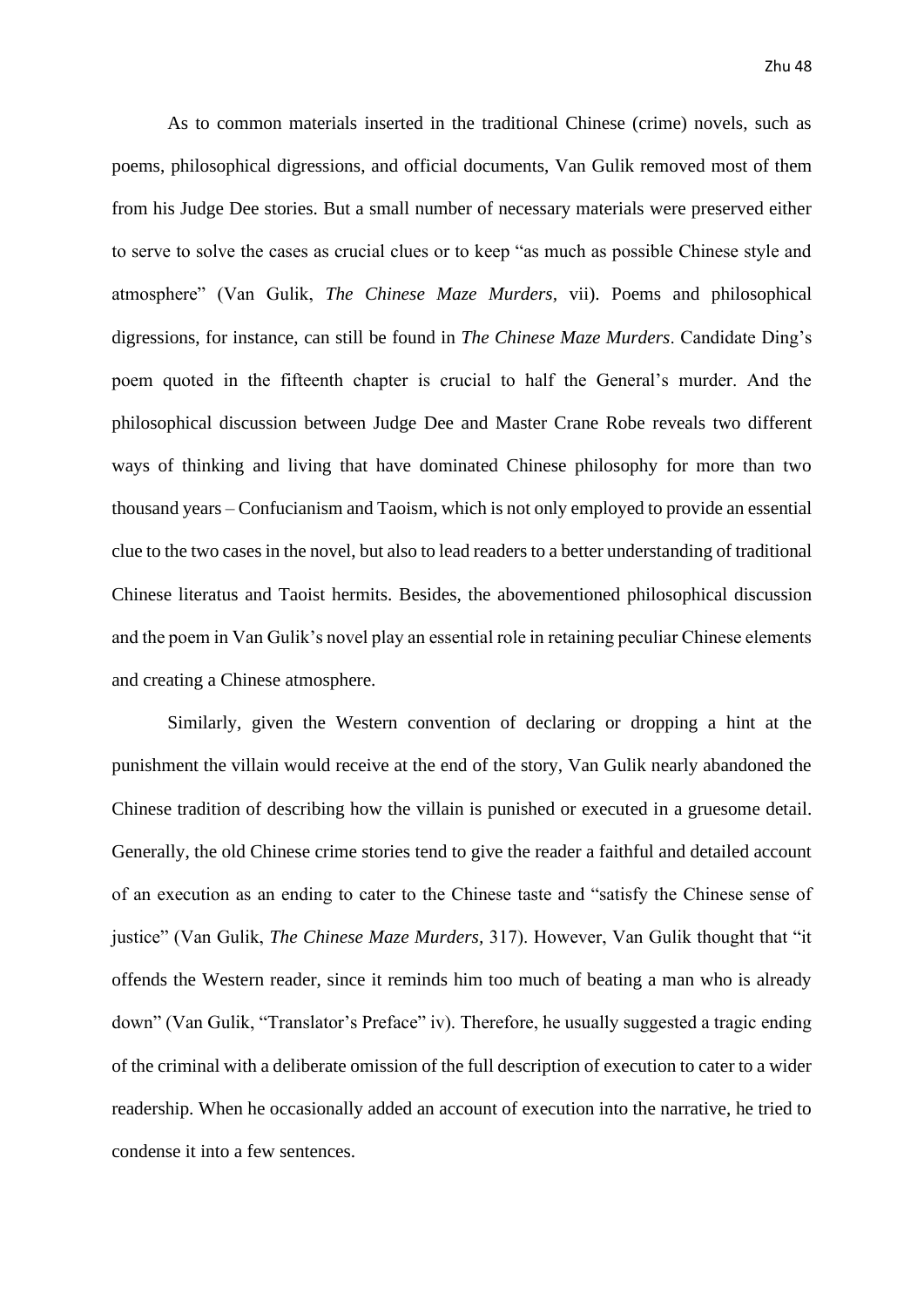As to common materials inserted in the traditional Chinese (crime) novels, such as poems, philosophical digressions, and official documents, Van Gulik removed most of them from his Judge Dee stories. But a small number of necessary materials were preserved either to serve to solve the cases as crucial clues or to keep "as much as possible Chinese style and atmosphere" (Van Gulik, *The Chinese Maze Murders,* vii). Poems and philosophical digressions, for instance, can still be found in *The Chinese Maze Murders*. Candidate Ding's poem quoted in the fifteenth chapter is crucial to half the General's murder. And the philosophical discussion between Judge Dee and Master Crane Robe reveals two different ways of thinking and living that have dominated Chinese philosophy for more than two thousand years – Confucianism and Taoism, which is not only employed to provide an essential clue to the two cases in the novel, but also to lead readers to a better understanding of traditional Chinese literatus and Taoist hermits. Besides, the abovementioned philosophical discussion and the poem in Van Gulik's novel play an essential role in retaining peculiar Chinese elements and creating a Chinese atmosphere.

Similarly, given the Western convention of declaring or dropping a hint at the punishment the villain would receive at the end of the story, Van Gulik nearly abandoned the Chinese tradition of describing how the villain is punished or executed in a gruesome detail. Generally, the old Chinese crime stories tend to give the reader a faithful and detailed account of an execution as an ending to cater to the Chinese taste and "satisfy the Chinese sense of justice" (Van Gulik, *The Chinese Maze Murders,* 317). However, Van Gulik thought that "it offends the Western reader, since it reminds him too much of beating a man who is already down" (Van Gulik, "Translator's Preface" iv). Therefore, he usually suggested a tragic ending of the criminal with a deliberate omission of the full description of execution to cater to a wider readership. When he occasionally added an account of execution into the narrative, he tried to condense it into a few sentences.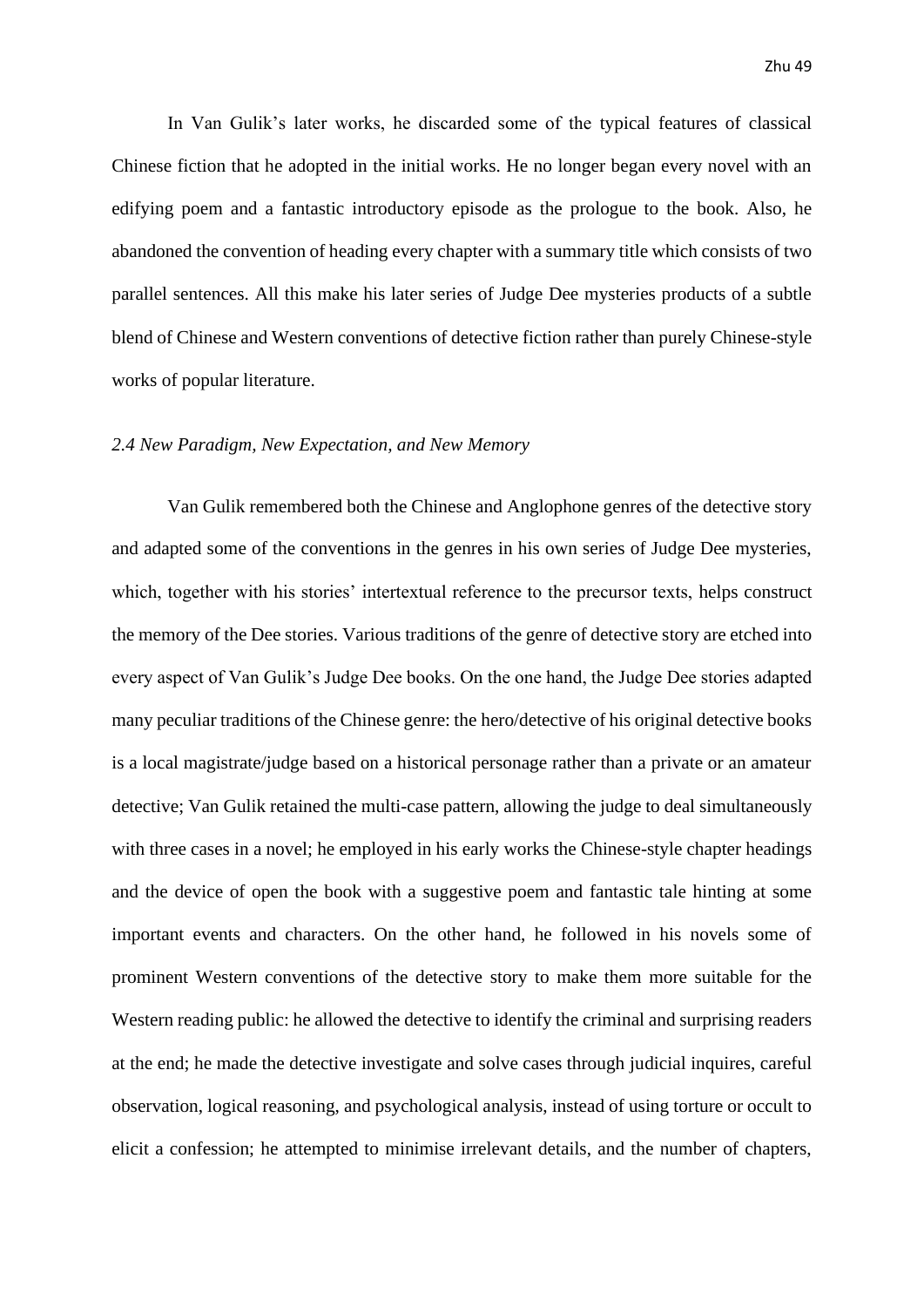In Van Gulik's later works, he discarded some of the typical features of classical Chinese fiction that he adopted in the initial works. He no longer began every novel with an edifying poem and a fantastic introductory episode as the prologue to the book. Also, he abandoned the convention of heading every chapter with a summary title which consists of two parallel sentences. All this make his later series of Judge Dee mysteries products of a subtle blend of Chinese and Western conventions of detective fiction rather than purely Chinese-style works of popular literature.

### *2.4 New Paradigm, New Expectation, and New Memory*

Van Gulik remembered both the Chinese and Anglophone genres of the detective story and adapted some of the conventions in the genres in his own series of Judge Dee mysteries, which, together with his stories' intertextual reference to the precursor texts, helps construct the memory of the Dee stories. Various traditions of the genre of detective story are etched into every aspect of Van Gulik's Judge Dee books. On the one hand, the Judge Dee stories adapted many peculiar traditions of the Chinese genre: the hero/detective of his original detective books is a local magistrate/judge based on a historical personage rather than a private or an amateur detective; Van Gulik retained the multi-case pattern, allowing the judge to deal simultaneously with three cases in a novel; he employed in his early works the Chinese-style chapter headings and the device of open the book with a suggestive poem and fantastic tale hinting at some important events and characters. On the other hand, he followed in his novels some of prominent Western conventions of the detective story to make them more suitable for the Western reading public: he allowed the detective to identify the criminal and surprising readers at the end; he made the detective investigate and solve cases through judicial inquires, careful observation, logical reasoning, and psychological analysis, instead of using torture or occult to elicit a confession; he attempted to minimise irrelevant details, and the number of chapters,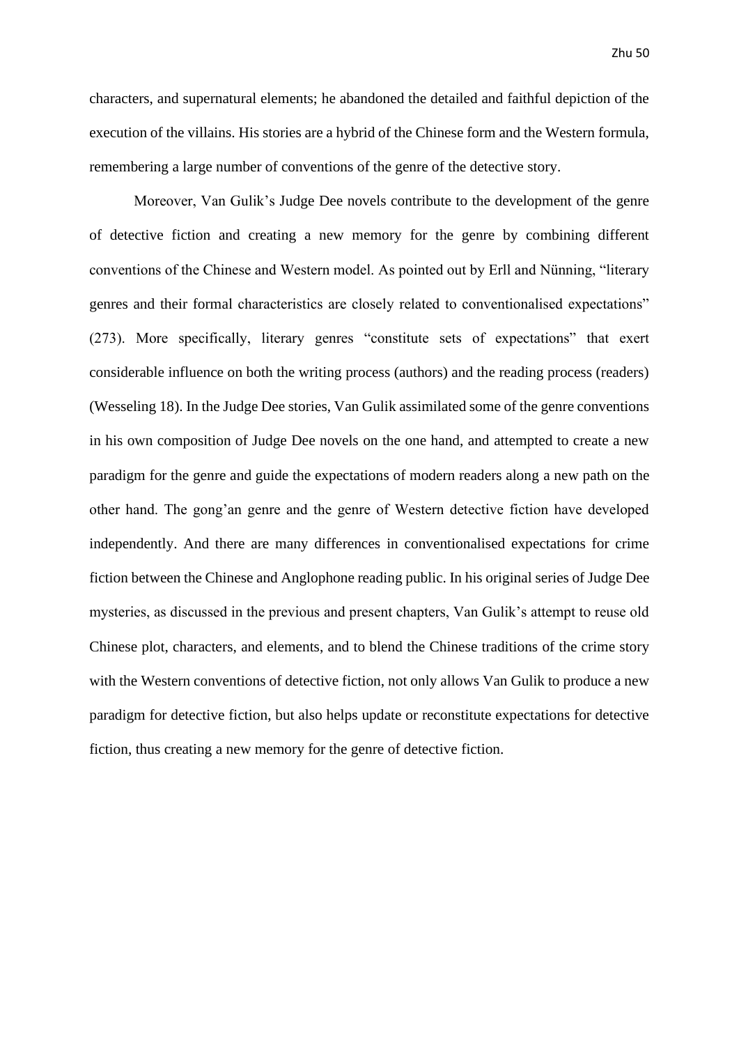characters, and supernatural elements; he abandoned the detailed and faithful depiction of the execution of the villains. His stories are a hybrid of the Chinese form and the Western formula, remembering a large number of conventions of the genre of the detective story.

Moreover, Van Gulik's Judge Dee novels contribute to the development of the genre of detective fiction and creating a new memory for the genre by combining different conventions of the Chinese and Western model. As pointed out by Erll and Nünning, "literary genres and their formal characteristics are closely related to conventionalised expectations" (273). More specifically, literary genres "constitute sets of expectations" that exert considerable influence on both the writing process (authors) and the reading process (readers) (Wesseling 18). In the Judge Dee stories, Van Gulik assimilated some of the genre conventions in his own composition of Judge Dee novels on the one hand, and attempted to create a new paradigm for the genre and guide the expectations of modern readers along a new path on the other hand. The gong'an genre and the genre of Western detective fiction have developed independently. And there are many differences in conventionalised expectations for crime fiction between the Chinese and Anglophone reading public. In his original series of Judge Dee mysteries, as discussed in the previous and present chapters, Van Gulik's attempt to reuse old Chinese plot, characters, and elements, and to blend the Chinese traditions of the crime story with the Western conventions of detective fiction, not only allows Van Gulik to produce a new paradigm for detective fiction, but also helps update or reconstitute expectations for detective fiction, thus creating a new memory for the genre of detective fiction.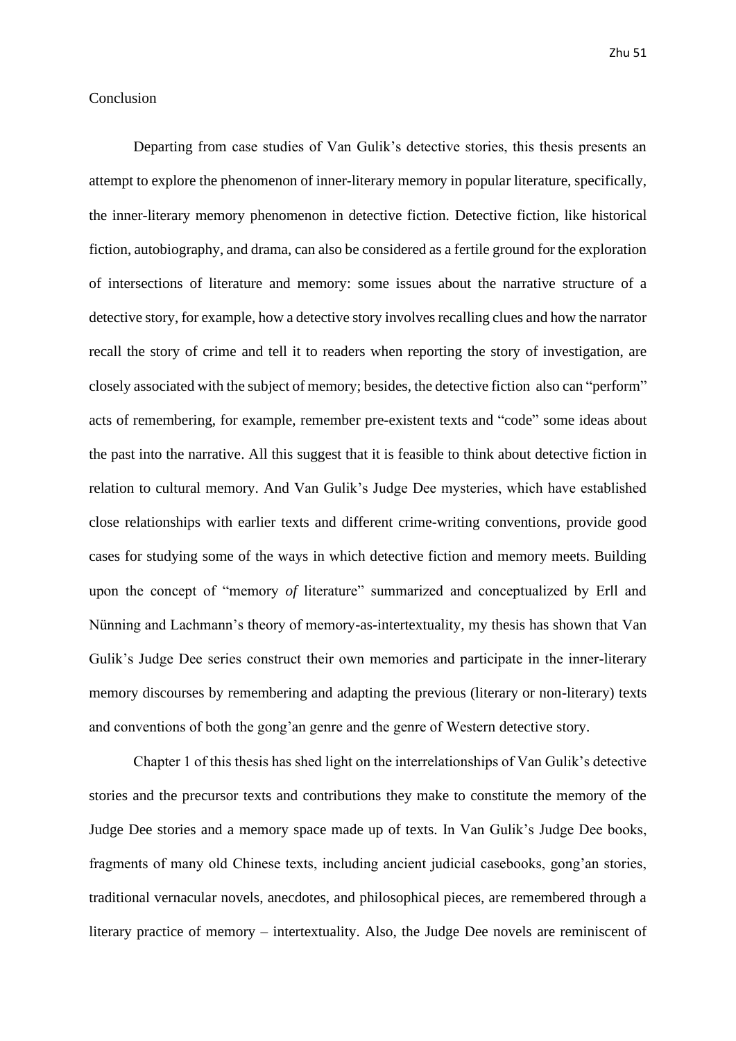## Conclusion

Departing from case studies of Van Gulik's detective stories, this thesis presents an attempt to explore the phenomenon of inner-literary memory in popular literature, specifically, the inner-literary memory phenomenon in detective fiction. Detective fiction, like historical fiction, autobiography, and drama, can also be considered as a fertile ground for the exploration of intersections of literature and memory: some issues about the narrative structure of a detective story, for example, how a detective story involves recalling clues and how the narrator recall the story of crime and tell it to readers when reporting the story of investigation, are closely associated with the subject of memory; besides, the detective fiction also can "perform" acts of remembering, for example, remember pre-existent texts and "code" some ideas about the past into the narrative. All this suggest that it is feasible to think about detective fiction in relation to cultural memory. And Van Gulik's Judge Dee mysteries, which have established close relationships with earlier texts and different crime-writing conventions, provide good cases for studying some of the ways in which detective fiction and memory meets. Building upon the concept of "memory *of* literature" summarized and conceptualized by Erll and Nünning and Lachmann's theory of memory-as-intertextuality, my thesis has shown that Van Gulik's Judge Dee series construct their own memories and participate in the inner-literary memory discourses by remembering and adapting the previous (literary or non-literary) texts and conventions of both the gong'an genre and the genre of Western detective story.

Chapter 1 of this thesis has shed light on the interrelationships of Van Gulik's detective stories and the precursor texts and contributions they make to constitute the memory of the Judge Dee stories and a memory space made up of texts. In Van Gulik's Judge Dee books, fragments of many old Chinese texts, including ancient judicial casebooks, gong'an stories, traditional vernacular novels, anecdotes, and philosophical pieces, are remembered through a literary practice of memory – intertextuality. Also, the Judge Dee novels are reminiscent of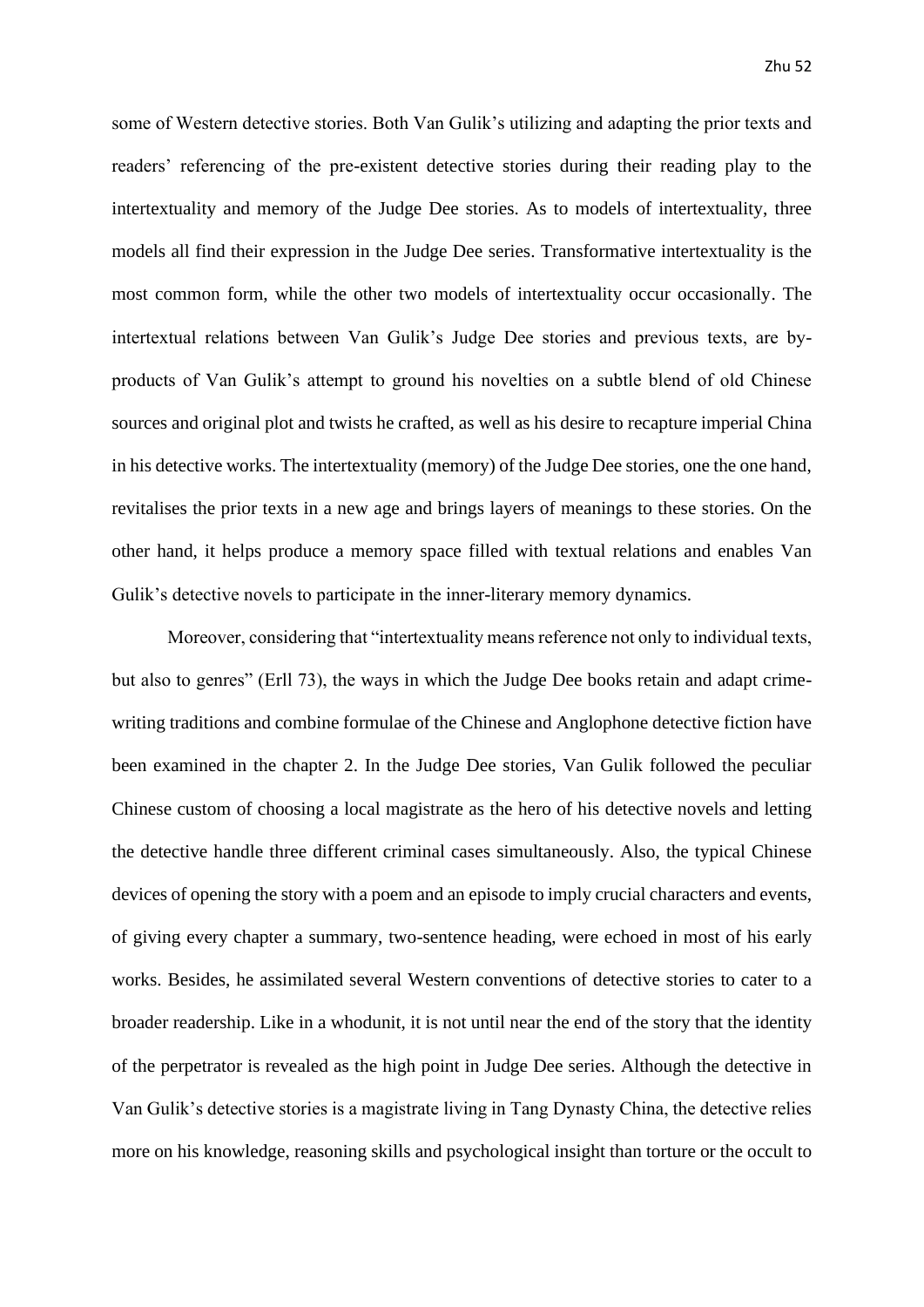some of Western detective stories. Both Van Gulik's utilizing and adapting the prior texts and readers' referencing of the pre-existent detective stories during their reading play to the intertextuality and memory of the Judge Dee stories. As to models of intertextuality, three models all find their expression in the Judge Dee series. Transformative intertextuality is the most common form, while the other two models of intertextuality occur occasionally. The intertextual relations between Van Gulik's Judge Dee stories and previous texts, are by-products of Van Gulik's attempt to ground his novelties on a subtle blend of old Chinese sources and original plot and twists he crafted, as well as his desire to recapture imperial China in his detective works. The intertextuality (memory) of the Judge Dee stories, one the one hand, revitalises the prior texts in a new age and brings layers of meanings to these stories. On the other hand, it helps produce a memory space filled with textual relations and enables Van Gulik's detective novels to participate in the inner-literary memory dynamics.

Moreover, considering that "intertextuality means reference not only to individual texts, but also to genres" (Erll 73), the ways in which the Judge Dee books retain and adapt crime-writing traditions and combine formulae of the Chinese and Anglophone detective fiction have been examined in the chapter 2. In the Judge Dee stories, Van Gulik followed the peculiar Chinese custom of choosing a local magistrate as the hero of his detective novels and letting the detective handle three different criminal cases simultaneously. Also, the typical Chinese devices of opening the story with a poem and an episode to imply crucial characters and events, of giving every chapter a summary, two-sentence heading, were echoed in most of his early works. Besides, he assimilated several Western conventions of detective stories to cater to a broader readership. Like in a whodunit, it is not until near the end of the story that the identity of the perpetrator is revealed as the high point in Judge Dee series. Although the detective in Van Gulik's detective stories is a magistrate living in Tang Dynasty China, the detective relies more on his knowledge, reasoning skills and psychological insight than torture or the occult to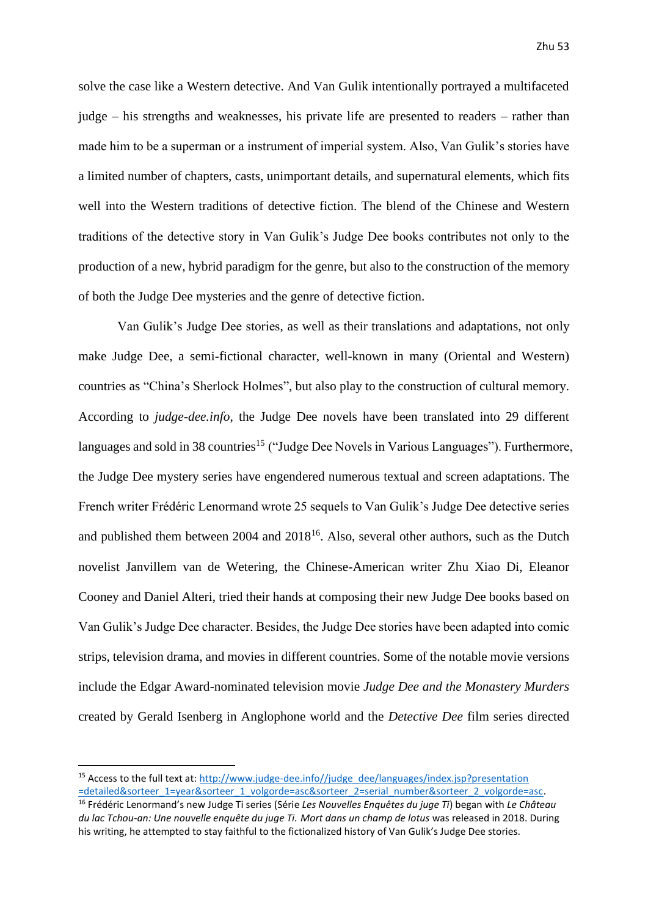solve the case like a Western detective. And Van Gulik intentionally portrayed a multifaceted judge – his strengths and weaknesses, his private life are presented to readers – rather than made him to be a superman or a instrument of imperial system. Also, Van Gulik's stories have a limited number of chapters, casts, unimportant details, and supernatural elements, which fits well into the Western traditions of detective fiction. The blend of the Chinese and Western traditions of the detective story in Van Gulik's Judge Dee books contributes not only to the production of a new, hybrid paradigm for the genre, but also to the construction of the memory of both the Judge Dee mysteries and the genre of detective fiction.

Van Gulik's Judge Dee stories, as well as their translations and adaptations, not only make Judge Dee, a semi-fictional character, well-known in many (Oriental and Western) countries as "China's Sherlock Holmes", but also play to the construction of cultural memory. According to *judge-dee.info*, the Judge Dee novels have been translated into 29 different languages and sold in 38 countries[15] ("Judge Dee Novels in Various Languages"). Furthermore, the Judge Dee mystery series have engendered numerous textual and screen adaptations. The French writer Frédéric Lenormand wrote 25 sequels to Van Gulik's Judge Dee detective series and published them between 2004 and 2018[16]. Also, several other authors, such as the Dutch novelist Janvillem van de Wetering, the Chinese-American writer Zhu Xiao Di, Eleanor Cooney and Daniel Alteri, tried their hands at composing their new Judge Dee books based on Van Gulik's Judge Dee character. Besides, the Judge Dee stories have been adapted into comic strips, television drama, and movies in different countries. Some of the notable movie versions include the Edgar Award-nominated television movie *Judge Dee and the Monastery Murders* created by Gerald Isenberg in Anglophone world and the *Detective Dee* film series directed

---

[15] Access to the full text at: http://www.judge-dee.info//judge_dee/languages/index.jsp?presentation=detailed&sorteer_1=year&sorteer_1_volgorde=asc&sorteer_2=serial_number&sorteer_2_volgorde=asc.

[16] Frédéric Lenormand's new Judge Ti series (Série *Les Nouvelles Enquêtes du juge Ti*) began with *Le Château du lac Tchou-an: Une nouvelle enquête du juge Ti. Mort dans un champ de lotus* was released in 2018. During his writing, he attempted to stay faithful to the fictionalized history of Van Gulik's Judge Dee stories.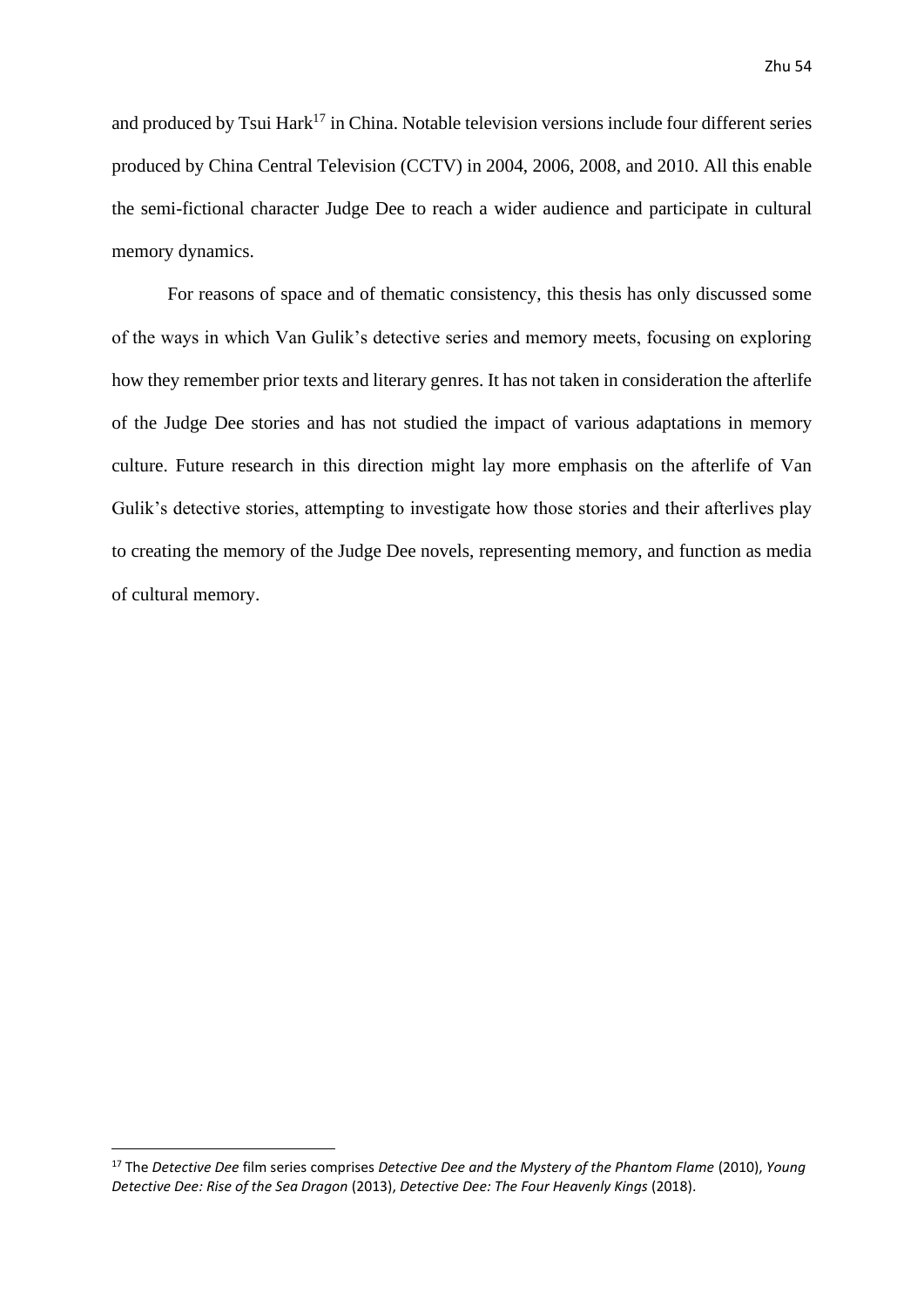and produced by Tsui Hark[17] in China. Notable television versions include four different series produced by China Central Television (CCTV) in 2004, 2006, 2008, and 2010. All this enable the semi-fictional character Judge Dee to reach a wider audience and participate in cultural memory dynamics.

For reasons of space and of thematic consistency, this thesis has only discussed some of the ways in which Van Gulik's detective series and memory meets, focusing on exploring how they remember prior texts and literary genres. It has not taken in consideration the afterlife of the Judge Dee stories and has not studied the impact of various adaptations in memory culture. Future research in this direction might lay more emphasis on the afterlife of Van Gulik's detective stories, attempting to investigate how those stories and their afterlives play to creating the memory of the Judge Dee novels, representing memory, and function as media of cultural memory.

---

[17] The *Detective Dee* film series comprises *Detective Dee and the Mystery of the Phantom Flame* (2010), *Young Detective Dee: Rise of the Sea Dragon* (2013), *Detective Dee: The Four Heavenly Kings* (2018).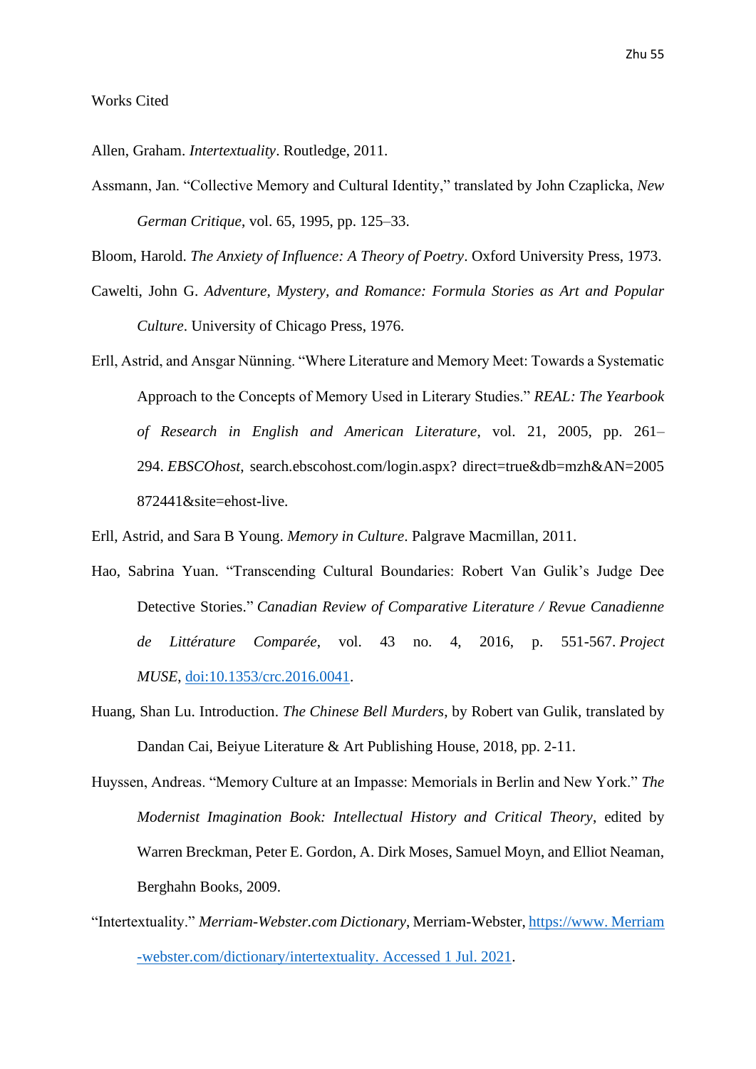Works Cited

Allen, Graham. *Intertextuality*. Routledge, 2011.

Assmann, Jan. "Collective Memory and Cultural Identity," translated by John Czaplicka, *New German Critique*, vol. 65, 1995, pp. 125–33.

Bloom, Harold. *The Anxiety of Influence: A Theory of Poetry*. Oxford University Press, 1973.

Cawelti, John G. *Adventure, Mystery, and Romance: Formula Stories as Art and Popular Culture*. University of Chicago Press, 1976.

Erll, Astrid, and Ansgar Nünning. "Where Literature and Memory Meet: Towards a Systematic Approach to the Concepts of Memory Used in Literary Studies." *REAL: The Yearbook of Research in English and American Literature*, vol. 21, 2005, pp. 261–294. *EBSCOhost*, search.ebscohost.com/login.aspx? direct=true&db=mzh&AN=2005872441&site=ehost-live.

Erll, Astrid, and Sara B Young. *Memory in Culture*. Palgrave Macmillan, 2011.

Hao, Sabrina Yuan. "Transcending Cultural Boundaries: Robert Van Gulik's Judge Dee Detective Stories." *Canadian Review of Comparative Literature / Revue Canadienne de Littérature Comparée*, vol. 43 no. 4, 2016, p. 551-567. *Project MUSE*, doi:10.1353/crc.2016.0041.

Huang, Shan Lu. Introduction. *The Chinese Bell Murders*, by Robert van Gulik, translated by Dandan Cai, Beiyue Literature & Art Publishing House, 2018, pp. 2-11.

Huyssen, Andreas. "Memory Culture at an Impasse: Memorials in Berlin and New York." *The Modernist Imagination Book: Intellectual History and Critical Theory*, edited by Warren Breckman, Peter E. Gordon, A. Dirk Moses, Samuel Moyn, and Elliot Neaman, Berghahn Books, 2009.

"Intertextuality." *Merriam-Webster.com Dictionary*, Merriam-Webster, https://www. Merriam-webster.com/dictionary/intertextuality. Accessed 1 Jul. 2021.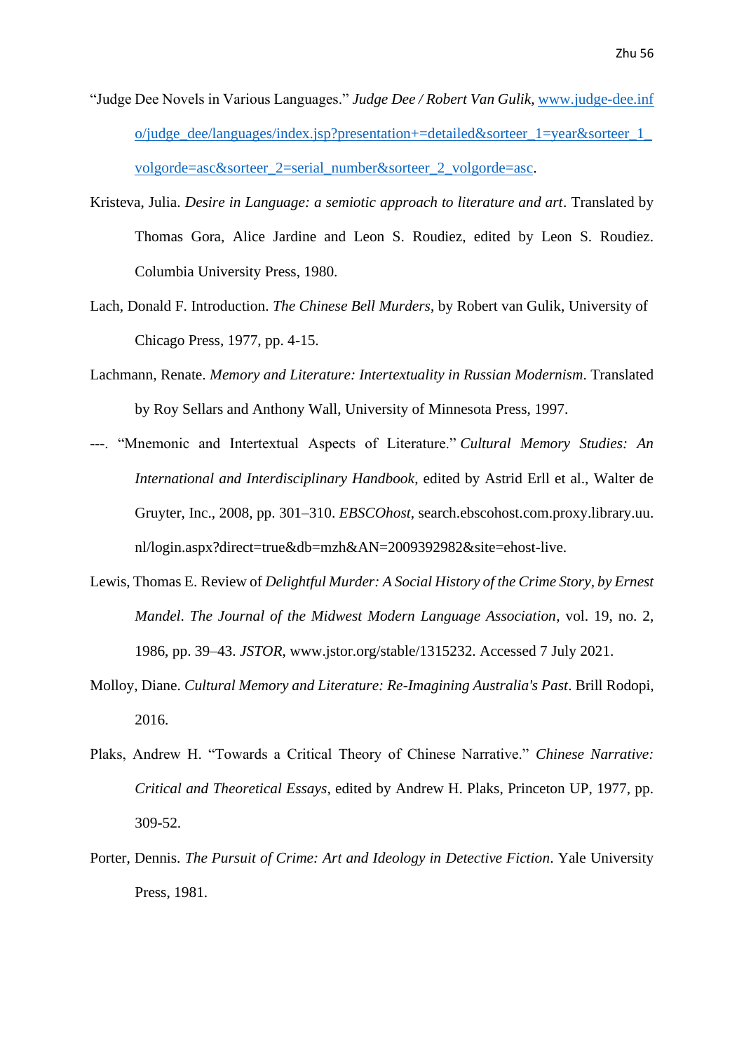"Judge Dee Novels in Various Languages." *Judge Dee / Robert Van Gulik*, www.judge-dee.info/judge_dee/languages/index.jsp?presentation+=detailed&sorteer_1=year&sorteer_1_volgorde=asc&sorteer_2=serial_number&sorteer_2_volgorde=asc.

Kristeva, Julia. *Desire in Language: a semiotic approach to literature and art*. Translated by Thomas Gora, Alice Jardine and Leon S. Roudiez, edited by Leon S. Roudiez. Columbia University Press, 1980.

Lach, Donald F. Introduction. *The Chinese Bell Murders*, by Robert van Gulik, University of Chicago Press, 1977, pp. 4-15.

Lachmann, Renate. *Memory and Literature: Intertextuality in Russian Modernism*. Translated by Roy Sellars and Anthony Wall, University of Minnesota Press, 1997.

---. "Mnemonic and Intertextual Aspects of Literature." *Cultural Memory Studies: An International and Interdisciplinary Handbook*, edited by Astrid Erll et al., Walter de Gruyter, Inc., 2008, pp. 301–310. *EBSCOhost*, search.ebscohost.com.proxy.library.uu.nl/login.aspx?direct=true&db=mzh&AN=2009392982&site=ehost-live.

Lewis, Thomas E. Review of *Delightful Murder: A Social History of the Crime Story, by Ernest Mandel*. *The Journal of the Midwest Modern Language Association*, vol. 19, no. 2, 1986, pp. 39–43. *JSTOR*, www.jstor.org/stable/1315232. Accessed 7 July 2021.

Molloy, Diane. *Cultural Memory and Literature: Re-Imagining Australia's Past*. Brill Rodopi, 2016.

Plaks, Andrew H. "Towards a Critical Theory of Chinese Narrative." *Chinese Narrative: Critical and Theoretical Essays*, edited by Andrew H. Plaks, Princeton UP, 1977, pp. 309-52.

Porter, Dennis. *The Pursuit of Crime: Art and Ideology in Detective Fiction*. Yale University Press, 1981.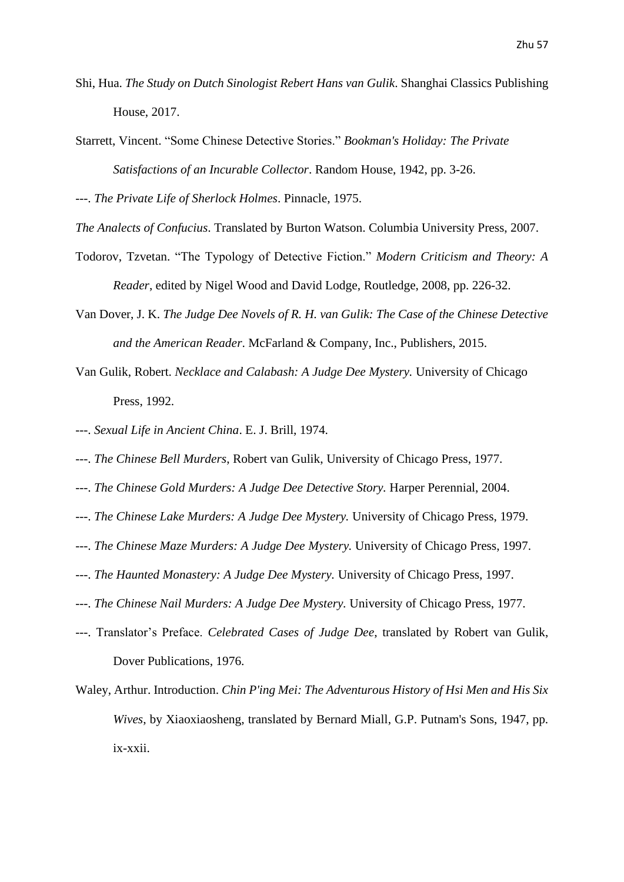Shi, Hua. *The Study on Dutch Sinologist Robert Hans van Gulik*. Shanghai Classics Publishing House, 2017.

Starrett, Vincent. "Some Chinese Detective Stories." *Bookman's Holiday: The Private Satisfactions of an Incurable Collector*. Random House, 1942, pp. 3-26.

---. *The Private Life of Sherlock Holmes*. Pinnacle, 1975.

*The Analects of Confucius*. Translated by Burton Watson. Columbia University Press, 2007.

Todorov, Tzvetan. "The Typology of Detective Fiction." *Modern Criticism and Theory: A Reader*, edited by Nigel Wood and David Lodge, Routledge, 2008, pp. 226-32.

Van Dover, J. K. *The Judge Dee Novels of R. H. van Gulik: The Case of the Chinese Detective and the American Reader*. McFarland & Company, Inc., Publishers, 2015.

Van Gulik, Robert. *Necklace and Calabash: A Judge Dee Mystery.* University of Chicago Press, 1992.

---. *Sexual Life in Ancient China*. E. J. Brill, 1974.

---. *The Chinese Bell Murders*, Robert van Gulik, University of Chicago Press, 1977.

---. *The Chinese Gold Murders: A Judge Dee Detective Story*. Harper Perennial, 2004.

---. *The Chinese Lake Murders: A Judge Dee Mystery.* University of Chicago Press, 1979.

---. *The Chinese Maze Murders: A Judge Dee Mystery.* University of Chicago Press, 1997.

---. *The Haunted Monastery: A Judge Dee Mystery.* University of Chicago Press, 1997.

---. *The Chinese Nail Murders: A Judge Dee Mystery*. University of Chicago Press, 1977.

---. Translator's Preface. *Celebrated Cases of Judge Dee*, translated by Robert van Gulik, Dover Publications, 1976.

Waley, Arthur. Introduction. *Chin P'ing Mei: The Adventurous History of Hsi Men and His Six Wives*, by Xiaoxiaosheng, translated by Bernard Miall, G.P. Putnam's Sons, 1947, pp. ix-xxii.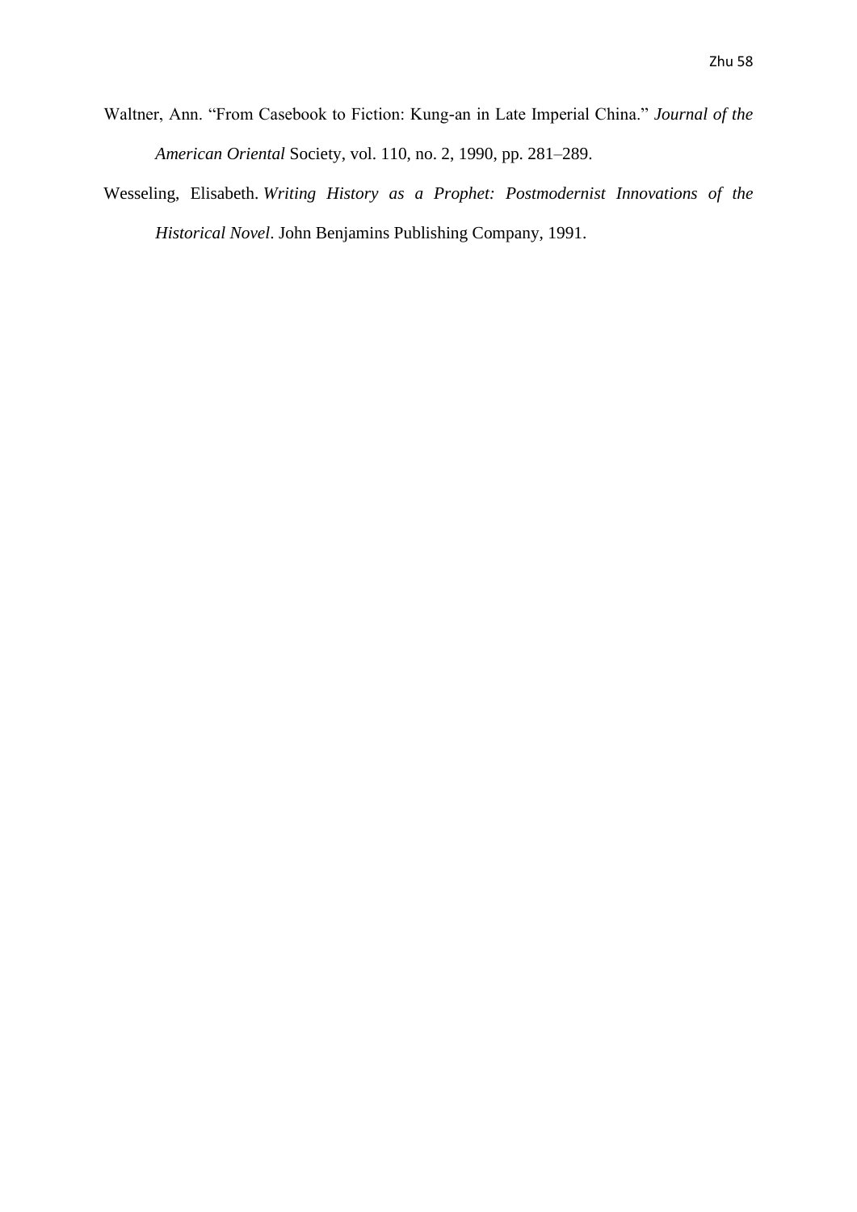Waltner, Ann. "From Casebook to Fiction: Kung-an in Late Imperial China." *Journal of the American Oriental* Society, vol. 110, no. 2, 1990, pp. 281–289.

Wesseling, Elisabeth. *Writing History as a Prophet: Postmodernist Innovations of the Historical Novel*. John Benjamins Publishing Company, 1991.